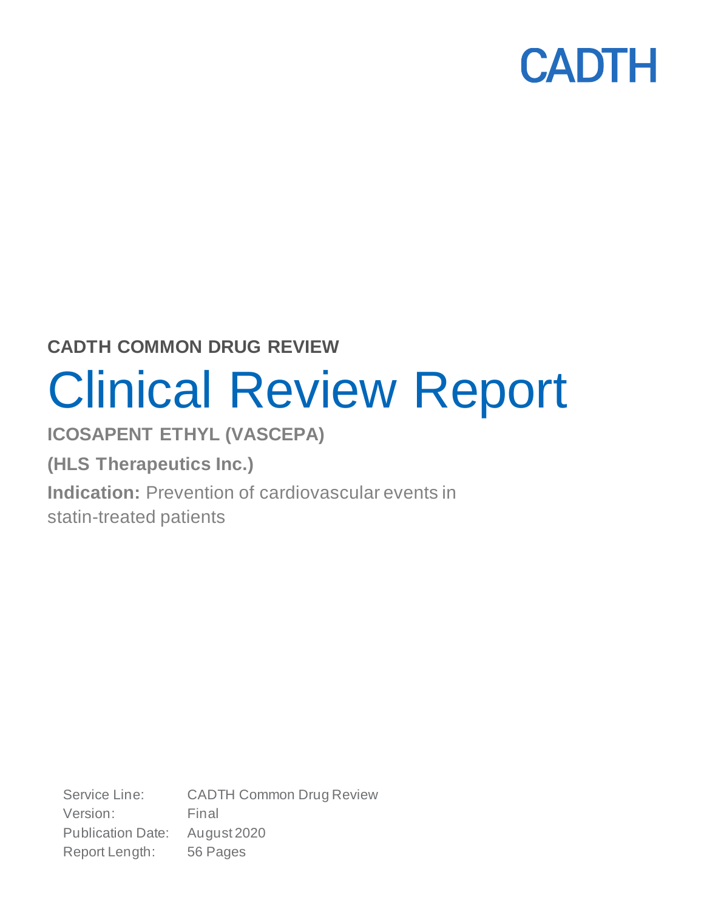CADTH

**CADTH COMMON DRUG REVIEW**

# Clinical Review Report

**ICOSAPENT ETHYL (VASCEPA)**

**(HLS Therapeutics Inc.)**

**Indication:** Prevention of cardiovascular events in statin-treated patients

| | |
|---|---|
| Service Line: | CADTH Common Drug Review |
| Version: | Final |
| Publication Date: | August 2020 |
| Report Length: | 56 Pages |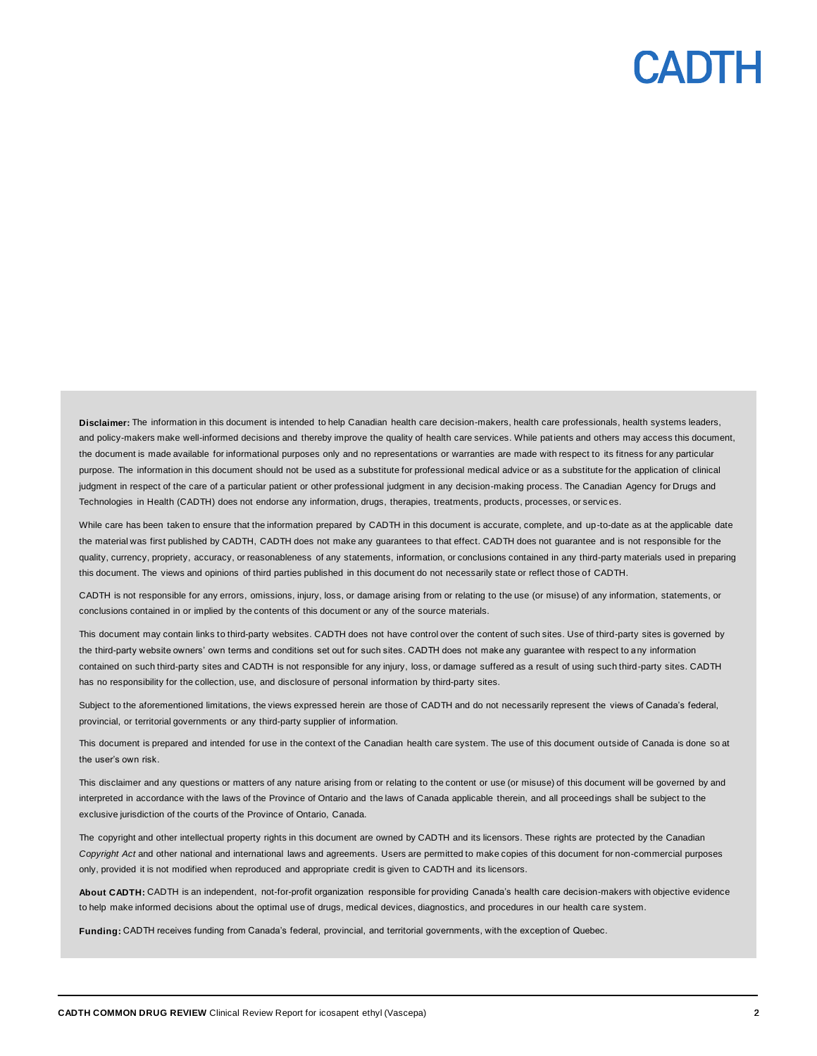**Disclaimer:** The information in this document is intended to help Canadian health care decision-makers, health care professionals, health systems leaders, and policy-makers make well-informed decisions and thereby improve the quality of health care services. While patients and others may access this document, the document is made available for informational purposes only and no representations or warranties are made with respect to its fitness for any particular purpose. The information in this document should not be used as a substitute for professional medical advice or as a substitute for the application of clinical judgment in respect of the care of a particular patient or other professional judgment in any decision-making process. The Canadian Agency for Drugs and Technologies in Health (CADTH) does not endorse any information, drugs, therapies, treatments, products, processes, or services.

While care has been taken to ensure that the information prepared by CADTH in this document is accurate, complete, and up-to-date as at the applicable date the material was first published by CADTH, CADTH does not make any guarantees to that effect. CADTH does not guarantee and is not responsible for the quality, currency, propriety, accuracy, or reasonableness of any statements, information, or conclusions contained in any third-party materials used in preparing this document. The views and opinions of third parties published in this document do not necessarily state or reflect those of CADTH.

CADTH is not responsible for any errors, omissions, injury, loss, or damage arising from or relating to the use (or misuse) of any information, statements, or conclusions contained in or implied by the contents of this document or any of the source materials.

This document may contain links to third-party websites. CADTH does not have control over the content of such sites. Use of third-party sites is governed by the third-party website owners' own terms and conditions set out for such sites. CADTH does not make any guarantee with respect to any information contained on such third-party sites and CADTH is not responsible for any injury, loss, or damage suffered as a result of using such third-party sites. CADTH has no responsibility for the collection, use, and disclosure of personal information by third-party sites.

Subject to the aforementioned limitations, the views expressed herein are those of CADTH and do not necessarily represent the views of Canada's federal, provincial, or territorial governments or any third-party supplier of information.

This document is prepared and intended for use in the context of the Canadian health care system. The use of this document outside of Canada is done so at the user's own risk.

This disclaimer and any questions or matters of any nature arising from or relating to the content or use (or misuse) of this document will be governed by and interpreted in accordance with the laws of the Province of Ontario and the laws of Canada applicable therein, and all proceedings shall be subject to the exclusive jurisdiction of the courts of the Province of Ontario, Canada.

The copyright and other intellectual property rights in this document are owned by CADTH and its licensors. These rights are protected by the Canadian *Copyright Act* and other national and international laws and agreements. Users are permitted to make copies of this document for non-commercial purposes only, provided it is not modified when reproduced and appropriate credit is given to CADTH and its licensors.

**About CADTH:** CADTH is an independent, not-for-profit organization responsible for providing Canada's health care decision-makers with objective evidence to help make informed decisions about the optimal use of drugs, medical devices, diagnostics, and procedures in our health care system.

**Funding:** CADTH receives funding from Canada's federal, provincial, and territorial governments, with the exception of Quebec.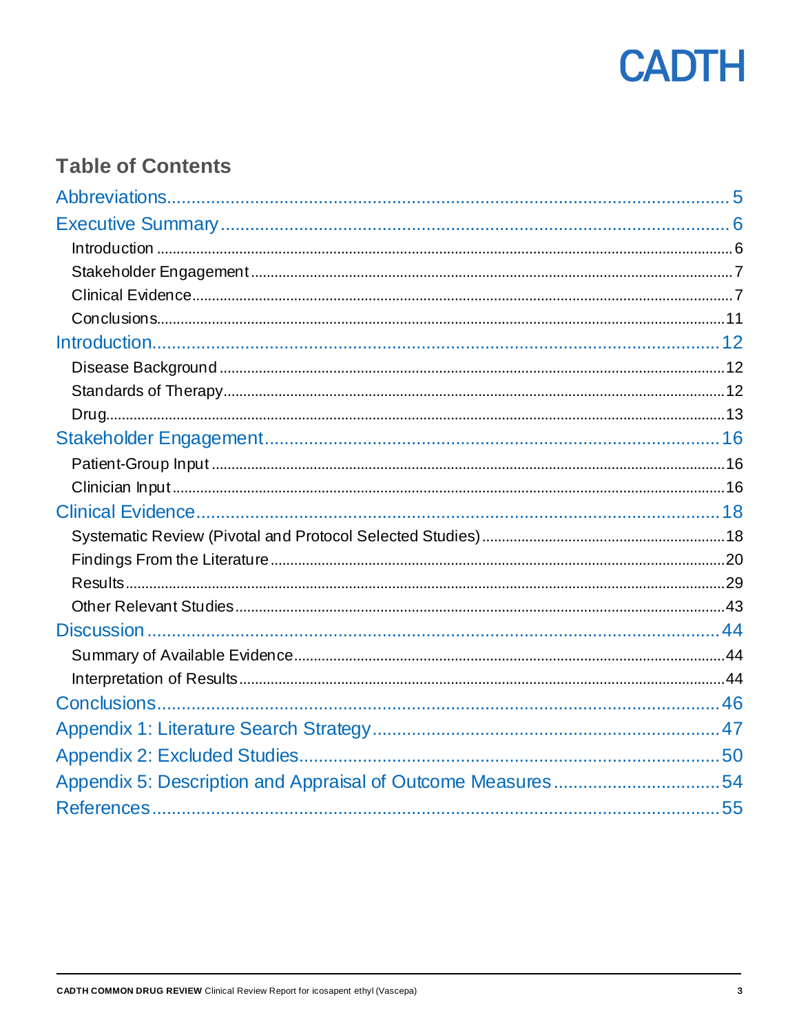## Table of Contents

Abbreviations ..... 5

Executive Summary ..... 6

- Introduction ..... 6
- Stakeholder Engagement ..... 7
- Clinical Evidence ..... 7
- Conclusions ..... 11

Introduction ..... 12

- Disease Background ..... 12
- Standards of Therapy ..... 12
- Drug ..... 13

Stakeholder Engagement ..... 16

- Patient-Group Input ..... 16
- Clinician Input ..... 16

Clinical Evidence ..... 18

- Systematic Review (Pivotal and Protocol Selected Studies) ..... 18
- Findings From the Literature ..... 20
- Results ..... 29
- Other Relevant Studies ..... 43

Discussion ..... 44

- Summary of Available Evidence ..... 44
- Interpretation of Results ..... 44

Conclusions ..... 46

Appendix 1: Literature Search Strategy ..... 47

Appendix 2: Excluded Studies ..... 50

Appendix 5: Description and Appraisal of Outcome Measures ..... 54

References ..... 55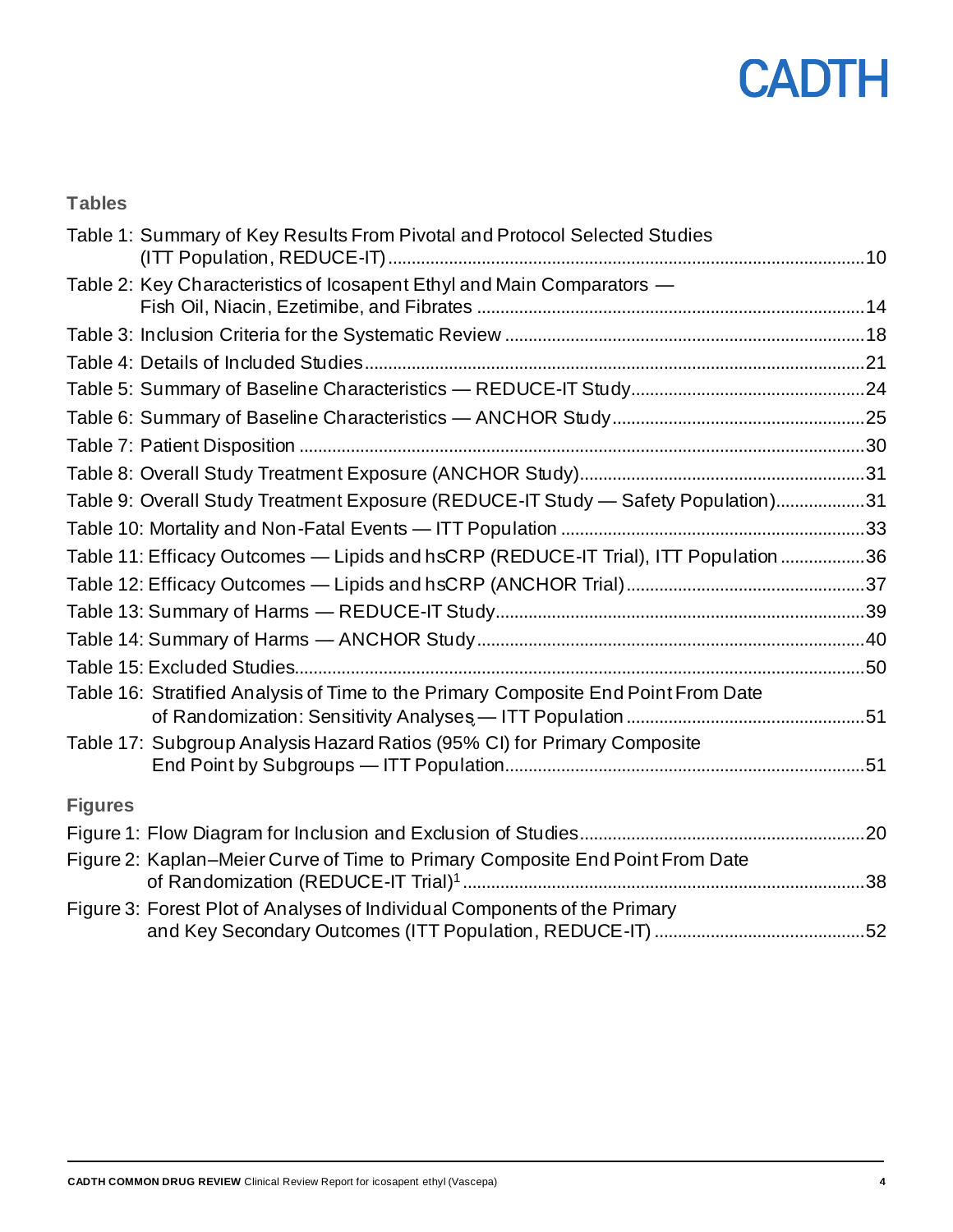## Tables

Table 1: Summary of Key Results From Pivotal and Protocol Selected Studies (ITT Population, REDUCE-IT) ....................................................................................................10

Table 2: Key Characteristics of Icosapent Ethyl and Main Comparators — Fish Oil, Niacin, Ezetimibe, and Fibrates ..................................................................................14

Table 3: Inclusion Criteria for the Systematic Review ............................................................................18

Table 4: Details of Included Studies..........................................................................................................21

Table 5: Summary of Baseline Characteristics — REDUCE-IT Study.................................................24

Table 6: Summary of Baseline Characteristics — ANCHOR Study.....................................................25

Table 7: Patient Disposition .......................................................................................................................30

Table 8: Overall Study Treatment Exposure (ANCHOR Study)............................................................31

Table 9: Overall Study Treatment Exposure (REDUCE-IT Study — Safety Population)...................31

Table 10: Mortality and Non-Fatal Events — ITT Population ................................................................33

Table 11: Efficacy Outcomes — Lipids and hsCRP (REDUCE-IT Trial), ITT Population ..................36

Table 12: Efficacy Outcomes — Lipids and hsCRP (ANCHOR Trial)..................................................37

Table 13: Summary of Harms — REDUCE-IT Study..............................................................................39

Table 14: Summary of Harms — ANCHOR Study..................................................................................40

Table 15: Excluded Studies........................................................................................................................50

Table 16: Stratified Analysis of Time to the Primary Composite End Point From Date of Randomization: Sensitivity Analyses — ITT Population ..................................................51

Table 17: Subgroup Analysis Hazard Ratios (95% CI) for Primary Composite End Point by Subgroups — ITT Population.............................................................................51

## Figures

Figure 1: Flow Diagram for Inclusion and Exclusion of Studies............................................................20

Figure 2: Kaplan–Meier Curve of Time to Primary Composite End Point From Date of Randomization (REDUCE-IT Trial)[1] .....................................................................................38

Figure 3: Forest Plot of Analyses of Individual Components of the Primary and Key Secondary Outcomes (ITT Population, REDUCE-IT) ............................................52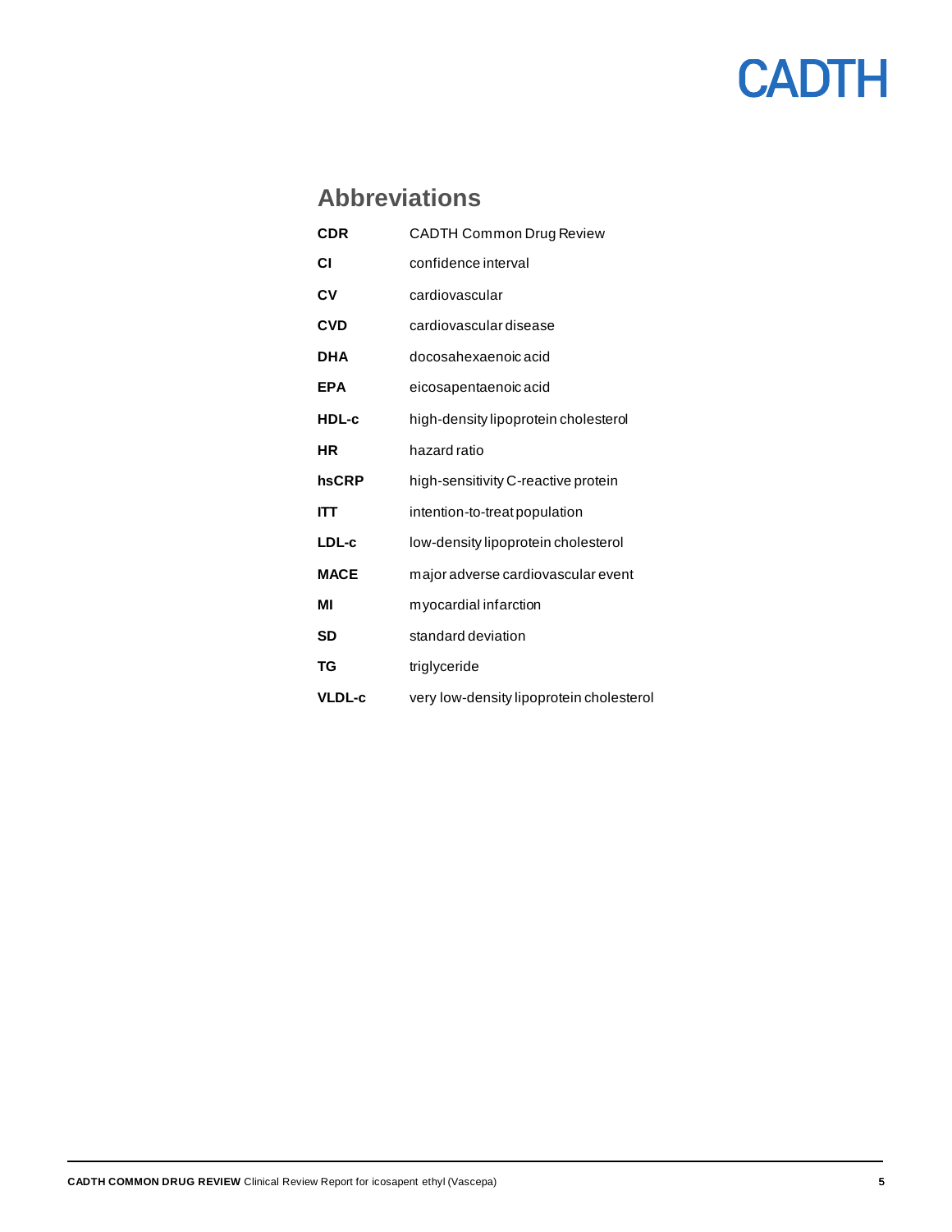## Abbreviations

| | |
|---|---|
| **CDR** | CADTH Common Drug Review |
| **CI** | confidence interval |
| **CV** | cardiovascular |
| **CVD** | cardiovascular disease |
| **DHA** | docosahexaenoic acid |
| **EPA** | eicosapentaenoic acid |
| **HDL-c** | high-density lipoprotein cholesterol |
| **HR** | hazard ratio |
| **hsCRP** | high-sensitivity C-reactive protein |
| **ITT** | intention-to-treat population |
| **LDL-c** | low-density lipoprotein cholesterol |
| **MACE** | major adverse cardiovascular event |
| **MI** | myocardial infarction |
| **SD** | standard deviation |
| **TG** | triglyceride |
| **VLDL-c** | very low-density lipoprotein cholesterol |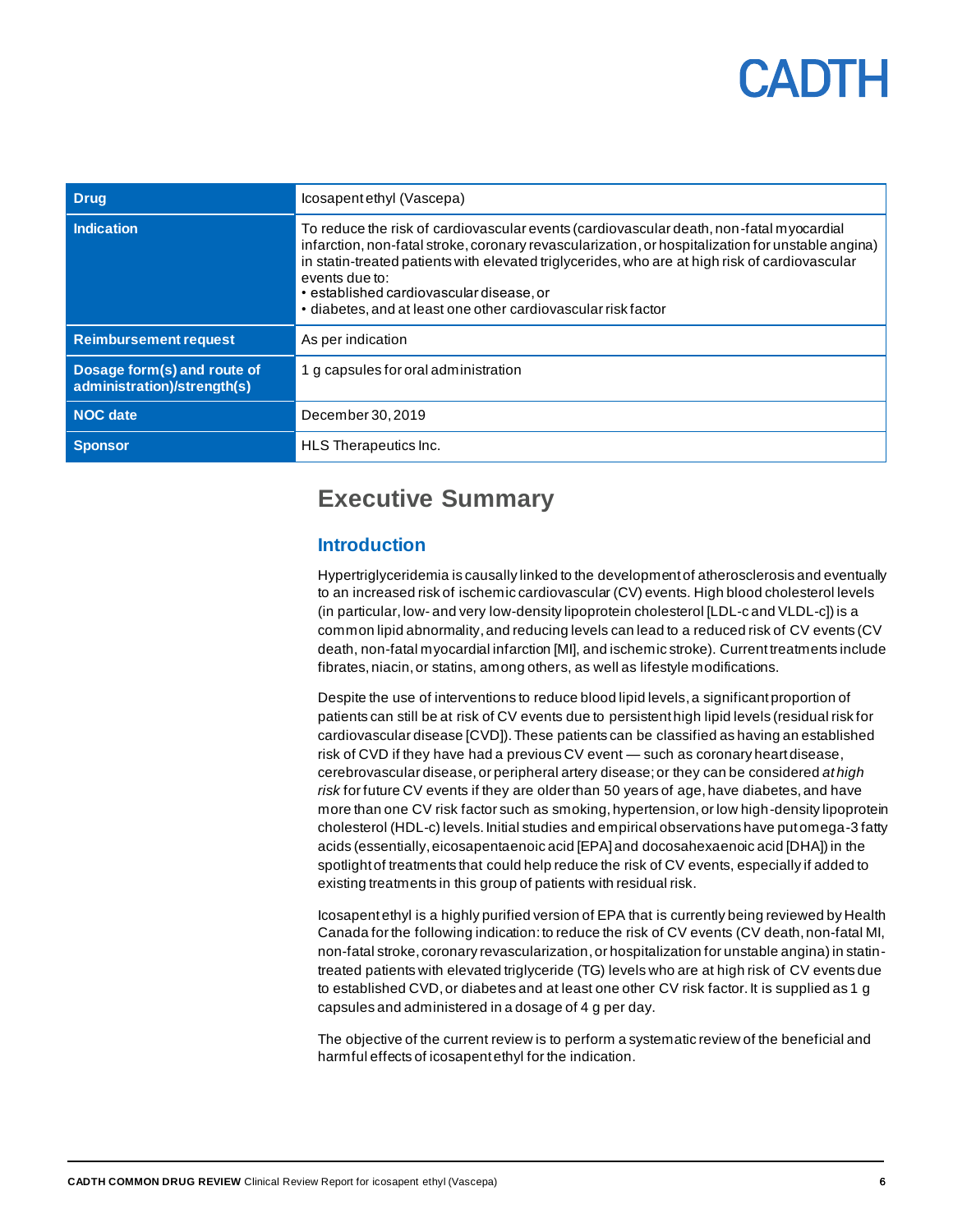| Drug | Icosapent ethyl (Vascepa) |
| --- | --- |
| Indication | To reduce the risk of cardiovascular events (cardiovascular death, non-fatal myocardial infarction, non-fatal stroke, coronary revascularization, or hospitalization for unstable angina) in statin-treated patients with elevated triglycerides, who are at high risk of cardiovascular events due to:<br>• established cardiovascular disease, or<br>• diabetes, and at least one other cardiovascular risk factor |
| Reimbursement request | As per indication |
| Dosage form(s) and route of administration)/strength(s) | 1 g capsules for oral administration |
| NOC date | December 30, 2019 |
| Sponsor | HLS Therapeutics Inc. |

# Executive Summary

## Introduction

Hypertriglyceridemia is causally linked to the development of atherosclerosis and eventually to an increased risk of ischemic cardiovascular (CV) events. High blood cholesterol levels (in particular, low- and very low-density lipoprotein cholesterol [LDL-c and VLDL-c]) is a common lipid abnormality, and reducing levels can lead to a reduced risk of CV events (CV death, non-fatal myocardial infarction [MI], and ischemic stroke). Current treatments include fibrates, niacin, or statins, among others, as well as lifestyle modifications.

Despite the use of interventions to reduce blood lipid levels, a significant proportion of patients can still be at risk of CV events due to persistent high lipid levels (residual risk for cardiovascular disease [CVD]). These patients can be classified as having an established risk of CVD if they have had a previous CV event — such as coronary heart disease, cerebrovascular disease, or peripheral artery disease; or they can be considered *at high risk* for future CV events if they are older than 50 years of age, have diabetes, and have more than one CV risk factor such as smoking, hypertension, or low high-density lipoprotein cholesterol (HDL-c) levels. Initial studies and empirical observations have put omega-3 fatty acids (essentially, eicosapentaenoic acid [EPA] and docosahexaenoic acid [DHA]) in the spotlight of treatments that could help reduce the risk of CV events, especially if added to existing treatments in this group of patients with residual risk.

Icosapent ethyl is a highly purified version of EPA that is currently being reviewed by Health Canada for the following indication: to reduce the risk of CV events (CV death, non-fatal MI, non-fatal stroke, coronary revascularization, or hospitalization for unstable angina) in statin-treated patients with elevated triglyceride (TG) levels who are at high risk of CV events due to established CVD, or diabetes and at least one other CV risk factor. It is supplied as 1 g capsules and administered in a dosage of 4 g per day.

The objective of the current review is to perform a systematic review of the beneficial and harmful effects of icosapent ethyl for the indication.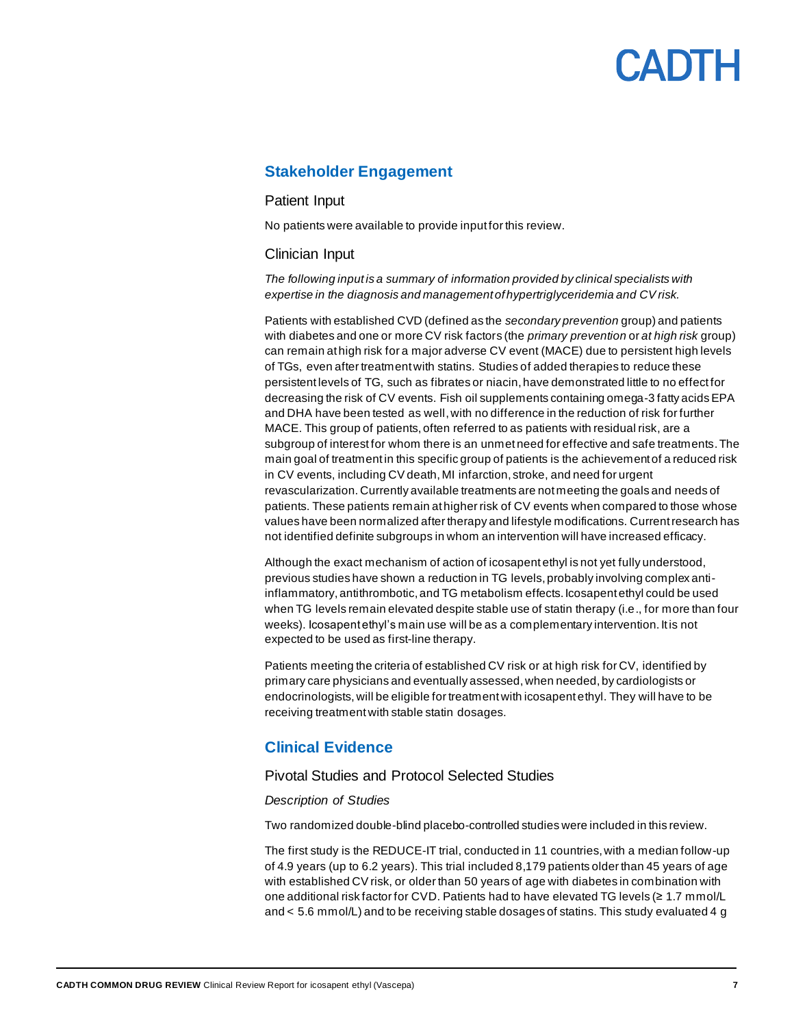## Stakeholder Engagement

### Patient Input

No patients were available to provide input for this review.

### Clinician Input

*The following input is a summary of information provided by clinical specialists with expertise in the diagnosis and management of hypertriglyceridemia and CV risk.*

Patients with established CVD (defined as the *secondary prevention* group) and patients with diabetes and one or more CV risk factors (the *primary prevention* or *at high risk* group) can remain at high risk for a major adverse CV event (MACE) due to persistent high levels of TGs, even after treatment with statins. Studies of added therapies to reduce these persistent levels of TG, such as fibrates or niacin, have demonstrated little to no effect for decreasing the risk of CV events. Fish oil supplements containing omega-3 fatty acids EPA and DHA have been tested as well, with no difference in the reduction of risk for further MACE. This group of patients, often referred to as patients with residual risk, are a subgroup of interest for whom there is an unmet need for effective and safe treatments. The main goal of treatment in this specific group of patients is the achievement of a reduced risk in CV events, including CV death, MI infarction, stroke, and need for urgent revascularization. Currently available treatments are not meeting the goals and needs of patients. These patients remain at higher risk of CV events when compared to those whose values have been normalized after therapy and lifestyle modifications. Current research has not identified definite subgroups in whom an intervention will have increased efficacy.

Although the exact mechanism of action of icosapent ethyl is not yet fully understood, previous studies have shown a reduction in TG levels, probably involving complex anti-inflammatory, antithrombotic, and TG metabolism effects. Icosapent ethyl could be used when TG levels remain elevated despite stable use of statin therapy (i.e., for more than four weeks). Icosapent ethyl's main use will be as a complementary intervention. It is not expected to be used as first-line therapy.

Patients meeting the criteria of established CV risk or at high risk for CV, identified by primary care physicians and eventually assessed, when needed, by cardiologists or endocrinologists, will be eligible for treatment with icosapent ethyl. They will have to be receiving treatment with stable statin dosages.

## Clinical Evidence

### Pivotal Studies and Protocol Selected Studies

#### *Description of Studies*

Two randomized double-blind placebo-controlled studies were included in this review.

The first study is the REDUCE-IT trial, conducted in 11 countries, with a median follow-up of 4.9 years (up to 6.2 years). This trial included 8,179 patients older than 45 years of age with established CV risk, or older than 50 years of age with diabetes in combination with one additional risk factor for CVD. Patients had to have elevated TG levels (≥ 1.7 mmol/L and < 5.6 mmol/L) and to be receiving stable dosages of statins. This study evaluated 4 g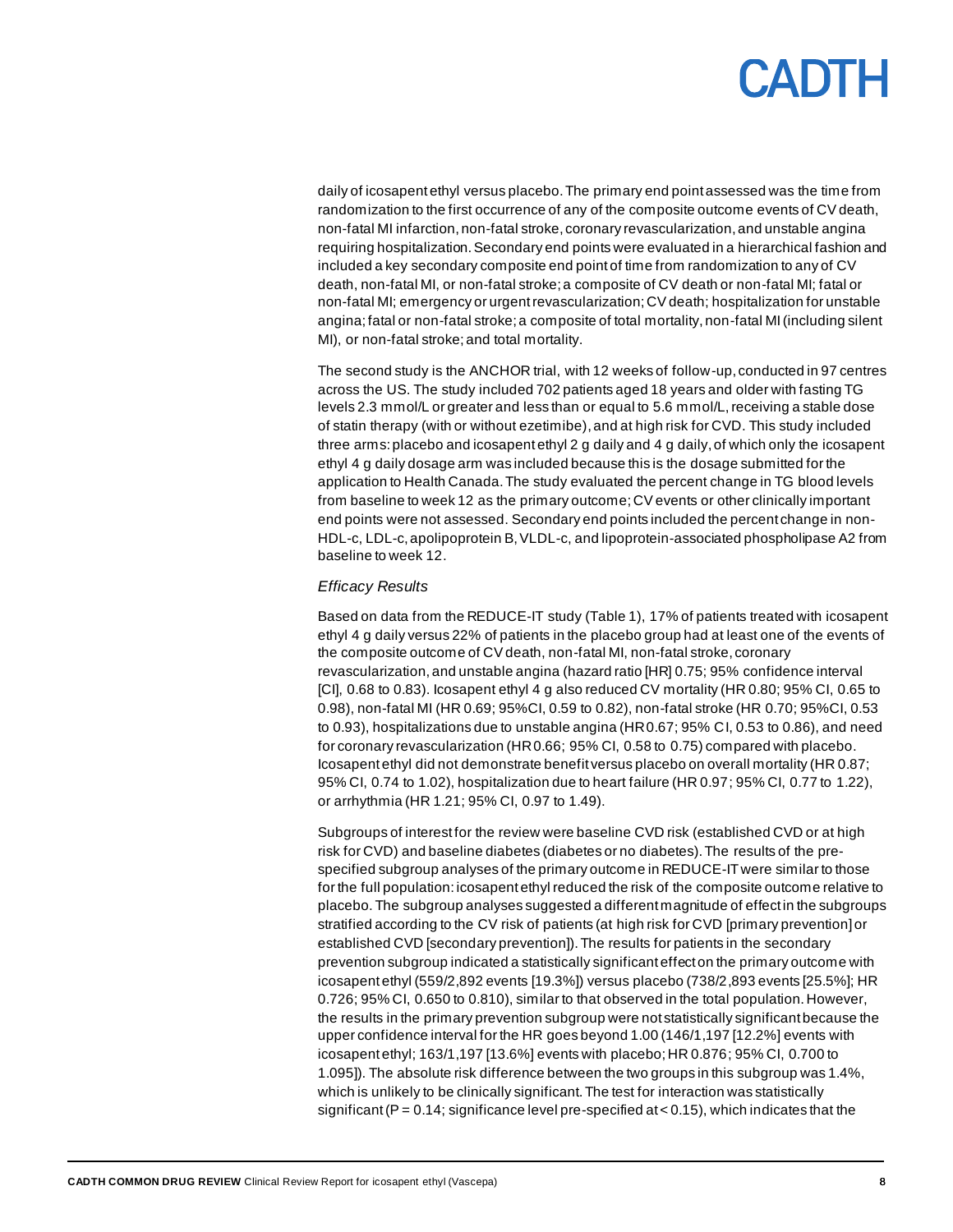daily of icosapent ethyl versus placebo. The primary end point assessed was the time from randomization to the first occurrence of any of the composite outcome events of CV death, non-fatal MI infarction, non-fatal stroke, coronary revascularization, and unstable angina requiring hospitalization. Secondary end points were evaluated in a hierarchical fashion and included a key secondary composite end point of time from randomization to any of CV death, non-fatal MI, or non-fatal stroke; a composite of CV death or non-fatal MI; fatal or non-fatal MI; emergency or urgent revascularization; CV death; hospitalization for unstable angina; fatal or non-fatal stroke; a composite of total mortality, non-fatal MI (including silent MI), or non-fatal stroke; and total mortality.

The second study is the ANCHOR trial, with 12 weeks of follow-up, conducted in 97 centres across the US. The study included 702 patients aged 18 years and older with fasting TG levels 2.3 mmol/L or greater and less than or equal to 5.6 mmol/L, receiving a stable dose of statin therapy (with or without ezetimibe), and at high risk for CVD. This study included three arms: placebo and icosapent ethyl 2 g daily and 4 g daily, of which only the icosapent ethyl 4 g daily dosage arm was included because this is the dosage submitted for the application to Health Canada. The study evaluated the percent change in TG blood levels from baseline to week 12 as the primary outcome; CV events or other clinically important end points were not assessed. Secondary end points included the percent change in non-HDL-c, LDL-c, apolipoprotein B, VLDL-c, and lipoprotein-associated phospholipase A2 from baseline to week 12.

*Efficacy Results*

Based on data from the REDUCE-IT study (Table 1), 17% of patients treated with icosapent ethyl 4 g daily versus 22% of patients in the placebo group had at least one of the events of the composite outcome of CV death, non-fatal MI, non-fatal stroke, coronary revascularization, and unstable angina (hazard ratio [HR] 0.75; 95% confidence interval [CI], 0.68 to 0.83). Icosapent ethyl 4 g also reduced CV mortality (HR 0.80; 95% CI, 0.65 to 0.98), non-fatal MI (HR 0.69; 95%CI, 0.59 to 0.82), non-fatal stroke (HR 0.70; 95%CI, 0.53 to 0.93), hospitalizations due to unstable angina (HR 0.67; 95% CI, 0.53 to 0.86), and need for coronary revascularization (HR 0.66; 95% CI, 0.58 to 0.75) compared with placebo. Icosapent ethyl did not demonstrate benefit versus placebo on overall mortality (HR 0.87; 95% CI, 0.74 to 1.02), hospitalization due to heart failure (HR 0.97; 95% CI, 0.77 to 1.22), or arrhythmia (HR 1.21; 95% CI, 0.97 to 1.49).

Subgroups of interest for the review were baseline CVD risk (established CVD or at high risk for CVD) and baseline diabetes (diabetes or no diabetes). The results of the pre-specified subgroup analyses of the primary outcome in REDUCE-IT were similar to those for the full population: icosapent ethyl reduced the risk of the composite outcome relative to placebo. The subgroup analyses suggested a different magnitude of effect in the subgroups stratified according to the CV risk of patients (at high risk for CVD [primary prevention] or established CVD [secondary prevention]). The results for patients in the secondary prevention subgroup indicated a statistically significant effect on the primary outcome with icosapent ethyl (559/2,892 events [19.3%]) versus placebo (738/2,893 events [25.5%]; HR 0.726; 95% CI, 0.650 to 0.810), similar to that observed in the total population. However, the results in the primary prevention subgroup were not statistically significant because the upper confidence interval for the HR goes beyond 1.00 (146/1,197 [12.2%] events with icosapent ethyl; 163/1,197 [13.6%] events with placebo; HR 0.876; 95% CI, 0.700 to 1.095]). The absolute risk difference between the two groups in this subgroup was 1.4%, which is unlikely to be clinically significant. The test for interaction was statistically significant ($P = 0.14$; significance level pre-specified at $< 0.15$), which indicates that the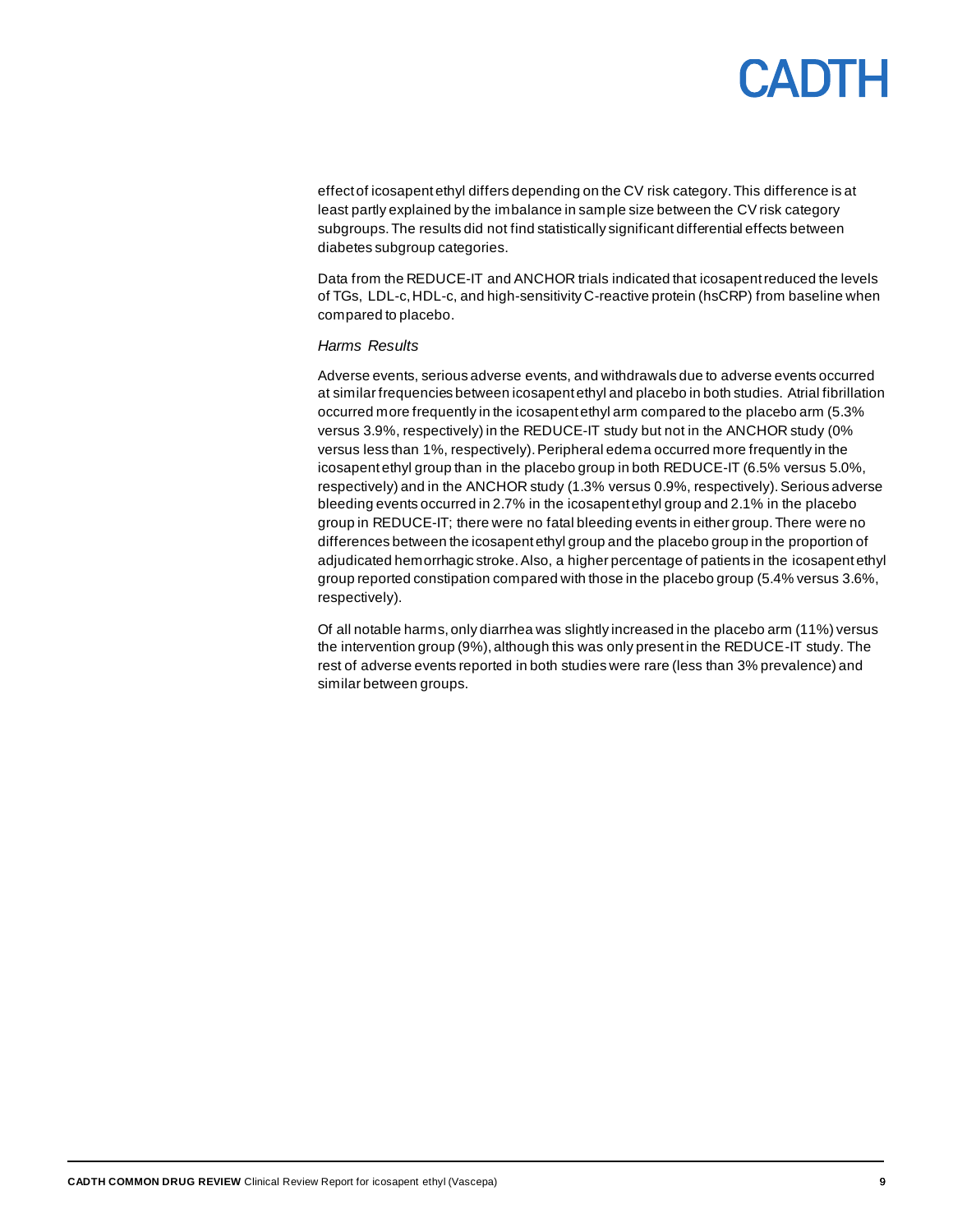effect of icosapent ethyl differs depending on the CV risk category. This difference is at least partly explained by the imbalance in sample size between the CV risk category subgroups. The results did not find statistically significant differential effects between diabetes subgroup categories.

Data from the REDUCE-IT and ANCHOR trials indicated that icosapent reduced the levels of TGs, LDL-c, HDL-c, and high-sensitivity C-reactive protein (hsCRP) from baseline when compared to placebo.

*Harms Results*

Adverse events, serious adverse events, and withdrawals due to adverse events occurred at similar frequencies between icosapent ethyl and placebo in both studies. Atrial fibrillation occurred more frequently in the icosapent ethyl arm compared to the placebo arm (5.3% versus 3.9%, respectively) in the REDUCE-IT study but not in the ANCHOR study (0% versus less than 1%, respectively). Peripheral edema occurred more frequently in the icosapent ethyl group than in the placebo group in both REDUCE-IT (6.5% versus 5.0%, respectively) and in the ANCHOR study (1.3% versus 0.9%, respectively). Serious adverse bleeding events occurred in 2.7% in the icosapent ethyl group and 2.1% in the placebo group in REDUCE-IT; there were no fatal bleeding events in either group. There were no differences between the icosapent ethyl group and the placebo group in the proportion of adjudicated hemorrhagic stroke. Also, a higher percentage of patients in the icosapent ethyl group reported constipation compared with those in the placebo group (5.4% versus 3.6%, respectively).

Of all notable harms, only diarrhea was slightly increased in the placebo arm (11%) versus the intervention group (9%), although this was only present in the REDUCE-IT study. The rest of adverse events reported in both studies were rare (less than 3% prevalence) and similar between groups.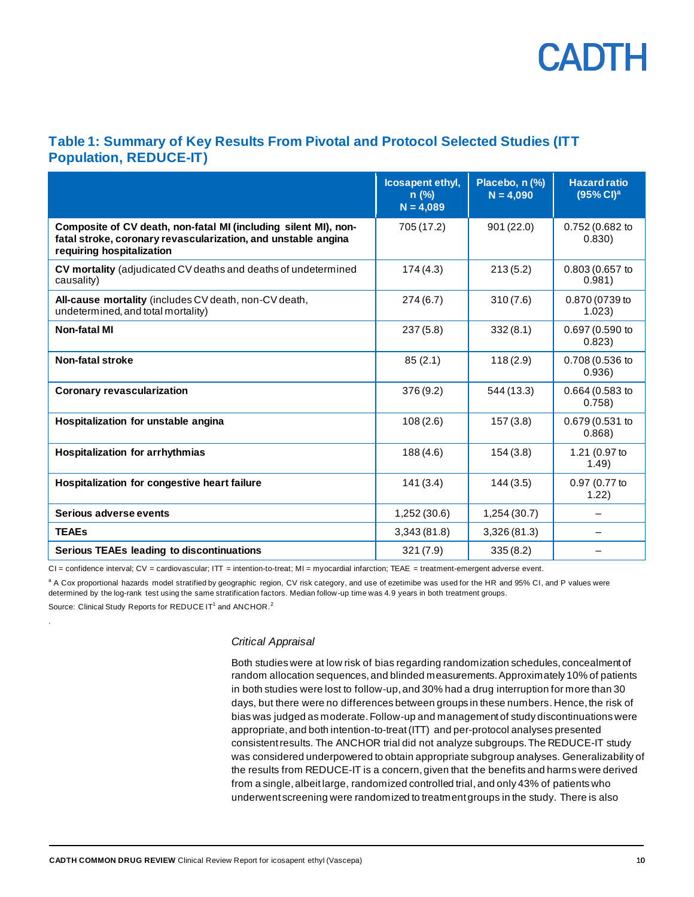### Table 1: Summary of Key Results From Pivotal and Protocol Selected Studies (ITT Population, REDUCE-IT)

| | Icosapent ethyl, n (%) N = 4,089 | Placebo, n (%) N = 4,090 | Hazard ratio (95% CI)[a] |
|---|---|---|---|
| **Composite of CV death, non-fatal MI (including silent MI), non-fatal stroke, coronary revascularization, and unstable angina requiring hospitalization** | 705 (17.2) | 901 (22.0) | 0.752 (0.682 to 0.830) |
| **CV mortality** (adjudicated CV deaths and deaths of undetermined causality) | 174 (4.3) | 213 (5.2) | 0.803 (0.657 to 0.981) |
| **All-cause mortality** (includes CV death, non-CV death, undetermined, and total mortality) | 274 (6.7) | 310 (7.6) | 0.870 (0739 to 1.023) |
| **Non-fatal MI** | 237 (5.8) | 332 (8.1) | 0.697 (0.590 to 0.823) |
| **Non-fatal stroke** | 85 (2.1) | 118 (2.9) | 0.708 (0.536 to 0.936) |
| **Coronary revascularization** | 376 (9.2) | 544 (13.3) | 0.664 (0.583 to 0.758) |
| **Hospitalization for unstable angina** | 108 (2.6) | 157 (3.8) | 0.679 (0.531 to 0.868) |
| **Hospitalization for arrhythmias** | 188 (4.6) | 154 (3.8) | 1.21 (0.97 to 1.49) |
| **Hospitalization for congestive heart failure** | 141 (3.4) | 144 (3.5) | 0.97 (0.77 to 1.22) |
| **Serious adverse events** | 1,252 (30.6) | 1,254 (30.7) | – |
| **TEAEs** | 3,343 (81.8) | 3,326 (81.3) | – |
| **Serious TEAEs leading to discontinuations** | 321 (7.9) | 335 (8.2) | – |

CI = confidence interval; CV = cardiovascular; ITT = intention-to-treat; MI = myocardial infarction; TEAE = treatment-emergent adverse event.

[a] A Cox proportional hazards model stratified by geographic region, CV risk category, and use of ezetimibe was used for the HR and 95% CI, and P values were determined by the log-rank test using the same stratification factors. Median follow-up time was 4.9 years in both treatment groups.

Source: Clinical Study Reports for REDUCE IT[1] and ANCHOR.[2]

*Critical Appraisal*

Both studies were at low risk of bias regarding randomization schedules, concealment of random allocation sequences, and blinded measurements. Approximately 10% of patients in both studies were lost to follow-up, and 30% had a drug interruption for more than 30 days, but there were no differences between groups in these numbers. Hence, the risk of bias was judged as moderate. Follow-up and management of study discontinuations were appropriate, and both intention-to-treat (ITT) and per-protocol analyses presented consistent results. The ANCHOR trial did not analyze subgroups. The REDUCE-IT study was considered underpowered to obtain appropriate subgroup analyses. Generalizability of the results from REDUCE-IT is a concern, given that the benefits and harms were derived from a single, albeit large, randomized controlled trial, and only 43% of patients who underwent screening were randomized to treatment groups in the study. There is also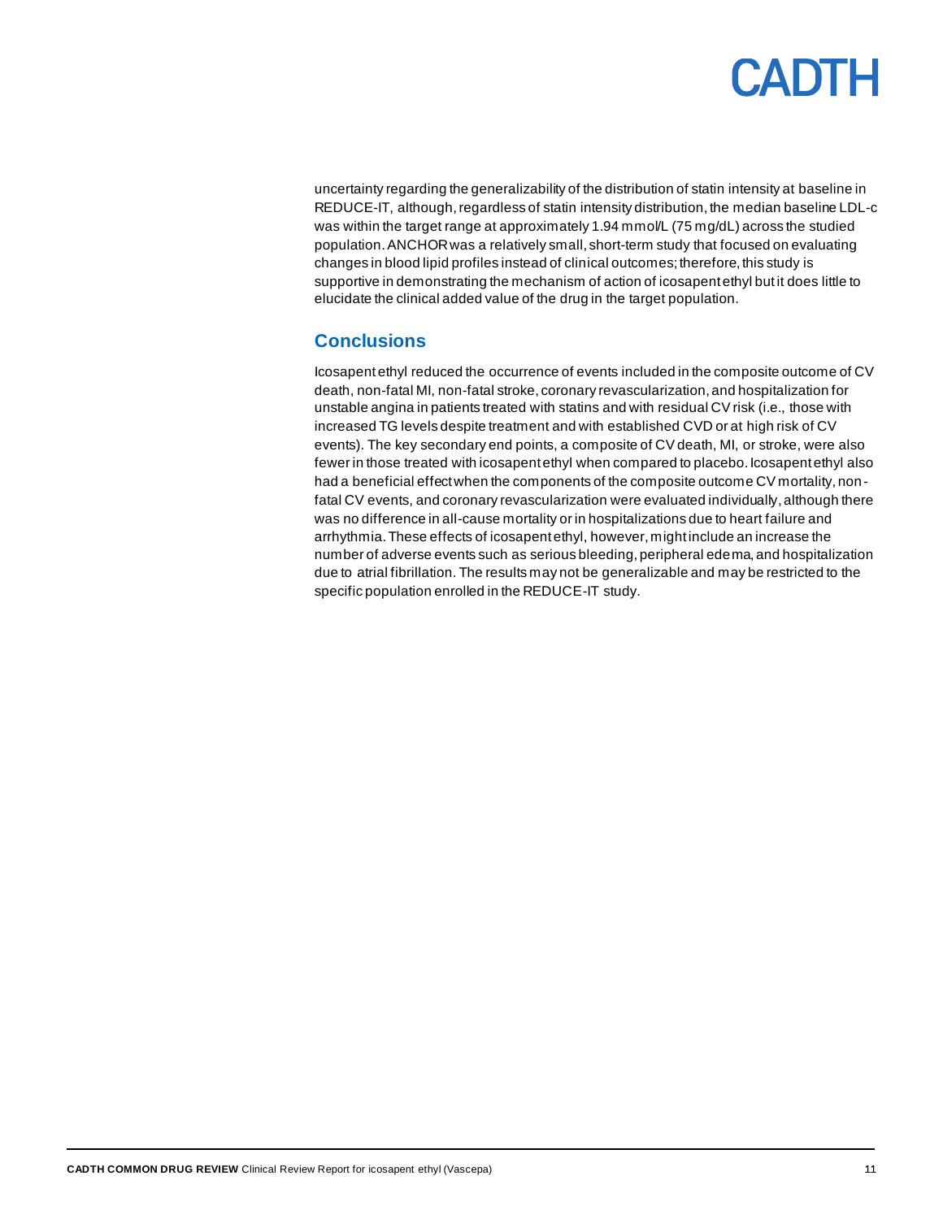uncertainty regarding the generalizability of the distribution of statin intensity at baseline in REDUCE-IT, although, regardless of statin intensity distribution, the median baseline LDL-c was within the target range at approximately 1.94 mmol/L (75 mg/dL) across the studied population. ANCHOR was a relatively small, short-term study that focused on evaluating changes in blood lipid profiles instead of clinical outcomes; therefore, this study is supportive in demonstrating the mechanism of action of icosapent ethyl but it does little to elucidate the clinical added value of the drug in the target population.

## Conclusions

Icosapent ethyl reduced the occurrence of events included in the composite outcome of CV death, non-fatal MI, non-fatal stroke, coronary revascularization, and hospitalization for unstable angina in patients treated with statins and with residual CV risk (i.e., those with increased TG levels despite treatment and with established CVD or at high risk of CV events). The key secondary end points, a composite of CV death, MI, or stroke, were also fewer in those treated with icosapent ethyl when compared to placebo. Icosapent ethyl also had a beneficial effect when the components of the composite outcome CV mortality, non-fatal CV events, and coronary revascularization were evaluated individually, although there was no difference in all-cause mortality or in hospitalizations due to heart failure and arrhythmia. These effects of icosapent ethyl, however, might include an increase the number of adverse events such as serious bleeding, peripheral edema, and hospitalization due to atrial fibrillation. The results may not be generalizable and may be restricted to the specific population enrolled in the REDUCE-IT study.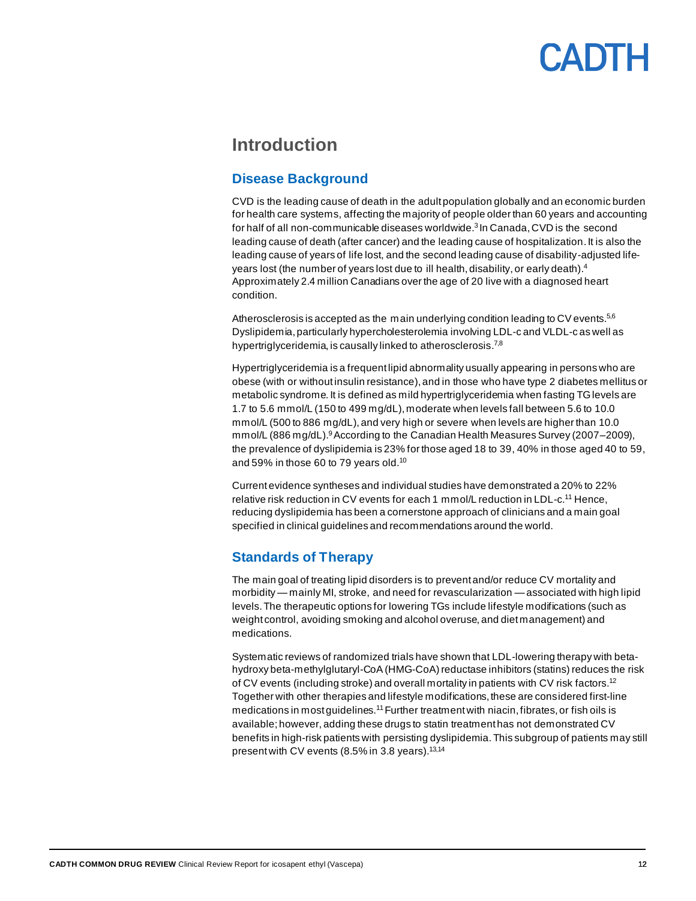# Introduction

## Disease Background

CVD is the leading cause of death in the adult population globally and an economic burden for health care systems, affecting the majority of people older than 60 years and accounting for half of all non-communicable diseases worldwide.[3] In Canada, CVD is the second leading cause of death (after cancer) and the leading cause of hospitalization. It is also the leading cause of years of life lost, and the second leading cause of disability-adjusted life-years lost (the number of years lost due to ill health, disability, or early death).[4] Approximately 2.4 million Canadians over the age of 20 live with a diagnosed heart condition.

Atherosclerosis is accepted as the main underlying condition leading to CV events.[5,6] Dyslipidemia, particularly hypercholesterolemia involving LDL-c and VLDL-c as well as hypertriglyceridemia, is causally linked to atherosclerosis.[7,8]

Hypertriglyceridemia is a frequent lipid abnormality usually appearing in persons who are obese (with or without insulin resistance), and in those who have type 2 diabetes mellitus or metabolic syndrome. It is defined as mild hypertriglyceridemia when fasting TG levels are 1.7 to 5.6 mmol/L (150 to 499 mg/dL), moderate when levels fall between 5.6 to 10.0 mmol/L (500 to 886 mg/dL), and very high or severe when levels are higher than 10.0 mmol/L (886 mg/dL).[9] According to the Canadian Health Measures Survey (2007–2009), the prevalence of dyslipidemia is 23% for those aged 18 to 39, 40% in those aged 40 to 59, and 59% in those 60 to 79 years old.[10]

Current evidence syntheses and individual studies have demonstrated a 20% to 22% relative risk reduction in CV events for each 1 mmol/L reduction in LDL-c.[11] Hence, reducing dyslipidemia has been a cornerstone approach of clinicians and a main goal specified in clinical guidelines and recommendations around the world.

## Standards of Therapy

The main goal of treating lipid disorders is to prevent and/or reduce CV mortality and morbidity — mainly MI, stroke, and need for revascularization — associated with high lipid levels. The therapeutic options for lowering TGs include lifestyle modifications (such as weight control, avoiding smoking and alcohol overuse, and diet management) and medications.

Systematic reviews of randomized trials have shown that LDL-lowering therapy with beta-hydroxy beta-methylglutaryl-CoA (HMG-CoA) reductase inhibitors (statins) reduces the risk of CV events (including stroke) and overall mortality in patients with CV risk factors.[12] Together with other therapies and lifestyle modifications, these are considered first-line medications in most guidelines.[11] Further treatment with niacin, fibrates, or fish oils is available; however, adding these drugs to statin treatment has not demonstrated CV benefits in high-risk patients with persisting dyslipidemia. This subgroup of patients may still present with CV events (8.5% in 3.8 years).[13,14]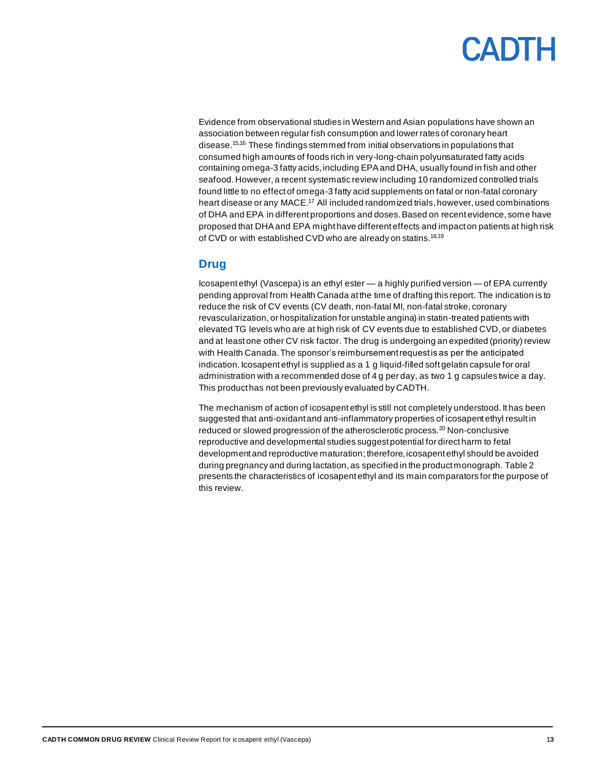Evidence from observational studies in Western and Asian populations have shown an association between regular fish consumption and lower rates of coronary heart disease.[15,16] These findings stemmed from initial observations in populations that consumed high amounts of foods rich in very-long-chain polyunsaturated fatty acids containing omega-3 fatty acids, including EPA and DHA, usually found in fish and other seafood. However, a recent systematic review including 10 randomized controlled trials found little to no effect of omega-3 fatty acid supplements on fatal or non-fatal coronary heart disease or any MACE.[17] All included randomized trials, however, used combinations of DHA and EPA in different proportions and doses. Based on recent evidence, some have proposed that DHA and EPA might have different effects and impact on patients at high risk of CVD or with established CVD who are already on statins.[18,19]

## Drug

Icosapent ethyl (Vascepa) is an ethyl ester — a highly purified version — of EPA currently pending approval from Health Canada at the time of drafting this report. The indication is to reduce the risk of CV events (CV death, non-fatal MI, non-fatal stroke, coronary revascularization, or hospitalization for unstable angina) in statin-treated patients with elevated TG levels who are at high risk of CV events due to established CVD, or diabetes and at least one other CV risk factor. The drug is undergoing an expedited (priority) review with Health Canada. The sponsor's reimbursement request is as per the anticipated indication. Icosapent ethyl is supplied as a 1 g liquid-filled soft gelatin capsule for oral administration with a recommended dose of 4 g per day, as two 1 g capsules twice a day. This product has not been previously evaluated by CADTH.

The mechanism of action of icosapent ethyl is still not completely understood. It has been suggested that anti-oxidant and anti-inflammatory properties of icosapent ethyl result in reduced or slowed progression of the atherosclerotic process.[20] Non-conclusive reproductive and developmental studies suggest potential for direct harm to fetal development and reproductive maturation; therefore, icosapent ethyl should be avoided during pregnancy and during lactation, as specified in the product monograph. Table 2 presents the characteristics of icosapent ethyl and its main comparators for the purpose of this review.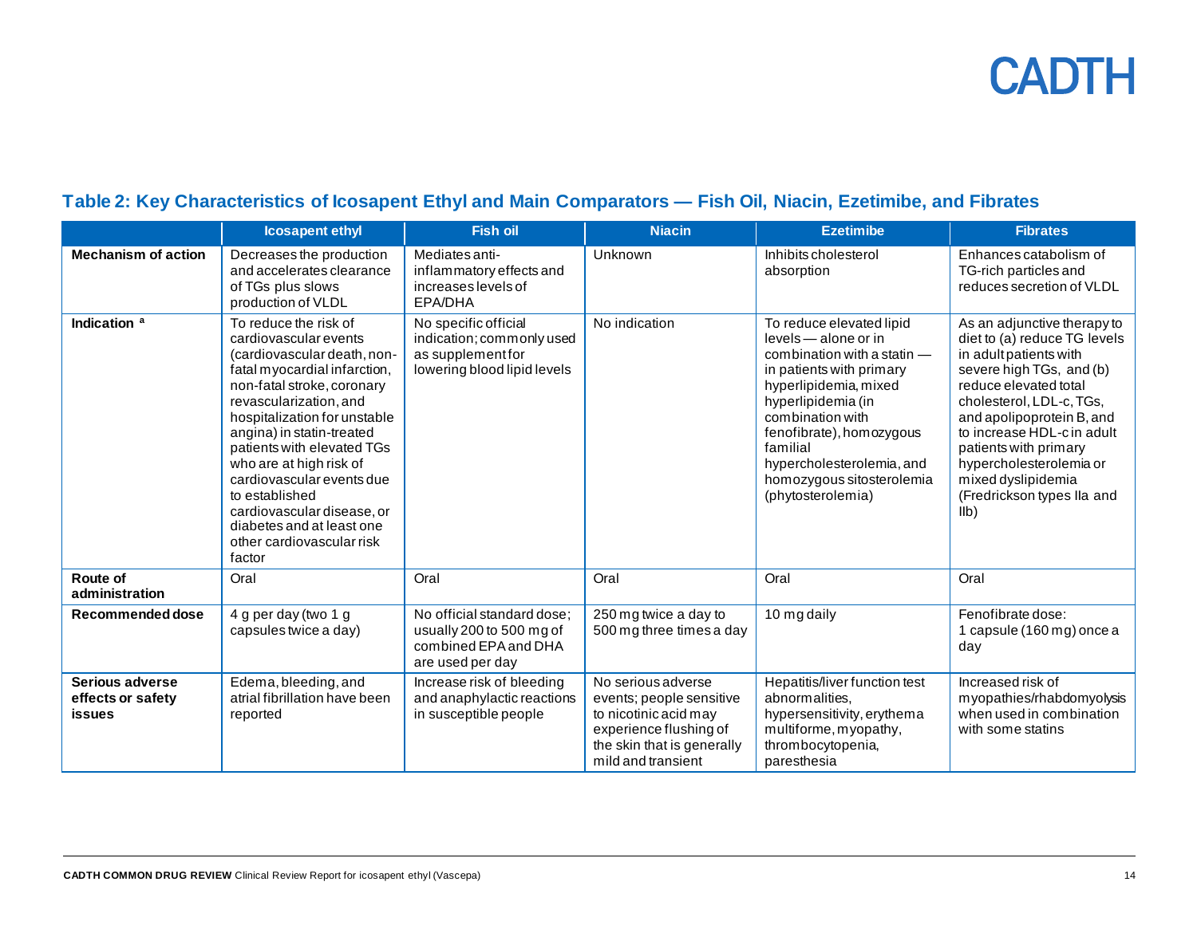## Table 2: Key Characteristics of Icosapent Ethyl and Main Comparators — Fish Oil, Niacin, Ezetimibe, and Fibrates

| | Icosapent ethyl | Fish oil | Niacin | Ezetimibe | Fibrates |
|---|---|---|---|---|---|
| **Mechanism of action** | Decreases the production and accelerates clearance of TGs plus slows production of VLDL | Mediates anti-inflammatory effects and increases levels of EPA/DHA | Unknown | Inhibits cholesterol absorption | Enhances catabolism of TG-rich particles and reduces secretion of VLDL |
| **Indication** [a] | To reduce the risk of cardiovascular events (cardiovascular death, non-fatal myocardial infarction, non-fatal stroke, coronary revascularization, and hospitalization for unstable angina) in statin-treated patients with elevated TGs who are at high risk of cardiovascular events due to established cardiovascular disease, or diabetes and at least one other cardiovascular risk factor | No specific official indication; commonly used as supplement for lowering blood lipid levels | No indication | To reduce elevated lipid levels — alone or in combination with a statin — in patients with primary hyperlipidemia, mixed hyperlipidemia (in combination with fenofibrate), homozygous familial hypercholesterolemia, and homozygous sitosterolemia (phytosterolemia) | As an adjunctive therapy to diet to (a) reduce TG levels in adult patients with severe high TGs, and (b) reduce elevated total cholesterol, LDL-c, TGs, and apolipoprotein B, and to increase HDL-c in adult patients with primary hypercholesterolemia or mixed dyslipidemia (Fredrickson types IIa and IIb) |
| **Route of administration** | Oral | Oral | Oral | Oral | Oral |
| **Recommended dose** | 4 g per day (two 1 g capsules twice a day) | No official standard dose; usually 200 to 500 mg of combined EPA and DHA are used per day | 250 mg twice a day to 500 mg three times a day | 10 mg daily | Fenofibrate dose: 1 capsule (160 mg) once a day |
| **Serious adverse effects or safety issues** | Edema, bleeding, and atrial fibrillation have been reported | Increase risk of bleeding and anaphylactic reactions in susceptible people | No serious adverse events; people sensitive to nicotinic acid may experience flushing of the skin that is generally mild and transient | Hepatitis/liver function test abnormalities, hypersensitivity, erythema multiforme, myopathy, thrombocytopenia, paresthesia | Increased risk of myopathies/rhabdomyolysis when used in combination with some statins |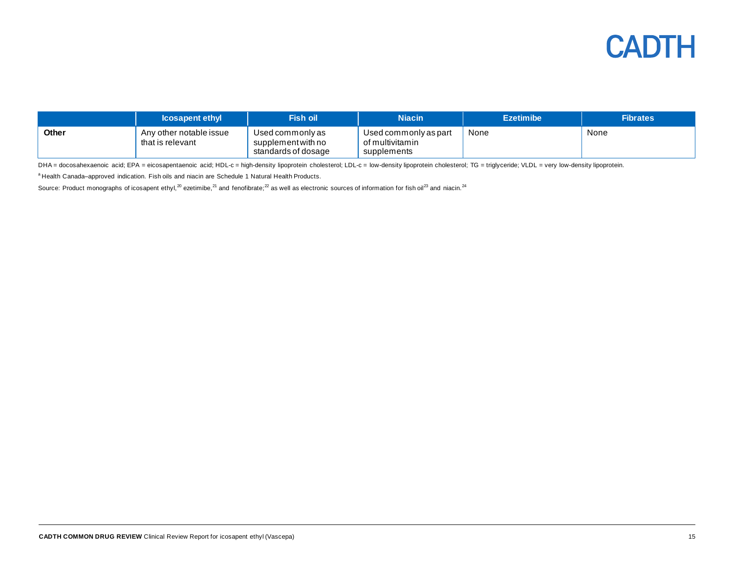| | Icosapent ethyl | Fish oil | Niacin | Ezetimibe | Fibrates |
|---|---|---|---|---|---|
| **Other** | Any other notable issue that is relevant | Used commonly as supplement with no standards of dosage | Used commonly as part of multivitamin supplements | None | None |

DHA = docosahexaenoic acid; EPA = eicosapentaenoic acid; HDL-c = high-density lipoprotein cholesterol; LDL-c = low-density lipoprotein cholesterol; TG = triglyceride; VLDL = very low-density lipoprotein.

[a] Health Canada–approved indication. Fish oils and niacin are Schedule 1 Natural Health Products.

Source: Product monographs of icosapent ethyl,[20] ezetimibe,[21] and fenofibrate;[22] as well as electronic sources of information for fish oil[23] and niacin.[24]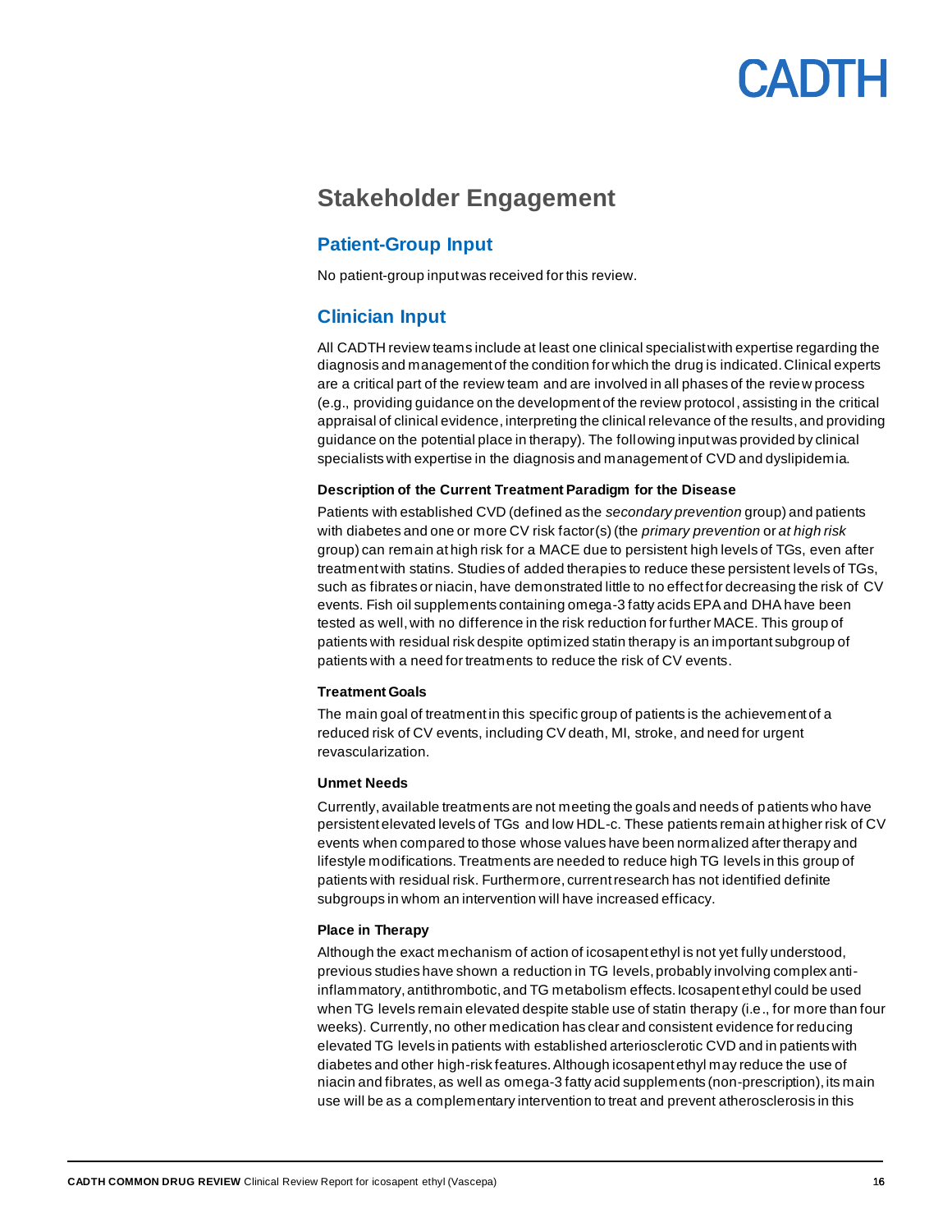## Stakeholder Engagement

### Patient-Group Input

No patient-group input was received for this review.

### Clinician Input

All CADTH review teams include at least one clinical specialist with expertise regarding the diagnosis and management of the condition for which the drug is indicated. Clinical experts are a critical part of the review team and are involved in all phases of the review process (e.g., providing guidance on the development of the review protocol, assisting in the critical appraisal of clinical evidence, interpreting the clinical relevance of the results, and providing guidance on the potential place in therapy). The following input was provided by clinical specialists with expertise in the diagnosis and management of CVD and dyslipidemia.

#### Description of the Current Treatment Paradigm for the Disease

Patients with established CVD (defined as the *secondary prevention* group) and patients with diabetes and one or more CV risk factor(s) (the *primary prevention* or *at high risk* group) can remain at high risk for a MACE due to persistent high levels of TGs, even after treatment with statins. Studies of added therapies to reduce these persistent levels of TGs, such as fibrates or niacin, have demonstrated little to no effect for decreasing the risk of CV events. Fish oil supplements containing omega-3 fatty acids EPA and DHA have been tested as well, with no difference in the risk reduction for further MACE. This group of patients with residual risk despite optimized statin therapy is an important subgroup of patients with a need for treatments to reduce the risk of CV events.

#### Treatment Goals

The main goal of treatment in this specific group of patients is the achievement of a reduced risk of CV events, including CV death, MI, stroke, and need for urgent revascularization.

#### Unmet Needs

Currently, available treatments are not meeting the goals and needs of patients who have persistent elevated levels of TGs and low HDL-c. These patients remain at higher risk of CV events when compared to those whose values have been normalized after therapy and lifestyle modifications. Treatments are needed to reduce high TG levels in this group of patients with residual risk. Furthermore, current research has not identified definite subgroups in whom an intervention will have increased efficacy.

#### Place in Therapy

Although the exact mechanism of action of icosapent ethyl is not yet fully understood, previous studies have shown a reduction in TG levels, probably involving complex anti-inflammatory, antithrombotic, and TG metabolism effects. Icosapent ethyl could be used when TG levels remain elevated despite stable use of statin therapy (i.e., for more than four weeks). Currently, no other medication has clear and consistent evidence for reducing elevated TG levels in patients with established arteriosclerotic CVD and in patients with diabetes and other high-risk features. Although icosapent ethyl may reduce the use of niacin and fibrates, as well as omega-3 fatty acid supplements (non-prescription), its main use will be as a complementary intervention to treat and prevent atherosclerosis in this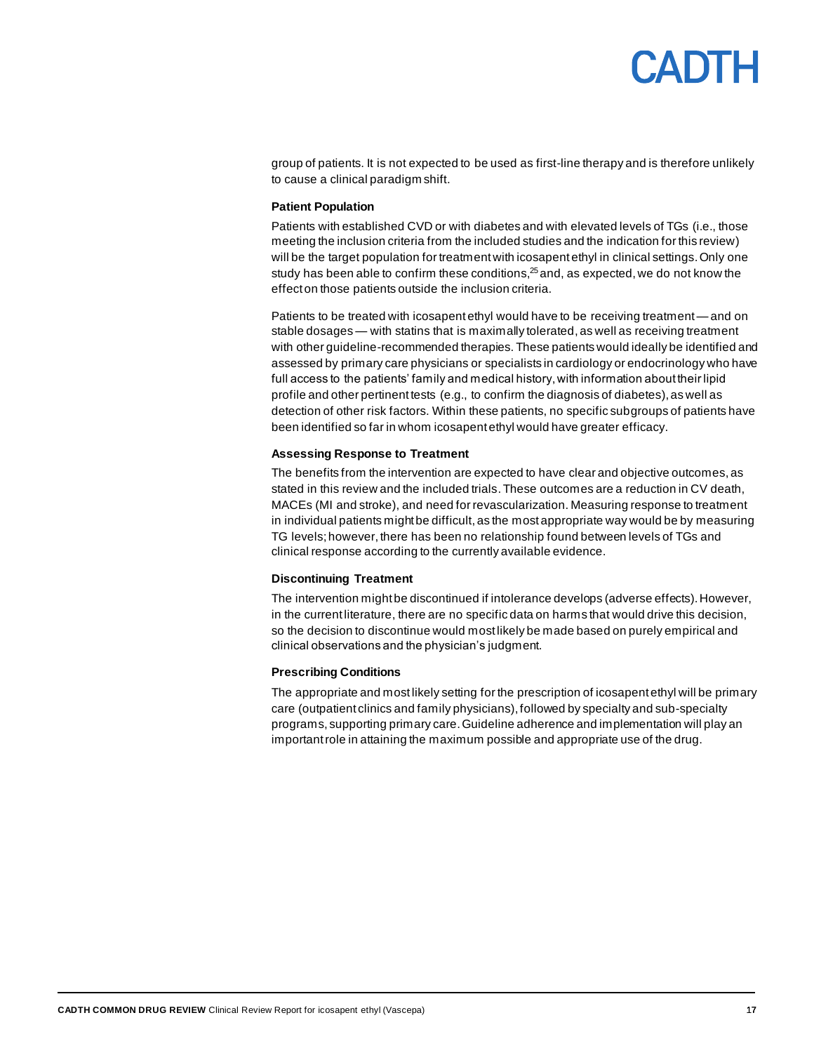group of patients. It is not expected to be used as first-line therapy and is therefore unlikely to cause a clinical paradigm shift.

**Patient Population**

Patients with established CVD or with diabetes and with elevated levels of TGs (i.e., those meeting the inclusion criteria from the included studies and the indication for this review) will be the target population for treatment with icosapent ethyl in clinical settings. Only one study has been able to confirm these conditions,[25] and, as expected, we do not know the effect on those patients outside the inclusion criteria.

Patients to be treated with icosapent ethyl would have to be receiving treatment — and on stable dosages — with statins that is maximally tolerated, as well as receiving treatment with other guideline-recommended therapies. These patients would ideally be identified and assessed by primary care physicians or specialists in cardiology or endocrinology who have full access to the patients' family and medical history, with information about their lipid profile and other pertinent tests (e.g., to confirm the diagnosis of diabetes), as well as detection of other risk factors. Within these patients, no specific subgroups of patients have been identified so far in whom icosapent ethyl would have greater efficacy.

**Assessing Response to Treatment**

The benefits from the intervention are expected to have clear and objective outcomes, as stated in this review and the included trials. These outcomes are a reduction in CV death, MACEs (MI and stroke), and need for revascularization. Measuring response to treatment in individual patients might be difficult, as the most appropriate way would be by measuring TG levels; however, there has been no relationship found between levels of TGs and clinical response according to the currently available evidence.

**Discontinuing Treatment**

The intervention might be discontinued if intolerance develops (adverse effects). However, in the current literature, there are no specific data on harms that would drive this decision, so the decision to discontinue would most likely be made based on purely empirical and clinical observations and the physician's judgment.

**Prescribing Conditions**

The appropriate and most likely setting for the prescription of icosapent ethyl will be primary care (outpatient clinics and family physicians), followed by specialty and sub-specialty programs, supporting primary care. Guideline adherence and implementation will play an important role in attaining the maximum possible and appropriate use of the drug.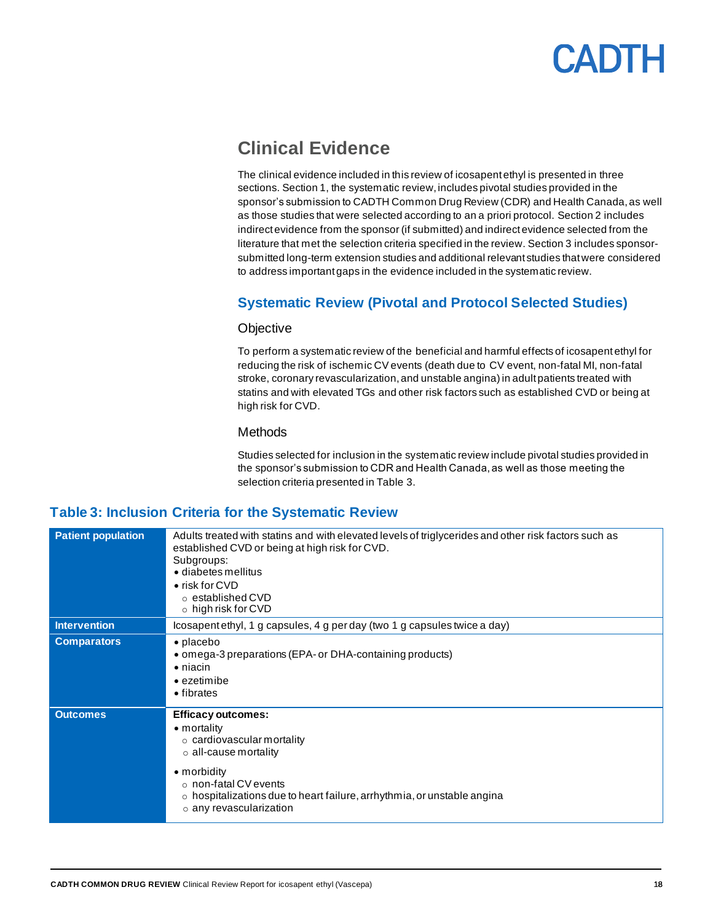# Clinical Evidence

The clinical evidence included in this review of icosapent ethyl is presented in three sections. Section 1, the systematic review, includes pivotal studies provided in the sponsor's submission to CADTH Common Drug Review (CDR) and Health Canada, as well as those studies that were selected according to an a priori protocol. Section 2 includes indirect evidence from the sponsor (if submitted) and indirect evidence selected from the literature that met the selection criteria specified in the review. Section 3 includes sponsor-submitted long-term extension studies and additional relevant studies that were considered to address important gaps in the evidence included in the systematic review.

## Systematic Review (Pivotal and Protocol Selected Studies)

### Objective

To perform a systematic review of the beneficial and harmful effects of icosapent ethyl for reducing the risk of ischemic CV events (death due to CV event, non-fatal MI, non-fatal stroke, coronary revascularization, and unstable angina) in adult patients treated with statins and with elevated TGs and other risk factors such as established CVD or being at high risk for CVD.

### Methods

Studies selected for inclusion in the systematic review include pivotal studies provided in the sponsor's submission to CDR and Health Canada, as well as those meeting the selection criteria presented in Table 3.

## Table 3: Inclusion Criteria for the Systematic Review

| | |
|---|---|
| **Patient population** | Adults treated with statins and with elevated levels of triglycerides and other risk factors such as established CVD or being at high risk for CVD.<br>Subgroups:<br>• diabetes mellitus<br>• risk for CVD<br>  ○ established CVD<br>  ○ high risk for CVD |
| **Intervention** | Icosapent ethyl, 1 g capsules, 4 g per day (two 1 g capsules twice a day) |
| **Comparators** | • placebo<br>• omega-3 preparations (EPA- or DHA-containing products)<br>• niacin<br>• ezetimibe<br>• fibrates |
| **Outcomes** | **Efficacy outcomes:**<br>• mortality<br>  ○ cardiovascular mortality<br>  ○ all-cause mortality<br>• morbidity<br>  ○ non-fatal CV events<br>  ○ hospitalizations due to heart failure, arrhythmia, or unstable angina<br>  ○ any revascularization |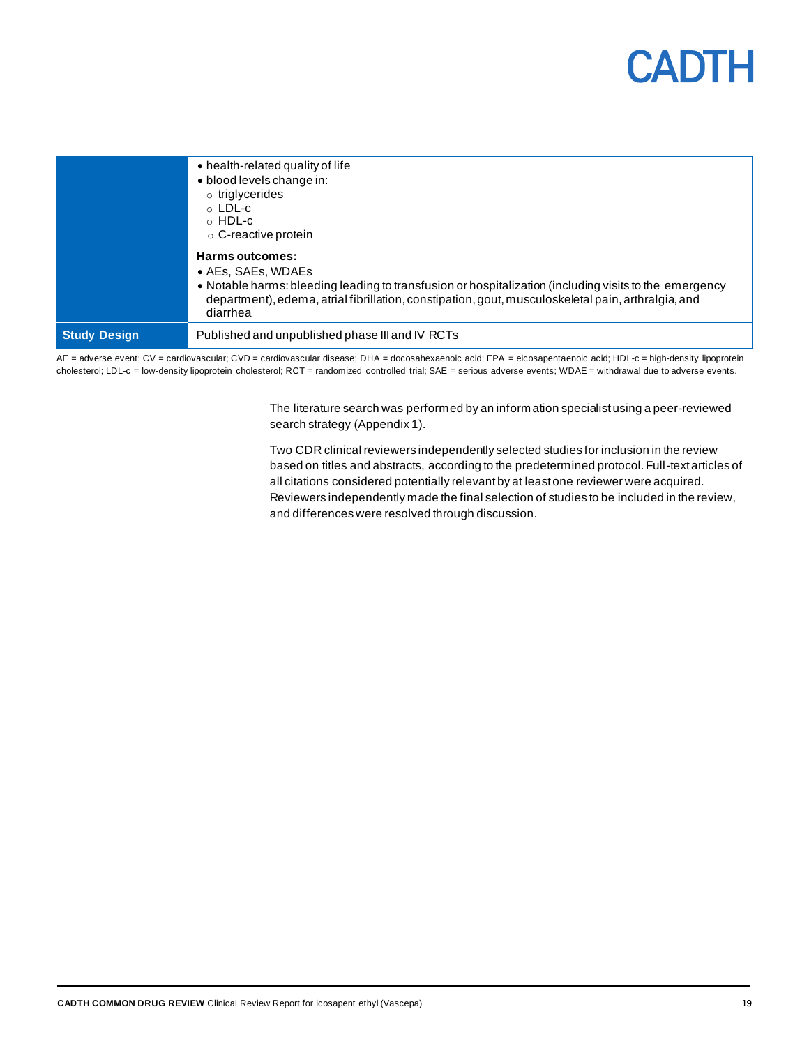| | |
|---|---|
| | • health-related quality of life<br>• blood levels change in:<br>  ○ triglycerides<br>  ○ LDL-c<br>  ○ HDL-c<br>  ○ C-reactive protein<br><br>**Harms outcomes:**<br>• AEs, SAEs, WDAEs<br>• Notable harms: bleeding leading to transfusion or hospitalization (including visits to the emergency department), edema, atrial fibrillation, constipation, gout, musculoskeletal pain, arthralgia, and diarrhea |
| **Study Design** | Published and unpublished phase III and IV RCTs |

AE = adverse event; CV = cardiovascular; CVD = cardiovascular disease; DHA = docosahexaenoic acid; EPA = eicosapentaenoic acid; HDL-c = high-density lipoprotein cholesterol; LDL-c = low-density lipoprotein cholesterol; RCT = randomized controlled trial; SAE = serious adverse events; WDAE = withdrawal due to adverse events.

The literature search was performed by an information specialist using a peer-reviewed search strategy (Appendix 1).

Two CDR clinical reviewers independently selected studies for inclusion in the review based on titles and abstracts, according to the predetermined protocol. Full-text articles of all citations considered potentially relevant by at least one reviewer were acquired. Reviewers independently made the final selection of studies to be included in the review, and differences were resolved through discussion.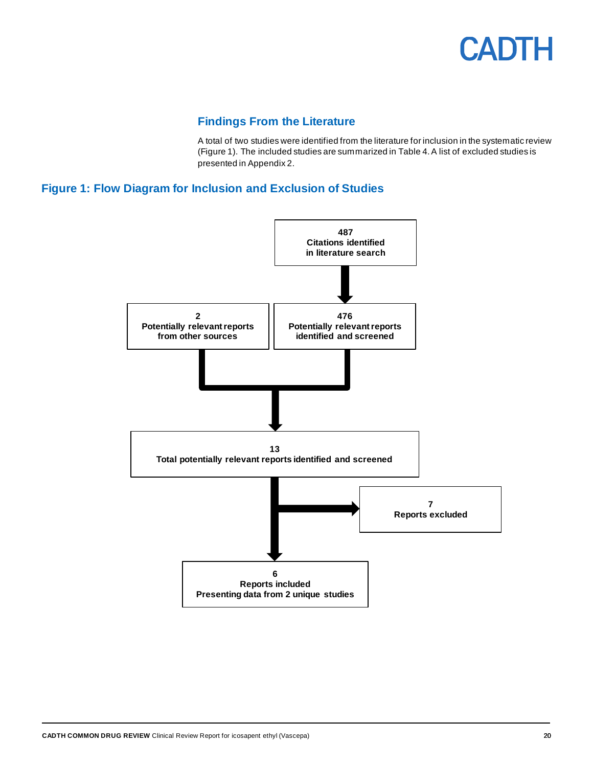## Findings From the Literature

A total of two studies were identified from the literature for inclusion in the systematic review (Figure 1). The included studies are summarized in Table 4. A list of excluded studies is presented in Appendix 2.

## Figure 1: Flow Diagram for Inclusion and Exclusion of Studies

**487**
**Citations identified in literature search**

**2**
**Potentially relevant reports from other sources**

**476**
**Potentially relevant reports identified and screened**

**13**
**Total potentially relevant reports identified and screened**

**7**
**Reports excluded**

**6**
**Reports included**
**Presenting data from 2 unique studies**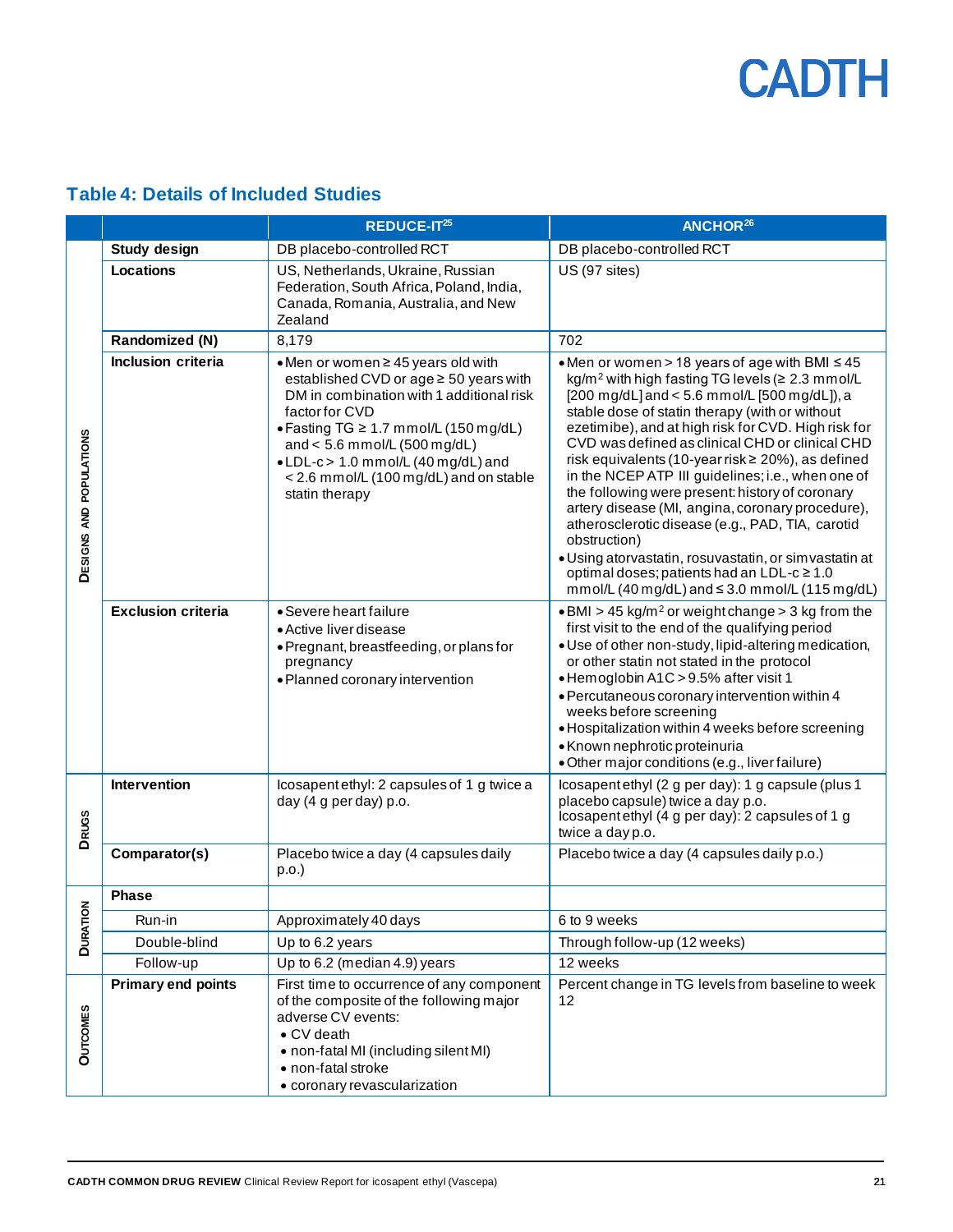## Table 4: Details of Included Studies

| | | REDUCE-IT[25] | ANCHOR[26] |
|---|---|---|---|
| Designs and Populations | Study design | DB placebo-controlled RCT | DB placebo-controlled RCT |
| | Locations | US, Netherlands, Ukraine, Russian Federation, South Africa, Poland, India, Canada, Romania, Australia, and New Zealand | US (97 sites) |
| | Randomized (N) | 8,179 | 702 |
| | Inclusion criteria | • Men or women ≥ 45 years old with established CVD or age ≥ 50 years with DM in combination with 1 additional risk factor for CVD<br>• Fasting TG ≥ 1.7 mmol/L (150 mg/dL) and < 5.6 mmol/L (500 mg/dL)<br>• LDL-c > 1.0 mmol/L (40 mg/dL) and < 2.6 mmol/L (100 mg/dL) and on stable statin therapy | • Men or women > 18 years of age with BMI ≤ 45 kg/m$^2$ with high fasting TG levels (≥ 2.3 mmol/L [200 mg/dL] and < 5.6 mmol/L [500 mg/dL]), a stable dose of statin therapy (with or without ezetimibe), and at high risk for CVD. High risk for CVD was defined as clinical CHD or clinical CHD risk equivalents (10-year risk ≥ 20%), as defined in the NCEP ATP III guidelines; i.e., when one of the following were present: history of coronary artery disease (MI, angina, coronary procedure), atherosclerotic disease (e.g., PAD, TIA, carotid obstruction)<br>• Using atorvastatin, rosuvastatin, or simvastatin at optimal doses; patients had an LDL-c ≥ 1.0 mmol/L (40 mg/dL) and ≤ 3.0 mmol/L (115 mg/dL) |
| | Exclusion criteria | • Severe heart failure<br>• Active liver disease<br>• Pregnant, breastfeeding, or plans for pregnancy<br>• Planned coronary intervention | • BMI > 45 kg/m$^2$ or weight change > 3 kg from the first visit to the end of the qualifying period<br>• Use of other non-study, lipid-altering medication, or other statin not stated in the protocol<br>• Hemoglobin A1C > 9.5% after visit 1<br>• Percutaneous coronary intervention within 4 weeks before screening<br>• Hospitalization within 4 weeks before screening<br>• Known nephrotic proteinuria<br>• Other major conditions (e.g., liver failure) |
| Drugs | Intervention | Icosapent ethyl: 2 capsules of 1 g twice a day (4 g per day) p.o. | Icosapent ethyl (2 g per day): 1 g capsule (plus 1 placebo capsule) twice a day p.o.<br>Icosapent ethyl (4 g per day): 2 capsules of 1 g twice a day p.o. |
| | Comparator(s) | Placebo twice a day (4 capsules daily p.o.) | Placebo twice a day (4 capsules daily p.o.) |
| Duration | Phase | | |
| | Run-in | Approximately 40 days | 6 to 9 weeks |
| | Double-blind | Up to 6.2 years | Through follow-up (12 weeks) |
| | Follow-up | Up to 6.2 (median 4.9) years | 12 weeks |
| Outcomes | Primary end points | First time to occurrence of any component of the composite of the following major adverse CV events:<br>• CV death<br>• non-fatal MI (including silent MI)<br>• non-fatal stroke<br>• coronary revascularization | Percent change in TG levels from baseline to week 12 |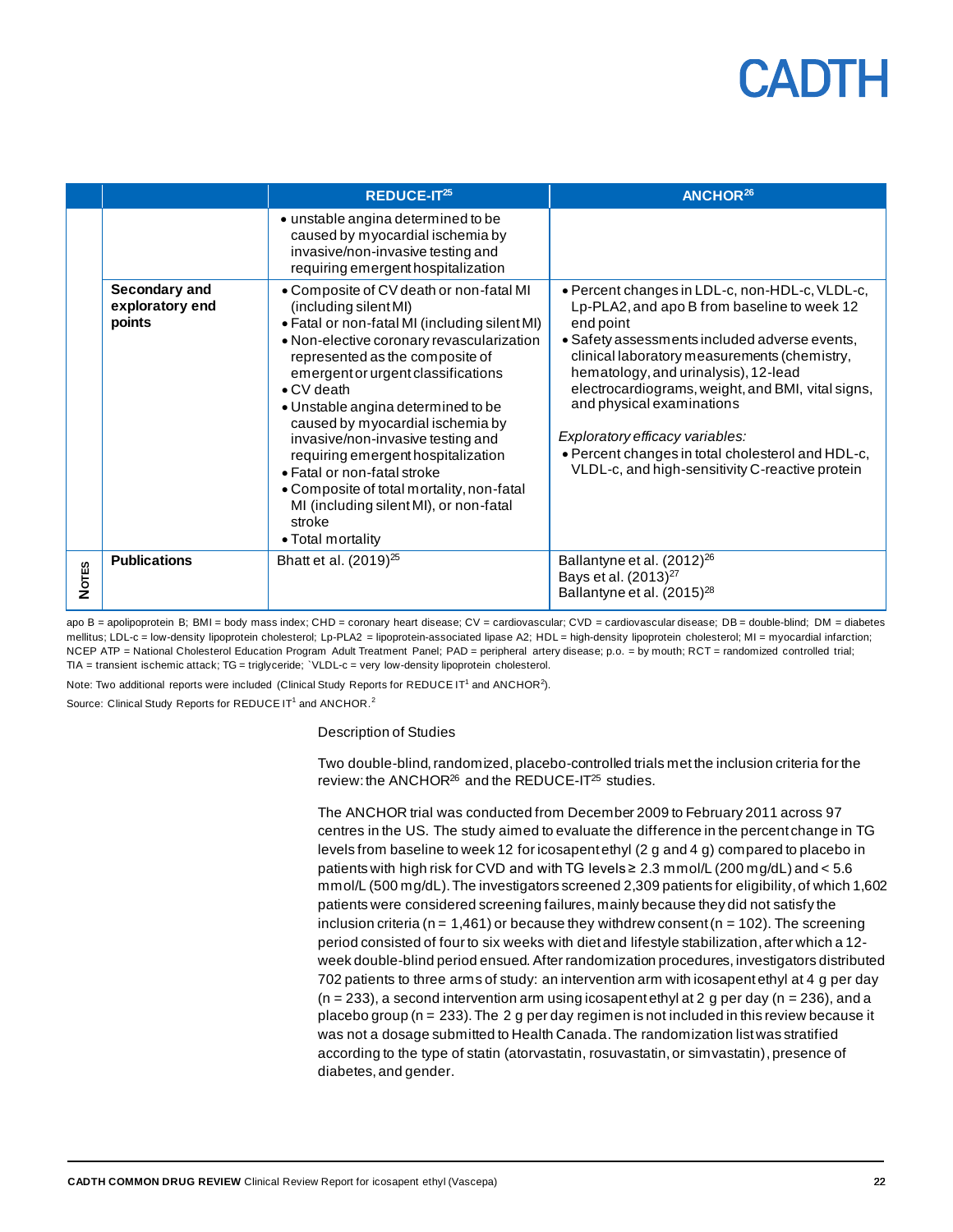|  |  | REDUCE-IT[25] | ANCHOR[26] |
|---|---|---|---|
|  |  | • unstable angina determined to be caused by myocardial ischemia by invasive/non-invasive testing and requiring emergent hospitalization |  |
|  | **Secondary and exploratory end points** | • Composite of CV death or non-fatal MI (including silent MI)<br>• Fatal or non-fatal MI (including silent MI)<br>• Non-elective coronary revascularization represented as the composite of emergent or urgent classifications<br>• CV death<br>• Unstable angina determined to be caused by myocardial ischemia by invasive/non-invasive testing and requiring emergent hospitalization<br>• Fatal or non-fatal stroke<br>• Composite of total mortality, non-fatal MI (including silent MI), or non-fatal stroke<br>• Total mortality | • Percent changes in LDL-c, non-HDL-c, VLDL-c, Lp-PLA2, and apo B from baseline to week 12 end point<br>• Safety assessments included adverse events, clinical laboratory measurements (chemistry, hematology, and urinalysis), 12-lead electrocardiograms, weight, and BMI, vital signs, and physical examinations<br><br>*Exploratory efficacy variables:*<br>• Percent changes in total cholesterol and HDL-c, VLDL-c, and high-sensitivity C-reactive protein |
| **Notes** | **Publications** | Bhatt et al. (2019)[25] | Ballantyne et al. (2012)[26]<br>Bays et al. (2013)[27]<br>Ballantyne et al. (2015)[28] |

apo B = apolipoprotein B; BMI = body mass index; CHD = coronary heart disease; CV = cardiovascular; CVD = cardiovascular disease; DB = double-blind; DM = diabetes mellitus; LDL-c = low-density lipoprotein cholesterol; Lp-PLA2 = lipoprotein-associated lipase A2; HDL = high-density lipoprotein cholesterol; MI = myocardial infarction; NCEP ATP = National Cholesterol Education Program Adult Treatment Panel; PAD = peripheral artery disease; p.o. = by mouth; RCT = randomized controlled trial; TIA = transient ischemic attack; TG = triglyceride; `VLDL-c = very low-density lipoprotein cholesterol.

Note: Two additional reports were included (Clinical Study Reports for REDUCE IT[1] and ANCHOR[2]).

Source: Clinical Study Reports for REDUCE IT[1] and ANCHOR.[2]

Description of Studies

Two double-blind, randomized, placebo-controlled trials met the inclusion criteria for the review: the ANCHOR[26] and the REDUCE-IT[25] studies.

The ANCHOR trial was conducted from December 2009 to February 2011 across 97 centres in the US. The study aimed to evaluate the difference in the percent change in TG levels from baseline to week 12 for icosapent ethyl (2 g and 4 g) compared to placebo in patients with high risk for CVD and with TG levels ≥ 2.3 mmol/L (200 mg/dL) and < 5.6 mmol/L (500 mg/dL). The investigators screened 2,309 patients for eligibility, of which 1,602 patients were considered screening failures, mainly because they did not satisfy the inclusion criteria (n = 1,461) or because they withdrew consent (n = 102). The screening period consisted of four to six weeks with diet and lifestyle stabilization, after which a 12-week double-blind period ensued. After randomization procedures, investigators distributed 702 patients to three arms of study: an intervention arm with icosapent ethyl at 4 g per day (n = 233), a second intervention arm using icosapent ethyl at 2 g per day (n = 236), and a placebo group (n = 233). The 2 g per day regimen is not included in this review because it was not a dosage submitted to Health Canada. The randomization list was stratified according to the type of statin (atorvastatin, rosuvastatin, or simvastatin), presence of diabetes, and gender.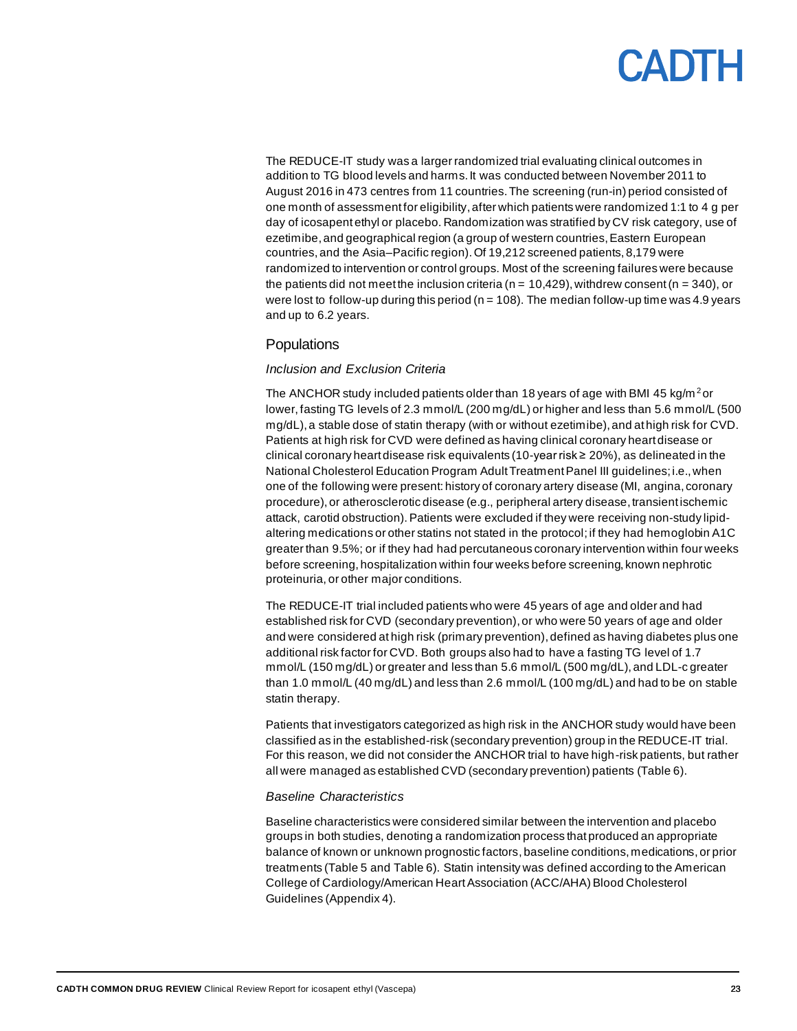The REDUCE-IT study was a larger randomized trial evaluating clinical outcomes in addition to TG blood levels and harms. It was conducted between November 2011 to August 2016 in 473 centres from 11 countries. The screening (run-in) period consisted of one month of assessment for eligibility, after which patients were randomized 1:1 to 4 g per day of icosapent ethyl or placebo. Randomization was stratified by CV risk category, use of ezetimibe, and geographical region (a group of western countries, Eastern European countries, and the Asia–Pacific region). Of 19,212 screened patients, 8,179 were randomized to intervention or control groups. Most of the screening failures were because the patients did not meet the inclusion criteria (n = 10,429), withdrew consent (n = 340), or were lost to follow-up during this period (n = 108). The median follow-up time was 4.9 years and up to 6.2 years.

## Populations

### *Inclusion and Exclusion Criteria*

The ANCHOR study included patients older than 18 years of age with BMI 45 kg/$m^2$ or lower, fasting TG levels of 2.3 mmol/L (200 mg/dL) or higher and less than 5.6 mmol/L (500 mg/dL), a stable dose of statin therapy (with or without ezetimibe), and at high risk for CVD. Patients at high risk for CVD were defined as having clinical coronary heart disease or clinical coronary heart disease risk equivalents (10-year risk ≥ 20%), as delineated in the National Cholesterol Education Program Adult Treatment Panel III guidelines; i.e., when one of the following were present: history of coronary artery disease (MI, angina, coronary procedure), or atherosclerotic disease (e.g., peripheral artery disease, transient ischemic attack, carotid obstruction). Patients were excluded if they were receiving non-study lipid-altering medications or other statins not stated in the protocol; if they had hemoglobin A1C greater than 9.5%; or if they had had percutaneous coronary intervention within four weeks before screening, hospitalization within four weeks before screening, known nephrotic proteinuria, or other major conditions.

The REDUCE-IT trial included patients who were 45 years of age and older and had established risk for CVD (secondary prevention), or who were 50 years of age and older and were considered at high risk (primary prevention), defined as having diabetes plus one additional risk factor for CVD. Both groups also had to have a fasting TG level of 1.7 mmol/L (150 mg/dL) or greater and less than 5.6 mmol/L (500 mg/dL), and LDL-c greater than 1.0 mmol/L (40 mg/dL) and less than 2.6 mmol/L (100 mg/dL) and had to be on stable statin therapy.

Patients that investigators categorized as high risk in the ANCHOR study would have been classified as in the established-risk (secondary prevention) group in the REDUCE-IT trial. For this reason, we did not consider the ANCHOR trial to have high-risk patients, but rather all were managed as established CVD (secondary prevention) patients (Table 6).

### *Baseline Characteristics*

Baseline characteristics were considered similar between the intervention and placebo groups in both studies, denoting a randomization process that produced an appropriate balance of known or unknown prognostic factors, baseline conditions, medications, or prior treatments (Table 5 and Table 6). Statin intensity was defined according to the American College of Cardiology/American Heart Association (ACC/AHA) Blood Cholesterol Guidelines (Appendix 4).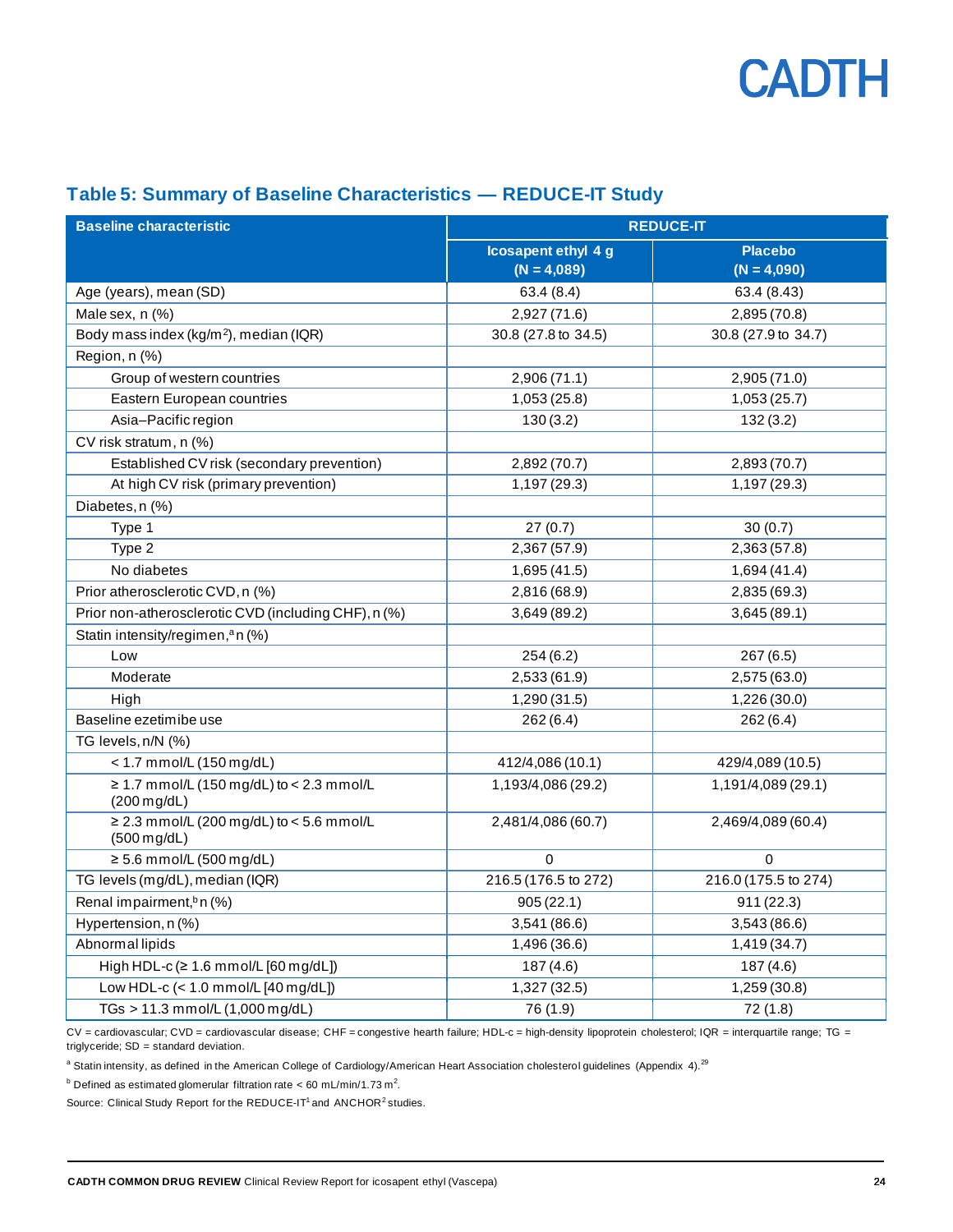## Table 5: Summary of Baseline Characteristics — REDUCE-IT Study

| Baseline characteristic | REDUCE-IT | |
|---|---|---|
| | Icosapent ethyl 4 g (N = 4,089) | Placebo (N = 4,090) |
| Age (years), mean (SD) | 63.4 (8.4) | 63.4 (8.43) |
| Male sex, n (%) | 2,927 (71.6) | 2,895 (70.8) |
| Body mass index (kg/m²), median (IQR) | 30.8 (27.8 to 34.5) | 30.8 (27.9 to 34.7) |
| Region, n (%) | | |
| Group of western countries | 2,906 (71.1) | 2,905 (71.0) |
| Eastern European countries | 1,053 (25.8) | 1,053 (25.7) |
| Asia–Pacific region | 130 (3.2) | 132 (3.2) |
| CV risk stratum, n (%) | | |
| Established CV risk (secondary prevention) | 2,892 (70.7) | 2,893 (70.7) |
| At high CV risk (primary prevention) | 1,197 (29.3) | 1,197 (29.3) |
| Diabetes, n (%) | | |
| Type 1 | 27 (0.7) | 30 (0.7) |
| Type 2 | 2,367 (57.9) | 2,363 (57.8) |
| No diabetes | 1,695 (41.5) | 1,694 (41.4) |
| Prior atherosclerotic CVD, n (%) | 2,816 (68.9) | 2,835 (69.3) |
| Prior non-atherosclerotic CVD (including CHF), n (%) | 3,649 (89.2) | 3,645 (89.1) |
| Statin intensity/regimen,[a] n (%) | | |
| Low | 254 (6.2) | 267 (6.5) |
| Moderate | 2,533 (61.9) | 2,575 (63.0) |
| High | 1,290 (31.5) | 1,226 (30.0) |
| Baseline ezetimibe use | 262 (6.4) | 262 (6.4) |
| TG levels, n/N (%) | | |
| < 1.7 mmol/L (150 mg/dL) | 412/4,086 (10.1) | 429/4,089 (10.5) |
| ≥ 1.7 mmol/L (150 mg/dL) to < 2.3 mmol/L (200 mg/dL) | 1,193/4,086 (29.2) | 1,191/4,089 (29.1) |
| ≥ 2.3 mmol/L (200 mg/dL) to < 5.6 mmol/L (500 mg/dL) | 2,481/4,086 (60.7) | 2,469/4,089 (60.4) |
| ≥ 5.6 mmol/L (500 mg/dL) | 0 | 0 |
| TG levels (mg/dL), median (IQR) | 216.5 (176.5 to 272) | 216.0 (175.5 to 274) |
| Renal impairment,[b] n (%) | 905 (22.1) | 911 (22.3) |
| Hypertension, n (%) | 3,541 (86.6) | 3,543 (86.6) |
| Abnormal lipids | 1,496 (36.6) | 1,419 (34.7) |
| High HDL-c (≥ 1.6 mmol/L [60 mg/dL]) | 187 (4.6) | 187 (4.6) |
| Low HDL-c (< 1.0 mmol/L [40 mg/dL]) | 1,327 (32.5) | 1,259 (30.8) |
| TGs > 11.3 mmol/L (1,000 mg/dL) | 76 (1.9) | 72 (1.8) |

CV = cardiovascular; CVD = cardiovascular disease; CHF = congestive hearth failure; HDL-c = high-density lipoprotein cholesterol; IQR = interquartile range; TG = triglyceride; SD = standard deviation.

[a] Statin intensity, as defined in the American College of Cardiology/American Heart Association cholesterol guidelines (Appendix 4).[29]

[b] Defined as estimated glomerular filtration rate < 60 mL/min/1.73 m².

Source: Clinical Study Report for the REDUCE-IT[1] and ANCHOR[2] studies.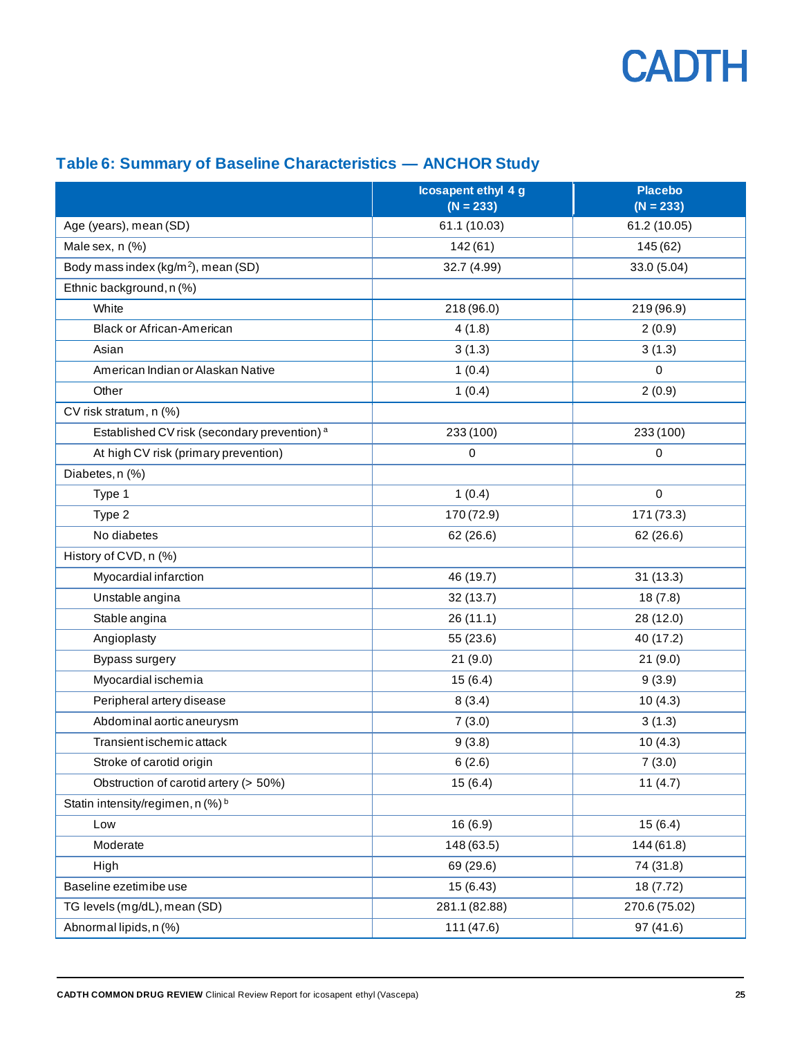## Table 6: Summary of Baseline Characteristics — ANCHOR Study

| | Icosapent ethyl 4 g (N = 233) | Placebo (N = 233) |
|---|---|---|
| Age (years), mean (SD) | 61.1 (10.03) | 61.2 (10.05) |
| Male sex, n (%) | 142 (61) | 145 (62) |
| Body mass index (kg/m$^2$), mean (SD) | 32.7 (4.99) | 33.0 (5.04) |
| Ethnic background, n (%) | | |
| White | 218 (96.0) | 219 (96.9) |
| Black or African-American | 4 (1.8) | 2 (0.9) |
| Asian | 3 (1.3) | 3 (1.3) |
| American Indian or Alaskan Native | 1 (0.4) | 0 |
| Other | 1 (0.4) | 2 (0.9) |
| CV risk stratum, n (%) | | |
| Established CV risk (secondary prevention) [a] | 233 (100) | 233 (100) |
| At high CV risk (primary prevention) | 0 | 0 |
| Diabetes, n (%) | | |
| Type 1 | 1 (0.4) | 0 |
| Type 2 | 170 (72.9) | 171 (73.3) |
| No diabetes | 62 (26.6) | 62 (26.6) |
| History of CVD, n (%) | | |
| Myocardial infarction | 46 (19.7) | 31 (13.3) |
| Unstable angina | 32 (13.7) | 18 (7.8) |
| Stable angina | 26 (11.1) | 28 (12.0) |
| Angioplasty | 55 (23.6) | 40 (17.2) |
| Bypass surgery | 21 (9.0) | 21 (9.0) |
| Myocardial ischemia | 15 (6.4) | 9 (3.9) |
| Peripheral artery disease | 8 (3.4) | 10 (4.3) |
| Abdominal aortic aneurysm | 7 (3.0) | 3 (1.3) |
| Transient ischemic attack | 9 (3.8) | 10 (4.3) |
| Stroke of carotid origin | 6 (2.6) | 7 (3.0) |
| Obstruction of carotid artery (> 50%) | 15 (6.4) | 11 (4.7) |
| Statin intensity/regimen, n (%) [b] | | |
| Low | 16 (6.9) | 15 (6.4) |
| Moderate | 148 (63.5) | 144 (61.8) |
| High | 69 (29.6) | 74 (31.8) |
| Baseline ezetimibe use | 15 (6.43) | 18 (7.72) |
| TG levels (mg/dL), mean (SD) | 281.1 (82.88) | 270.6 (75.02) |
| Abnormal lipids, n (%) | 111 (47.6) | 97 (41.6) |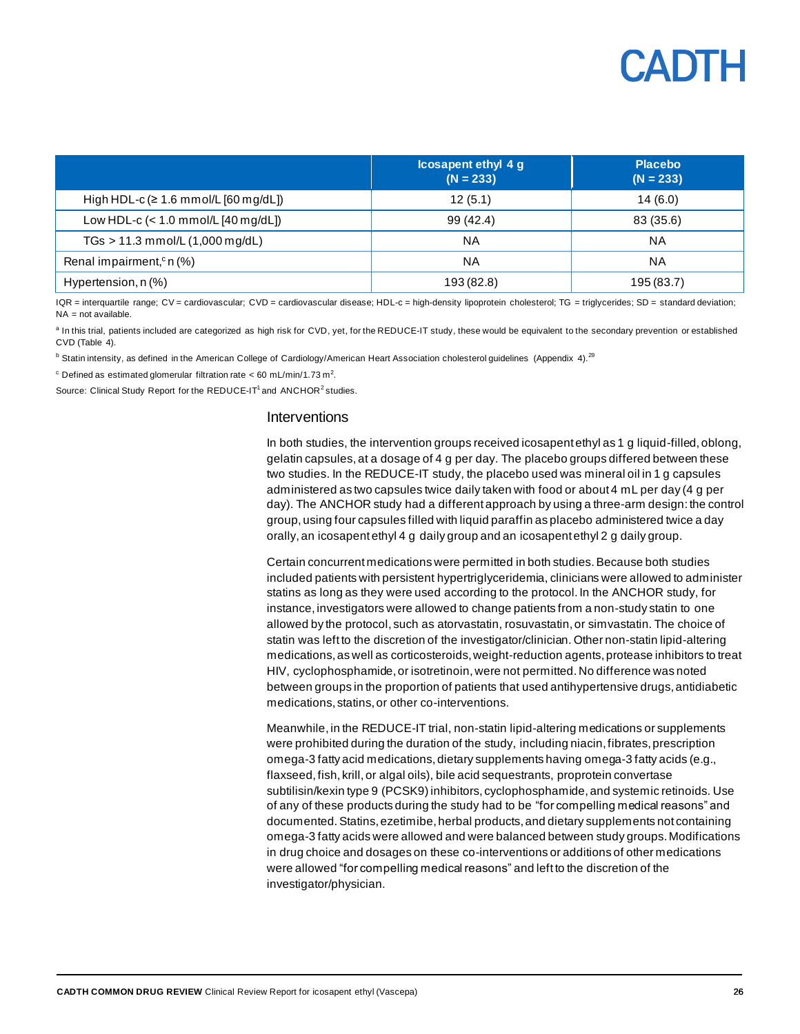|  | Icosapent ethyl 4 g (N = 233) | Placebo (N = 233) |
|---|---|---|
| High HDL-c (≥ 1.6 mmol/L [60 mg/dL]) | 12 (5.1) | 14 (6.0) |
| Low HDL-c (< 1.0 mmol/L [40 mg/dL]) | 99 (42.4) | 83 (35.6) |
| TGs > 11.3 mmol/L (1,000 mg/dL) | NA | NA |
| Renal impairment,[c] n (%) | NA | NA |
| Hypertension, n (%) | 193 (82.8) | 195 (83.7) |

IQR = interquartile range; CV = cardiovascular; CVD = cardiovascular disease; HDL-c = high-density lipoprotein cholesterol; TG = triglycerides; SD = standard deviation; NA = not available.

[a] In this trial, patients included are categorized as high risk for CVD, yet, for the REDUCE-IT study, these would be equivalent to the secondary prevention or established CVD (Table 4).

[b] Statin intensity, as defined in the American College of Cardiology/American Heart Association cholesterol guidelines (Appendix 4).[29]

[c] Defined as estimated glomerular filtration rate < 60 mL/min/1.73 $m^2$.

Source: Clinical Study Report for the REDUCE-IT[1] and ANCHOR[2] studies.

## Interventions

In both studies, the intervention groups received icosapent ethyl as 1 g liquid-filled, oblong, gelatin capsules, at a dosage of 4 g per day. The placebo groups differed between these two studies. In the REDUCE-IT study, the placebo used was mineral oil in 1 g capsules administered as two capsules twice daily taken with food or about 4 mL per day (4 g per day). The ANCHOR study had a different approach by using a three-arm design: the control group, using four capsules filled with liquid paraffin as placebo administered twice a day orally, an icosapent ethyl 4 g daily group and an icosapent ethyl 2 g daily group.

Certain concurrent medications were permitted in both studies. Because both studies included patients with persistent hypertriglyceridemia, clinicians were allowed to administer statins as long as they were used according to the protocol. In the ANCHOR study, for instance, investigators were allowed to change patients from a non-study statin to one allowed by the protocol, such as atorvastatin, rosuvastatin, or simvastatin. The choice of statin was left to the discretion of the investigator/clinician. Other non-statin lipid-altering medications, as well as corticosteroids, weight-reduction agents, protease inhibitors to treat HIV, cyclophosphamide, or isotretinoin, were not permitted. No difference was noted between groups in the proportion of patients that used antihypertensive drugs, antidiabetic medications, statins, or other co-interventions.

Meanwhile, in the REDUCE-IT trial, non-statin lipid-altering medications or supplements were prohibited during the duration of the study, including niacin, fibrates, prescription omega-3 fatty acid medications, dietary supplements having omega-3 fatty acids (e.g., flaxseed, fish, krill, or algal oils), bile acid sequestrants, proprotein convertase subtilisin/kexin type 9 (PCSK9) inhibitors, cyclophosphamide, and systemic retinoids. Use of any of these products during the study had to be "for compelling medical reasons" and documented. Statins, ezetimibe, herbal products, and dietary supplements not containing omega-3 fatty acids were allowed and were balanced between study groups. Modifications in drug choice and dosages on these co-interventions or additions of other medications were allowed "for compelling medical reasons" and left to the discretion of the investigator/physician.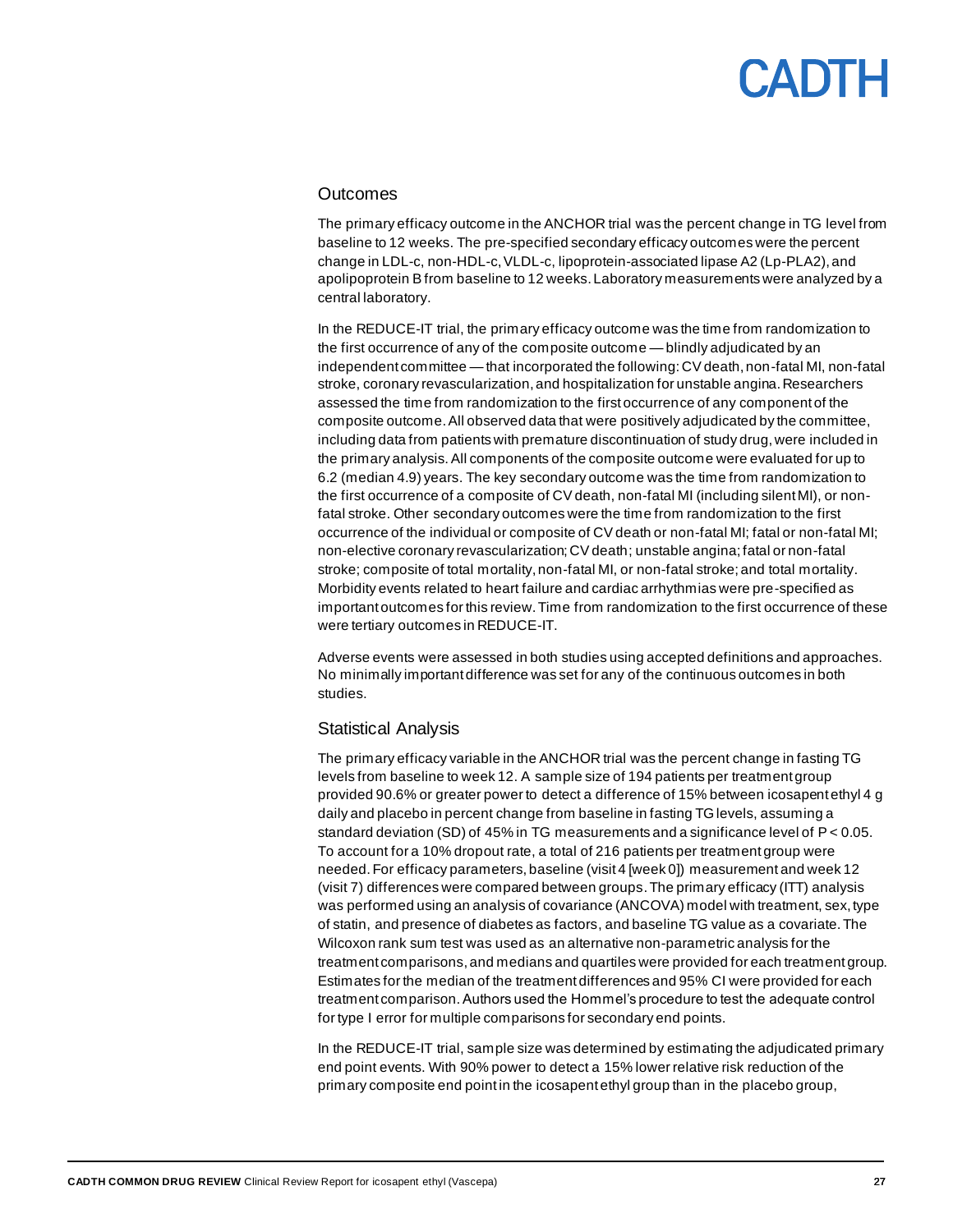## Outcomes

The primary efficacy outcome in the ANCHOR trial was the percent change in TG level from baseline to 12 weeks. The pre-specified secondary efficacy outcomes were the percent change in LDL-c, non-HDL-c, VLDL-c, lipoprotein-associated lipase A2 (Lp-PLA2), and apolipoprotein B from baseline to 12 weeks. Laboratory measurements were analyzed by a central laboratory.

In the REDUCE-IT trial, the primary efficacy outcome was the time from randomization to the first occurrence of any of the composite outcome — blindly adjudicated by an independent committee — that incorporated the following: CV death, non-fatal MI, non-fatal stroke, coronary revascularization, and hospitalization for unstable angina. Researchers assessed the time from randomization to the first occurrence of any component of the composite outcome. All observed data that were positively adjudicated by the committee, including data from patients with premature discontinuation of study drug, were included in the primary analysis. All components of the composite outcome were evaluated for up to 6.2 (median 4.9) years. The key secondary outcome was the time from randomization to the first occurrence of a composite of CV death, non-fatal MI (including silent MI), or non-fatal stroke. Other secondary outcomes were the time from randomization to the first occurrence of the individual or composite of CV death or non-fatal MI; fatal or non-fatal MI; non-elective coronary revascularization; CV death; unstable angina; fatal or non-fatal stroke; composite of total mortality, non-fatal MI, or non-fatal stroke; and total mortality. Morbidity events related to heart failure and cardiac arrhythmias were pre-specified as important outcomes for this review. Time from randomization to the first occurrence of these were tertiary outcomes in REDUCE-IT.

Adverse events were assessed in both studies using accepted definitions and approaches. No minimally important difference was set for any of the continuous outcomes in both studies.

## Statistical Analysis

The primary efficacy variable in the ANCHOR trial was the percent change in fasting TG levels from baseline to week 12. A sample size of 194 patients per treatment group provided 90.6% or greater power to detect a difference of 15% between icosapent ethyl 4 g daily and placebo in percent change from baseline in fasting TG levels, assuming a standard deviation (SD) of 45% in TG measurements and a significance level of $P < 0.05$. To account for a 10% dropout rate, a total of 216 patients per treatment group were needed. For efficacy parameters, baseline (visit 4 [week 0]) measurement and week 12 (visit 7) differences were compared between groups. The primary efficacy (ITT) analysis was performed using an analysis of covariance (ANCOVA) model with treatment, sex, type of statin, and presence of diabetes as factors, and baseline TG value as a covariate. The Wilcoxon rank sum test was used as an alternative non-parametric analysis for the treatment comparisons, and medians and quartiles were provided for each treatment group. Estimates for the median of the treatment differences and 95% CI were provided for each treatment comparison. Authors used the Hommel's procedure to test the adequate control for type I error for multiple comparisons for secondary end points.

In the REDUCE-IT trial, sample size was determined by estimating the adjudicated primary end point events. With 90% power to detect a 15% lower relative risk reduction of the primary composite end point in the icosapent ethyl group than in the placebo group,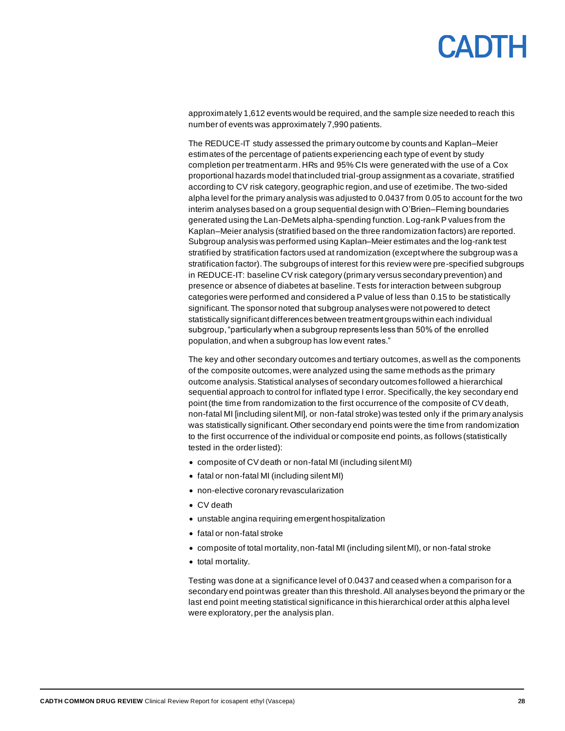approximately 1,612 events would be required, and the sample size needed to reach this number of events was approximately 7,990 patients.

The REDUCE-IT study assessed the primary outcome by counts and Kaplan–Meier estimates of the percentage of patients experiencing each type of event by study completion per treatment arm. HRs and 95% CIs were generated with the use of a Cox proportional hazards model that included trial-group assignment as a covariate, stratified according to CV risk category, geographic region, and use of ezetimibe. The two-sided alpha level for the primary analysis was adjusted to 0.0437 from 0.05 to account for the two interim analyses based on a group sequential design with O'Brien–Fleming boundaries generated using the Lan-DeMets alpha-spending function. Log-rank P values from the Kaplan–Meier analysis (stratified based on the three randomization factors) are reported. Subgroup analysis was performed using Kaplan–Meier estimates and the log-rank test stratified by stratification factors used at randomization (except where the subgroup was a stratification factor). The subgroups of interest for this review were pre-specified subgroups in REDUCE-IT: baseline CV risk category (primary versus secondary prevention) and presence or absence of diabetes at baseline. Tests for interaction between subgroup categories were performed and considered a P value of less than 0.15 to be statistically significant. The sponsor noted that subgroup analyses were not powered to detect statistically significant differences between treatment groups within each individual subgroup, "particularly when a subgroup represents less than 50% of the enrolled population, and when a subgroup has low event rates."

The key and other secondary outcomes and tertiary outcomes, as well as the components of the composite outcomes, were analyzed using the same methods as the primary outcome analysis. Statistical analyses of secondary outcomes followed a hierarchical sequential approach to control for inflated type I error. Specifically, the key secondary end point (the time from randomization to the first occurrence of the composite of CV death, non-fatal MI [including silent MI], or non-fatal stroke) was tested only if the primary analysis was statistically significant. Other secondary end points were the time from randomization to the first occurrence of the individual or composite end points, as follows (statistically tested in the order listed):

- composite of CV death or non-fatal MI (including silent MI)
- fatal or non-fatal MI (including silent MI)
- non-elective coronary revascularization
- CV death
- unstable angina requiring emergent hospitalization
- fatal or non-fatal stroke
- composite of total mortality, non-fatal MI (including silent MI), or non-fatal stroke
- total mortality.

Testing was done at a significance level of 0.0437 and ceased when a comparison for a secondary end point was greater than this threshold. All analyses beyond the primary or the last end point meeting statistical significance in this hierarchical order at this alpha level were exploratory, per the analysis plan.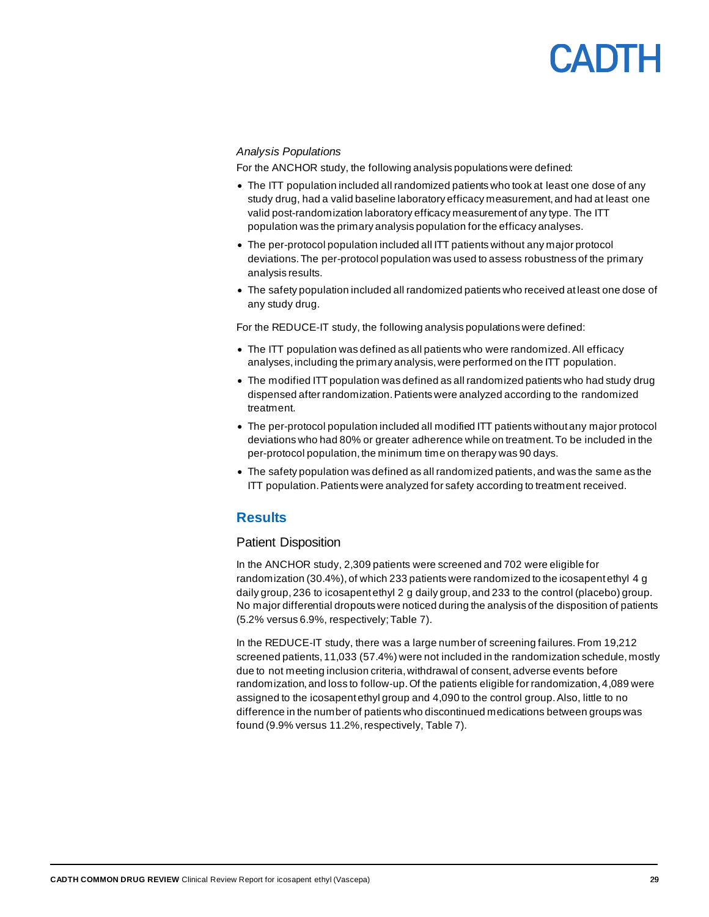*Analysis Populations*

For the ANCHOR study, the following analysis populations were defined:

- The ITT population included all randomized patients who took at least one dose of any study drug, had a valid baseline laboratory efficacy measurement, and had at least one valid post-randomization laboratory efficacy measurement of any type. The ITT population was the primary analysis population for the efficacy analyses.
- The per-protocol population included all ITT patients without any major protocol deviations. The per-protocol population was used to assess robustness of the primary analysis results.
- The safety population included all randomized patients who received at least one dose of any study drug.

For the REDUCE-IT study, the following analysis populations were defined:

- The ITT population was defined as all patients who were randomized. All efficacy analyses, including the primary analysis, were performed on the ITT population.
- The modified ITT population was defined as all randomized patients who had study drug dispensed after randomization. Patients were analyzed according to the randomized treatment.
- The per-protocol population included all modified ITT patients without any major protocol deviations who had 80% or greater adherence while on treatment. To be included in the per-protocol population, the minimum time on therapy was 90 days.
- The safety population was defined as all randomized patients, and was the same as the ITT population. Patients were analyzed for safety according to treatment received.

## Results

### Patient Disposition

In the ANCHOR study, 2,309 patients were screened and 702 were eligible for randomization (30.4%), of which 233 patients were randomized to the icosapent ethyl 4 g daily group, 236 to icosapent ethyl 2 g daily group, and 233 to the control (placebo) group. No major differential dropouts were noticed during the analysis of the disposition of patients (5.2% versus 6.9%, respectively; Table 7).

In the REDUCE-IT study, there was a large number of screening failures. From 19,212 screened patients, 11,033 (57.4%) were not included in the randomization schedule, mostly due to not meeting inclusion criteria, withdrawal of consent, adverse events before randomization, and loss to follow-up. Of the patients eligible for randomization, 4,089 were assigned to the icosapent ethyl group and 4,090 to the control group. Also, little to no difference in the number of patients who discontinued medications between groups was found (9.9% versus 11.2%, respectively, Table 7).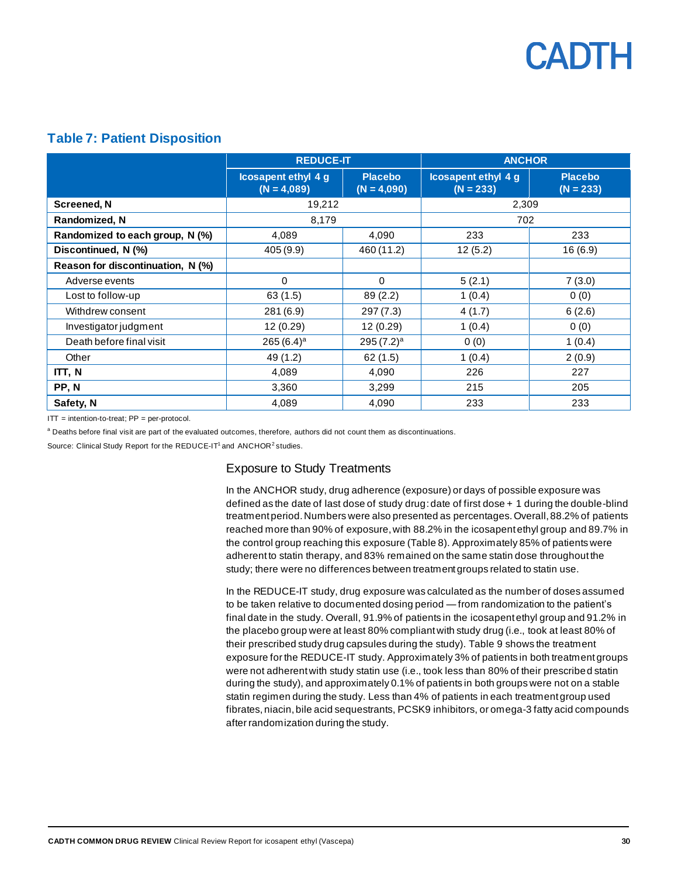## Table 7: Patient Disposition

| | REDUCE-IT | | ANCHOR | |
|---|---|---|---|---|
| | Icosapent ethyl 4 g (N = 4,089) | Placebo (N = 4,090) | Icosapent ethyl 4 g (N = 233) | Placebo (N = 233) |
| **Screened, N** | 19,212 | | 2,309 | |
| **Randomized, N** | 8,179 | | 702 | |
| **Randomized to each group, N (%)** | 4,089 | 4,090 | 233 | 233 |
| **Discontinued, N (%)** | 405 (9.9) | 460 (11.2) | 12 (5.2) | 16 (6.9) |
| **Reason for discontinuation, N (%)** | | | | |
| Adverse events | 0 | 0 | 5 (2.1) | 7 (3.0) |
| Lost to follow-up | 63 (1.5) | 89 (2.2) | 1 (0.4) | 0 (0) |
| Withdrew consent | 281 (6.9) | 297 (7.3) | 4 (1.7) | 6 (2.6) |
| Investigator judgment | 12 (0.29) | 12 (0.29) | 1 (0.4) | 0 (0) |
| Death before final visit | 265 (6.4)[a] | 295 (7.2)[a] | 0 (0) | 1 (0.4) |
| Other | 49 (1.2) | 62 (1.5) | 1 (0.4) | 2 (0.9) |
| **ITT, N** | 4,089 | 4,090 | 226 | 227 |
| **PP, N** | 3,360 | 3,299 | 215 | 205 |
| **Safety, N** | 4,089 | 4,090 | 233 | 233 |

ITT = intention-to-treat; PP = per-protocol.

[a] Deaths before final visit are part of the evaluated outcomes, therefore, authors did not count them as discontinuations.

Source: Clinical Study Report for the REDUCE-IT[1] and ANCHOR[2] studies.

### Exposure to Study Treatments

In the ANCHOR study, drug adherence (exposure) or days of possible exposure was defined as the date of last dose of study drug: date of first dose + 1 during the double-blind treatment period. Numbers were also presented as percentages. Overall, 88.2% of patients reached more than 90% of exposure, with 88.2% in the icosapent ethyl group and 89.7% in the control group reaching this exposure (Table 8). Approximately 85% of patients were adherent to statin therapy, and 83% remained on the same statin dose throughout the study; there were no differences between treatment groups related to statin use.

In the REDUCE-IT study, drug exposure was calculated as the number of doses assumed to be taken relative to documented dosing period — from randomization to the patient's final date in the study. Overall, 91.9% of patients in the icosapent ethyl group and 91.2% in the placebo group were at least 80% compliant with study drug (i.e., took at least 80% of their prescribed study drug capsules during the study). Table 9 shows the treatment exposure for the REDUCE-IT study. Approximately 3% of patients in both treatment groups were not adherent with study statin use (i.e., took less than 80% of their prescribed statin during the study), and approximately 0.1% of patients in both groups were not on a stable statin regimen during the study. Less than 4% of patients in each treatment group used fibrates, niacin, bile acid sequestrants, PCSK9 inhibitors, or omega-3 fatty acid compounds after randomization during the study.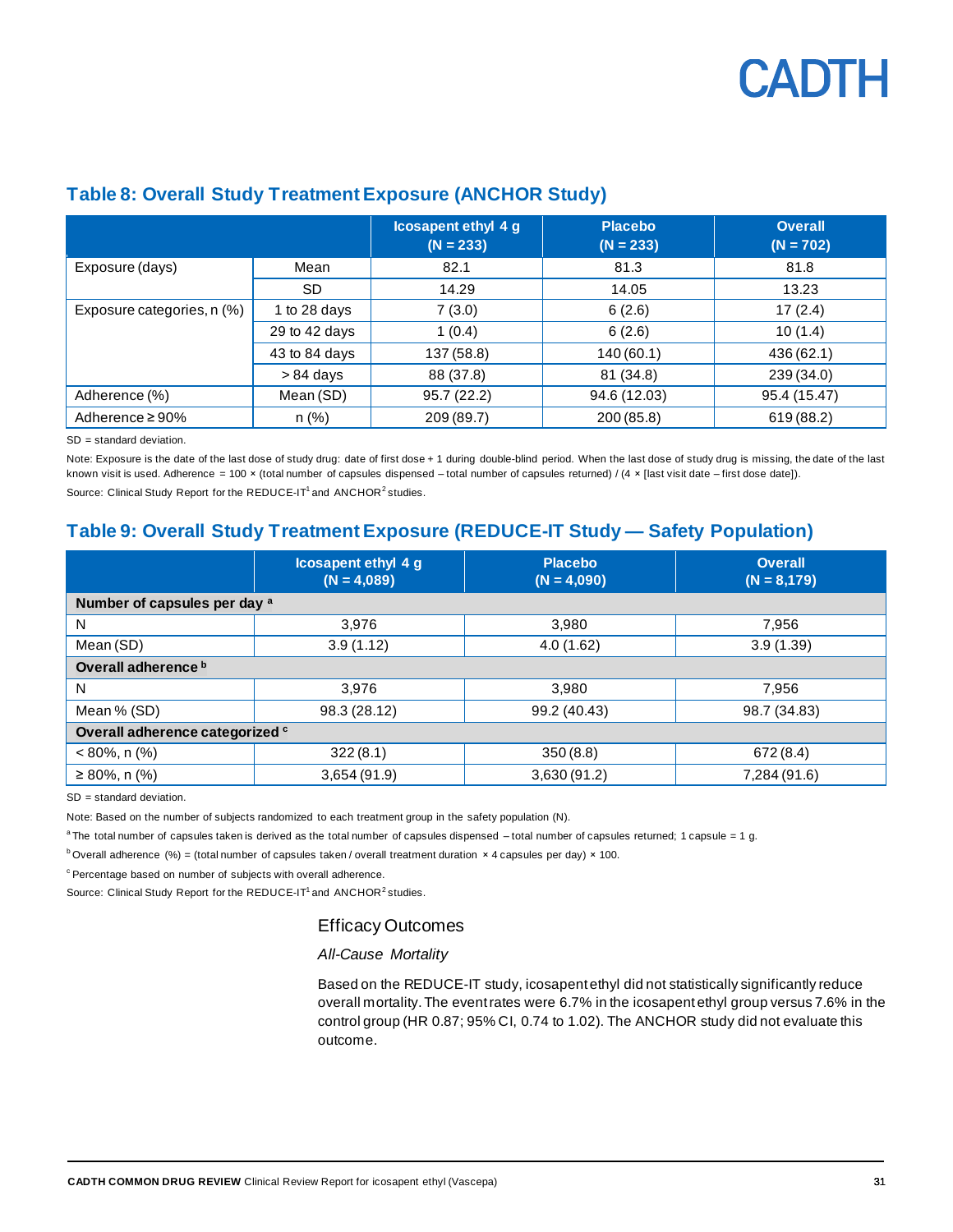## Table 8: Overall Study Treatment Exposure (ANCHOR Study)

| | | Icosapent ethyl 4 g (N = 233) | Placebo (N = 233) | Overall (N = 702) |
|---|---|---|---|---|
| Exposure (days) | Mean | 82.1 | 81.3 | 81.8 |
| | SD | 14.29 | 14.05 | 13.23 |
| Exposure categories, n (%) | 1 to 28 days | 7 (3.0) | 6 (2.6) | 17 (2.4) |
| | 29 to 42 days | 1 (0.4) | 6 (2.6) | 10 (1.4) |
| | 43 to 84 days | 137 (58.8) | 140 (60.1) | 436 (62.1) |
| | > 84 days | 88 (37.8) | 81 (34.8) | 239 (34.0) |
| Adherence (%) | Mean (SD) | 95.7 (22.2) | 94.6 (12.03) | 95.4 (15.47) |
| Adherence ≥ 90% | n (%) | 209 (89.7) | 200 (85.8) | 619 (88.2) |

SD = standard deviation.

Note: Exposure is the date of the last dose of study drug: date of first dose + 1 during double-blind period. When the last dose of study drug is missing, the date of the last known visit is used. Adherence = 100 × (total number of capsules dispensed – total number of capsules returned) / (4 × [last visit date – first dose date]).

Source: Clinical Study Report for the REDUCE-IT[1] and ANCHOR[2] studies.

## Table 9: Overall Study Treatment Exposure (REDUCE-IT Study — Safety Population)

| | Icosapent ethyl 4 g (N = 4,089) | Placebo (N = 4,090) | Overall (N = 8,179) |
|---|---|---|---|
| **Number of capsules per day [a]** | | | |
| N | 3,976 | 3,980 | 7,956 |
| Mean (SD) | 3.9 (1.12) | 4.0 (1.62) | 3.9 (1.39) |
| **Overall adherence [b]** | | | |
| N | 3,976 | 3,980 | 7,956 |
| Mean % (SD) | 98.3 (28.12) | 99.2 (40.43) | 98.7 (34.83) |
| **Overall adherence categorized [c]** | | | |
| < 80%, n (%) | 322 (8.1) | 350 (8.8) | 672 (8.4) |
| ≥ 80%, n (%) | 3,654 (91.9) | 3,630 (91.2) | 7,284 (91.6) |

SD = standard deviation.

Note: Based on the number of subjects randomized to each treatment group in the safety population (N).

[a] The total number of capsules taken is derived as the total number of capsules dispensed – total number of capsules returned; 1 capsule = 1 g.

[b] Overall adherence (%) = (total number of capsules taken / overall treatment duration × 4 capsules per day) × 100.

[c] Percentage based on number of subjects with overall adherence.

Source: Clinical Study Report for the REDUCE-IT[1] and ANCHOR[2] studies.

### Efficacy Outcomes

*All-Cause Mortality*

Based on the REDUCE-IT study, icosapent ethyl did not statistically significantly reduce overall mortality. The event rates were 6.7% in the icosapent ethyl group versus 7.6% in the control group (HR 0.87; 95% CI, 0.74 to 1.02). The ANCHOR study did not evaluate this outcome.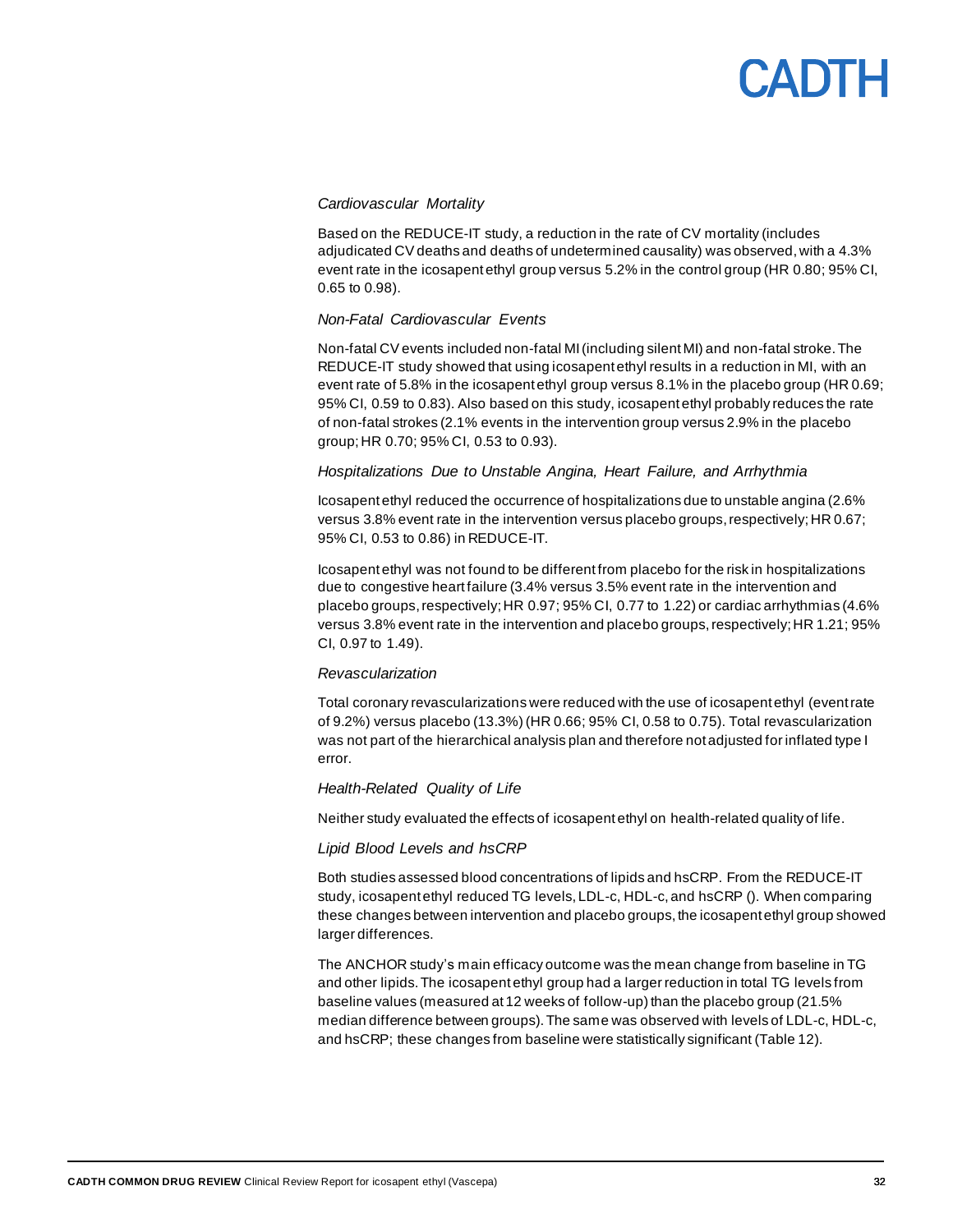#### *Cardiovascular Mortality*

Based on the REDUCE-IT study, a reduction in the rate of CV mortality (includes adjudicated CV deaths and deaths of undetermined causality) was observed, with a 4.3% event rate in the icosapent ethyl group versus 5.2% in the control group (HR 0.80; 95% CI, 0.65 to 0.98).

#### *Non-Fatal Cardiovascular Events*

Non-fatal CV events included non-fatal MI (including silent MI) and non-fatal stroke. The REDUCE-IT study showed that using icosapent ethyl results in a reduction in MI, with an event rate of 5.8% in the icosapent ethyl group versus 8.1% in the placebo group (HR 0.69; 95% CI, 0.59 to 0.83). Also based on this study, icosapent ethyl probably reduces the rate of non-fatal strokes (2.1% events in the intervention group versus 2.9% in the placebo group; HR 0.70; 95% CI, 0.53 to 0.93).

#### *Hospitalizations Due to Unstable Angina, Heart Failure, and Arrhythmia*

Icosapent ethyl reduced the occurrence of hospitalizations due to unstable angina (2.6% versus 3.8% event rate in the intervention versus placebo groups, respectively; HR 0.67; 95% CI, 0.53 to 0.86) in REDUCE-IT.

Icosapent ethyl was not found to be different from placebo for the risk in hospitalizations due to congestive heart failure (3.4% versus 3.5% event rate in the intervention and placebo groups, respectively; HR 0.97; 95% CI, 0.77 to 1.22) or cardiac arrhythmias (4.6% versus 3.8% event rate in the intervention and placebo groups, respectively; HR 1.21; 95% CI, 0.97 to 1.49).

#### *Revascularization*

Total coronary revascularizations were reduced with the use of icosapent ethyl (event rate of 9.2%) versus placebo (13.3%) (HR 0.66; 95% CI, 0.58 to 0.75). Total revascularization was not part of the hierarchical analysis plan and therefore not adjusted for inflated type I error.

#### *Health-Related Quality of Life*

Neither study evaluated the effects of icosapent ethyl on health-related quality of life.

#### *Lipid Blood Levels and hsCRP*

Both studies assessed blood concentrations of lipids and hsCRP. From the REDUCE-IT study, icosapent ethyl reduced TG levels, LDL-c, HDL-c, and hsCRP (). When comparing these changes between intervention and placebo groups, the icosapent ethyl group showed larger differences.

The ANCHOR study's main efficacy outcome was the mean change from baseline in TG and other lipids. The icosapent ethyl group had a larger reduction in total TG levels from baseline values (measured at 12 weeks of follow-up) than the placebo group (21.5% median difference between groups). The same was observed with levels of LDL-c, HDL-c, and hsCRP; these changes from baseline were statistically significant (Table 12).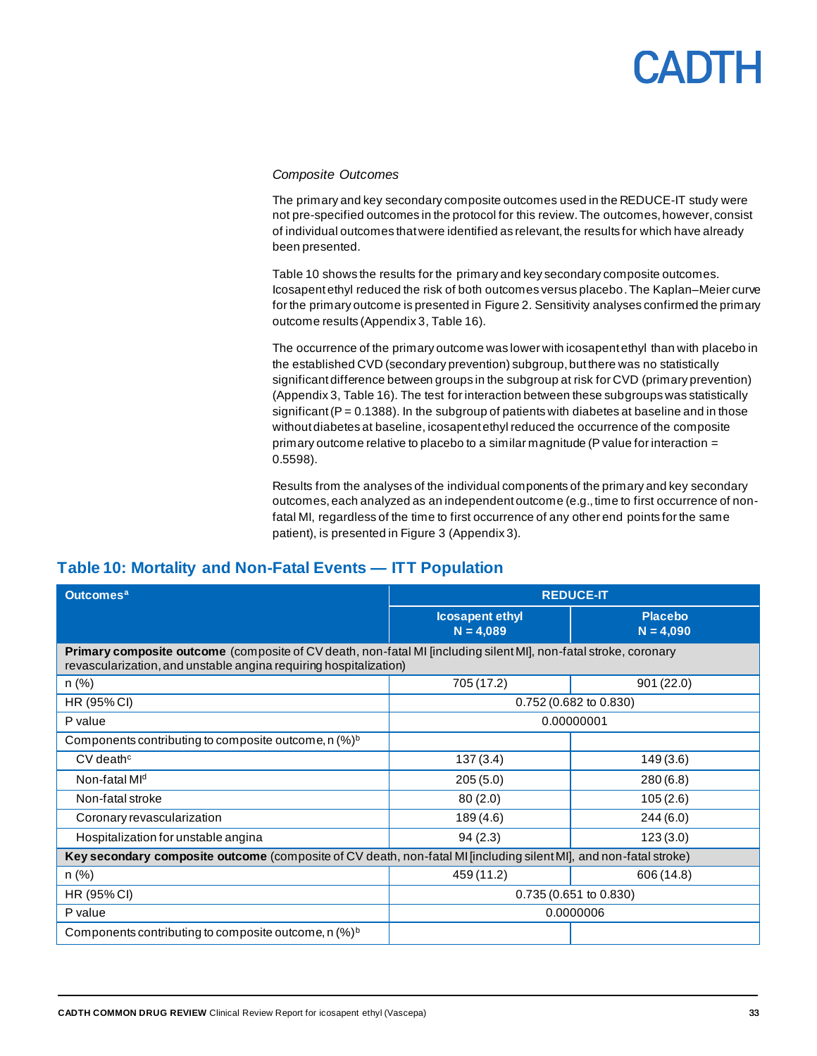*Composite Outcomes*

The primary and key secondary composite outcomes used in the REDUCE-IT study were not pre-specified outcomes in the protocol for this review. The outcomes, however, consist of individual outcomes that were identified as relevant, the results for which have already been presented.

Table 10 shows the results for the primary and key secondary composite outcomes. Icosapent ethyl reduced the risk of both outcomes versus placebo. The Kaplan–Meier curve for the primary outcome is presented in Figure 2. Sensitivity analyses confirmed the primary outcome results (Appendix 3, Table 16).

The occurrence of the primary outcome was lower with icosapent ethyl than with placebo in the established CVD (secondary prevention) subgroup, but there was no statistically significant difference between groups in the subgroup at risk for CVD (primary prevention) (Appendix 3, Table 16). The test for interaction between these subgroups was statistically significant (P = 0.1388). In the subgroup of patients with diabetes at baseline and in those without diabetes at baseline, icosapent ethyl reduced the occurrence of the composite primary outcome relative to placebo to a similar magnitude (P value for interaction = 0.5598).

Results from the analyses of the individual components of the primary and key secondary outcomes, each analyzed as an independent outcome (e.g., time to first occurrence of non-fatal MI, regardless of the time to first occurrence of any other end points for the same patient), is presented in Figure 3 (Appendix 3).

## Table 10: Mortality and Non-Fatal Events — ITT Population

| Outcomes[a] | REDUCE-IT | |
|---|---|---|
| | Icosapent ethyl N = 4,089 | Placebo N = 4,090 |
| **Primary composite outcome** (composite of CV death, non-fatal MI [including silent MI], non-fatal stroke, coronary revascularization, and unstable angina requiring hospitalization) | | |
| n (%) | 705 (17.2) | 901 (22.0) |
| HR (95% CI) | 0.752 (0.682 to 0.830) | |
| P value | 0.00000001 | |
| Components contributing to composite outcome, n (%)[b] | | |
| CV death[c] | 137 (3.4) | 149 (3.6) |
| Non-fatal MI[d] | 205 (5.0) | 280 (6.8) |
| Non-fatal stroke | 80 (2.0) | 105 (2.6) |
| Coronary revascularization | 189 (4.6) | 244 (6.0) |
| Hospitalization for unstable angina | 94 (2.3) | 123 (3.0) |
| **Key secondary composite outcome** (composite of CV death, non-fatal MI [including silent MI], and non-fatal stroke) | | |
| n (%) | 459 (11.2) | 606 (14.8) |
| HR (95% CI) | 0.735 (0.651 to 0.830) | |
| P value | 0.0000006 | |
| Components contributing to composite outcome, n (%)[b] | | |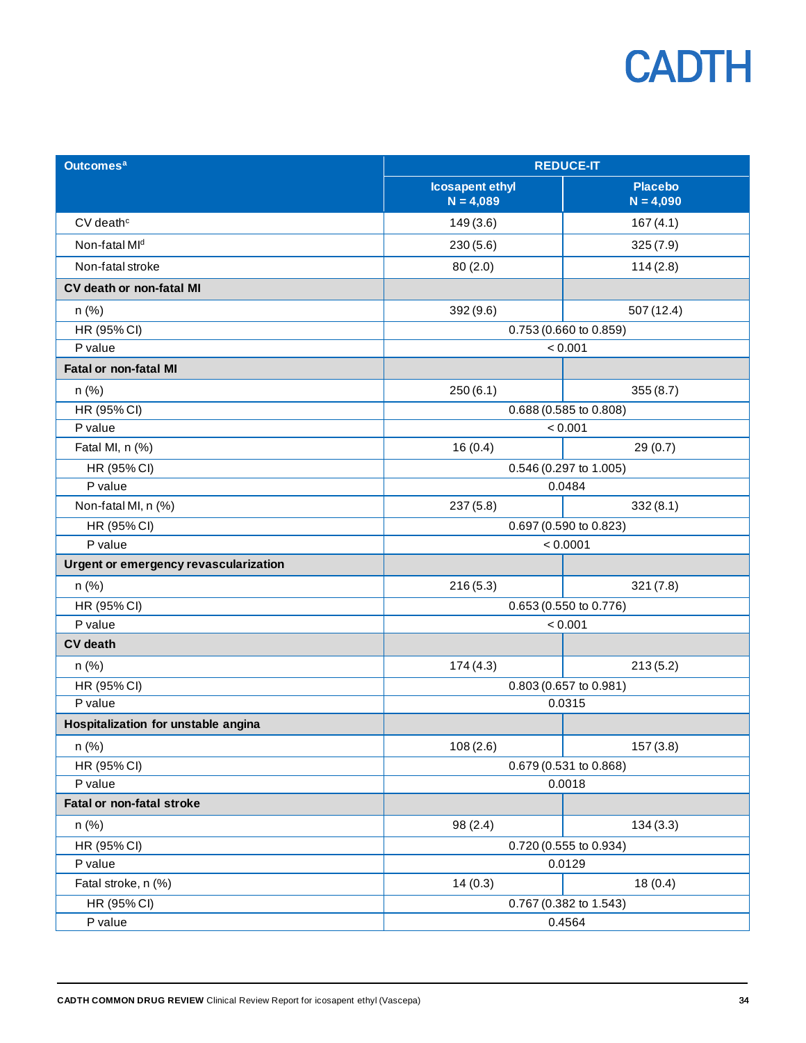| Outcomes[a] | REDUCE-IT | |
|---|---|---|
| | Icosapent ethyl N = 4,089 | Placebo N = 4,090 |
| CV death[c] | 149 (3.6) | 167 (4.1) |
| Non-fatal MI[d] | 230 (5.6) | 325 (7.9) |
| Non-fatal stroke | 80 (2.0) | 114 (2.8) |
| **CV death or non-fatal MI** | | |
| n (%) | 392 (9.6) | 507 (12.4) |
| HR (95% CI) | 0.753 (0.660 to 0.859) | |
| P value | < 0.001 | |
| **Fatal or non-fatal MI** | | |
| n (%) | 250 (6.1) | 355 (8.7) |
| HR (95% CI) | 0.688 (0.585 to 0.808) | |
| P value | < 0.001 | |
| Fatal MI, n (%) | 16 (0.4) | 29 (0.7) |
| HR (95% CI) | 0.546 (0.297 to 1.005) | |
| P value | 0.0484 | |
| Non-fatal MI, n (%) | 237 (5.8) | 332 (8.1) |
| HR (95% CI) | 0.697 (0.590 to 0.823) | |
| P value | < 0.0001 | |
| **Urgent or emergency revascularization** | | |
| n (%) | 216 (5.3) | 321 (7.8) |
| HR (95% CI) | 0.653 (0.550 to 0.776) | |
| P value | < 0.001 | |
| **CV death** | | |
| n (%) | 174 (4.3) | 213 (5.2) |
| HR (95% CI) | 0.803 (0.657 to 0.981) | |
| P value | 0.0315 | |
| **Hospitalization for unstable angina** | | |
| n (%) | 108 (2.6) | 157 (3.8) |
| HR (95% CI) | 0.679 (0.531 to 0.868) | |
| P value | 0.0018 | |
| **Fatal or non-fatal stroke** | | |
| n (%) | 98 (2.4) | 134 (3.3) |
| HR (95% CI) | 0.720 (0.555 to 0.934) | |
| P value | 0.0129 | |
| Fatal stroke, n (%) | 14 (0.3) | 18 (0.4) |
| HR (95% CI) | 0.767 (0.382 to 1.543) | |
| P value | 0.4564 | |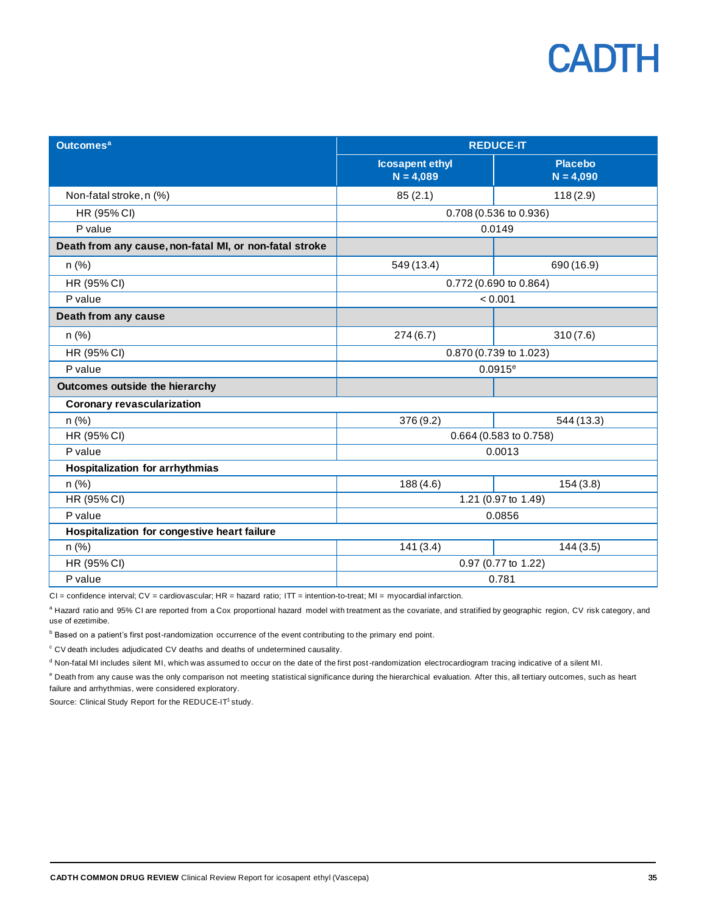| Outcomes[a] | REDUCE-IT | |
|---|---|---|
| | Icosapent ethyl N = 4,089 | Placebo N = 4,090 |
| Non-fatal stroke, n (%) | 85 (2.1) | 118 (2.9) |
| HR (95% CI) | 0.708 (0.536 to 0.936) | |
| P value | 0.0149 | |
| **Death from any cause, non-fatal MI, or non-fatal stroke** | | |
| n (%) | 549 (13.4) | 690 (16.9) |
| HR (95% CI) | 0.772 (0.690 to 0.864) | |
| P value | < 0.001 | |
| **Death from any cause** | | |
| n (%) | 274 (6.7) | 310 (7.6) |
| HR (95% CI) | 0.870 (0.739 to 1.023) | |
| P value | 0.0915[e] | |
| **Outcomes outside the hierarchy** | | |
| **Coronary revascularization** | | |
| n (%) | 376 (9.2) | 544 (13.3) |
| HR (95% CI) | 0.664 (0.583 to 0.758) | |
| P value | 0.0013 | |
| **Hospitalization for arrhythmias** | | |
| n (%) | 188 (4.6) | 154 (3.8) |
| HR (95% CI) | 1.21 (0.97 to 1.49) | |
| P value | 0.0856 | |
| **Hospitalization for congestive heart failure** | | |
| n (%) | 141 (3.4) | 144 (3.5) |
| HR (95% CI) | 0.97 (0.77 to 1.22) | |
| P value | 0.781 | |

CI = confidence interval; CV = cardiovascular; HR = hazard ratio; ITT = intention-to-treat; MI = myocardial infarction.

[a] Hazard ratio and 95% CI are reported from a Cox proportional hazard model with treatment as the covariate, and stratified by geographic region, CV risk category, and use of ezetimibe.

[b] Based on a patient's first post-randomization occurrence of the event contributing to the primary end point.

[c] CV death includes adjudicated CV deaths and deaths of undetermined causality.

[d] Non-fatal MI includes silent MI, which was assumed to occur on the date of the first post-randomization electrocardiogram tracing indicative of a silent MI.

[e] Death from any cause was the only comparison not meeting statistical significance during the hierarchical evaluation. After this, all tertiary outcomes, such as heart failure and arrhythmias, were considered exploratory.

Source: Clinical Study Report for the REDUCE-IT[1] study.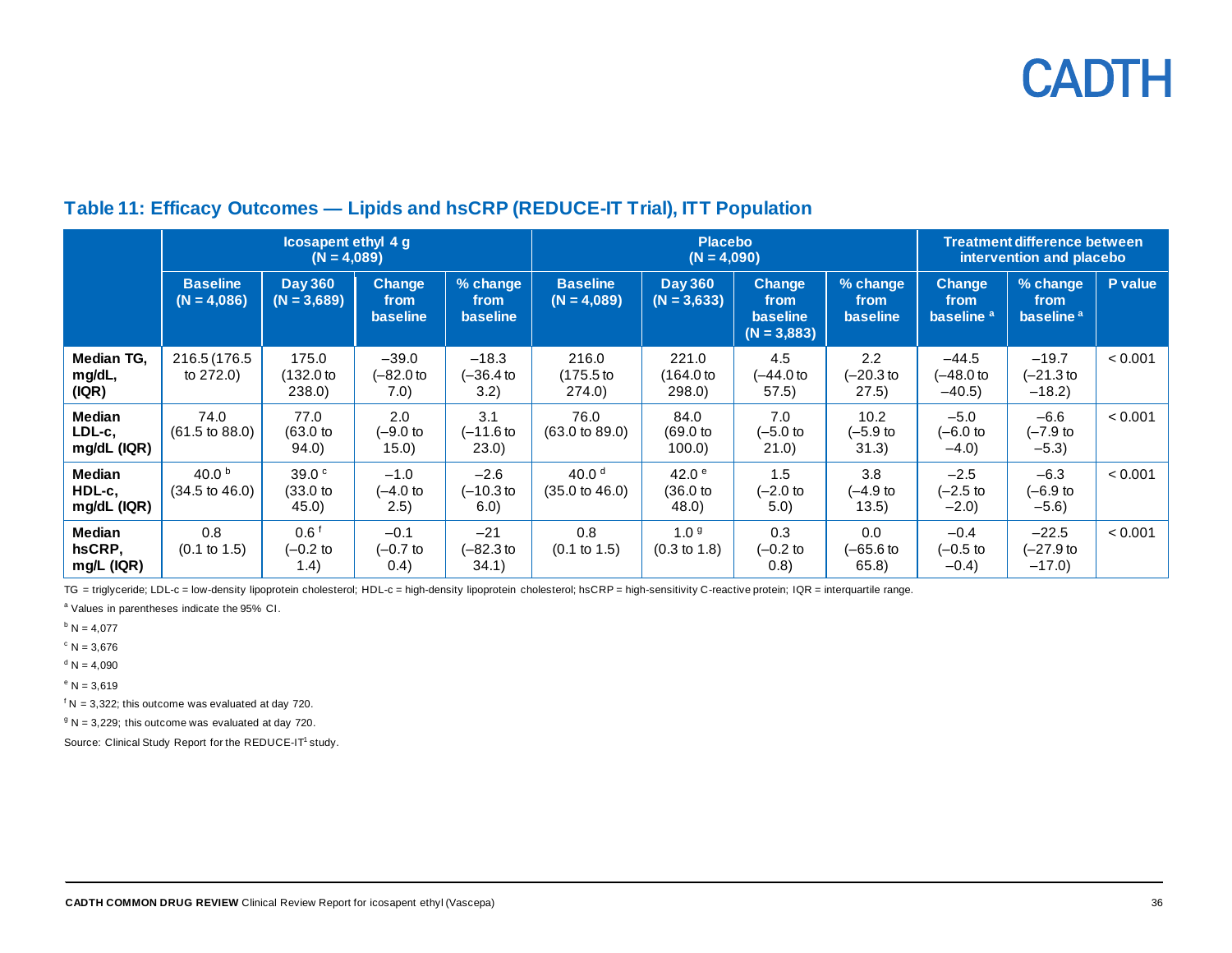## Table 11: Efficacy Outcomes — Lipids and hsCRP (REDUCE-IT Trial), ITT Population

| | Icosapent ethyl 4 g (N = 4,089) | | | | Placebo (N = 4,090) | | | | Treatment difference between intervention and placebo | | |
|---|---|---|---|---|---|---|---|---|---|---|---|
| | Baseline (N = 4,086) | Day 360 (N = 3,689) | Change from baseline | % change from baseline | Baseline (N = 4,089) | Day 360 (N = 3,633) | Change from baseline (N = 3,883) | % change from baseline | Change from baseline [a] | % change from baseline [a] | P value |
| **Median TG, mg/dL, (IQR)** | 216.5 (176.5 to 272.0) | 175.0 (132.0 to 238.0) | −39.0 (−82.0 to 7.0) | −18.3 (−36.4 to 3.2) | 216.0 (175.5 to 274.0) | 221.0 (164.0 to 298.0) | 4.5 (−44.0 to 57.5) | 2.2 (−20.3 to 27.5) | −44.5 (−48.0 to −40.5) | −19.7 (−21.3 to −18.2) | < 0.001 |
| **Median LDL-c, mg/dL (IQR)** | 74.0 (61.5 to 88.0) | 77.0 (63.0 to 94.0) | 2.0 (−9.0 to 15.0) | 3.1 (−11.6 to 23.0) | 76.0 (63.0 to 89.0) | 84.0 (69.0 to 100.0) | 7.0 (−5.0 to 21.0) | 10.2 (−5.9 to 31.3) | −5.0 (−6.0 to −4.0) | −6.6 (−7.9 to −5.3) | < 0.001 |
| **Median HDL-c, mg/dL (IQR)** | 40.0 [b] (34.5 to 46.0) | 39.0 [c] (33.0 to 45.0) | −1.0 (−4.0 to 2.5) | −2.6 (−10.3 to 6.0) | 40.0 [d] (35.0 to 46.0) | 42.0 [e] (36.0 to 48.0) | 1.5 (−2.0 to 5.0) | 3.8 (−4.9 to 13.5) | −2.5 (−2.5 to −2.0) | −6.3 (−6.9 to −5.6) | < 0.001 |
| **Median hsCRP, mg/L (IQR)** | 0.8 (0.1 to 1.5) | 0.6 [f] (−0.2 to 1.4) | −0.1 (−0.7 to 0.4) | −21 (−82.3 to 34.1) | 0.8 (0.1 to 1.5) | 1.0 [g] (0.3 to 1.8) | 0.3 (−0.2 to 0.8) | 0.0 (−65.6 to 65.8) | −0.4 (−0.5 to −0.4) | −22.5 (−27.9 to −17.0) | < 0.001 |

TG = triglyceride; LDL-c = low-density lipoprotein cholesterol; HDL-c = high-density lipoprotein cholesterol; hsCRP = high-sensitivity C-reactive protein; IQR = interquartile range.

[a] Values in parentheses indicate the 95% CI.

[b] N = 4,077

[c] N = 3,676

[d] N = 4,090

[e] N = 3,619

[f] N = 3,322; this outcome was evaluated at day 720.

[g] N = 3,229; this outcome was evaluated at day 720.

Source: Clinical Study Report for the REDUCE-IT[1] study.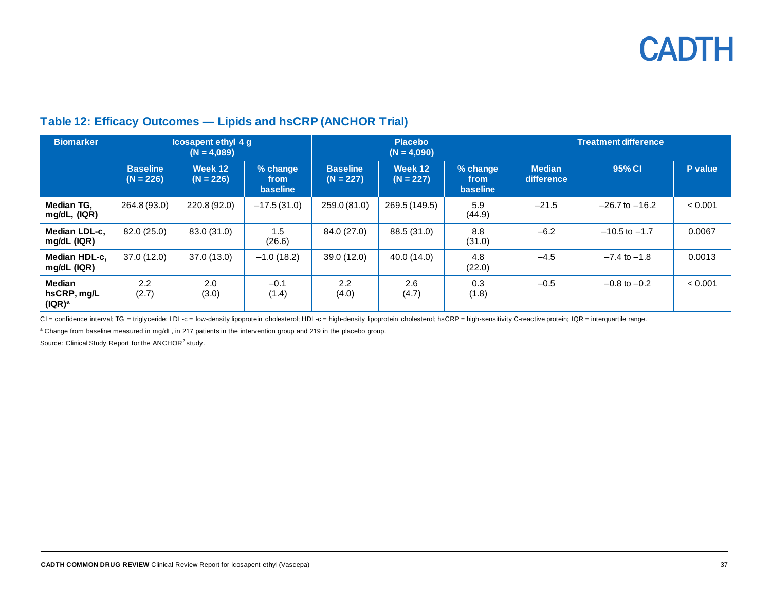## Table 12: Efficacy Outcomes — Lipids and hsCRP (ANCHOR Trial)

| Biomarker | Icosapent ethyl 4 g (N = 4,089) | | | Placebo (N = 4,090) | | | Treatment difference | | |
|---|---|---|---|---|---|---|---|---|---|
| | Baseline (N = 226) | Week 12 (N = 226) | % change from baseline | Baseline (N = 227) | Week 12 (N = 227) | % change from baseline | Median difference | 95% CI | P value |
| Median TG, mg/dL, (IQR) | 264.8 (93.0) | 220.8 (92.0) | −17.5 (31.0) | 259.0 (81.0) | 269.5 (149.5) | 5.9 (44.9) | −21.5 | −26.7 to −16.2 | < 0.001 |
| Median LDL-c, mg/dL (IQR) | 82.0 (25.0) | 83.0 (31.0) | 1.5 (26.6) | 84.0 (27.0) | 88.5 (31.0) | 8.8 (31.0) | −6.2 | −10.5 to −1.7 | 0.0067 |
| Median HDL-c, mg/dL (IQR) | 37.0 (12.0) | 37.0 (13.0) | −1.0 (18.2) | 39.0 (12.0) | 40.0 (14.0) | 4.8 (22.0) | −4.5 | −7.4 to −1.8 | 0.0013 |
| Median hsCRP, mg/L (IQR)[a] | 2.2 (2.7) | 2.0 (3.0) | −0.1 (1.4) | 2.2 (4.0) | 2.6 (4.7) | 0.3 (1.8) | −0.5 | −0.8 to −0.2 | < 0.001 |

CI = confidence interval; TG = triglyceride; LDL-c = low-density lipoprotein cholesterol; HDL-c = high-density lipoprotein cholesterol; hsCRP = high-sensitivity C-reactive protein; IQR = interquartile range.

[a] Change from baseline measured in mg/dL, in 217 patients in the intervention group and 219 in the placebo group.

Source: Clinical Study Report for the ANCHOR[2] study.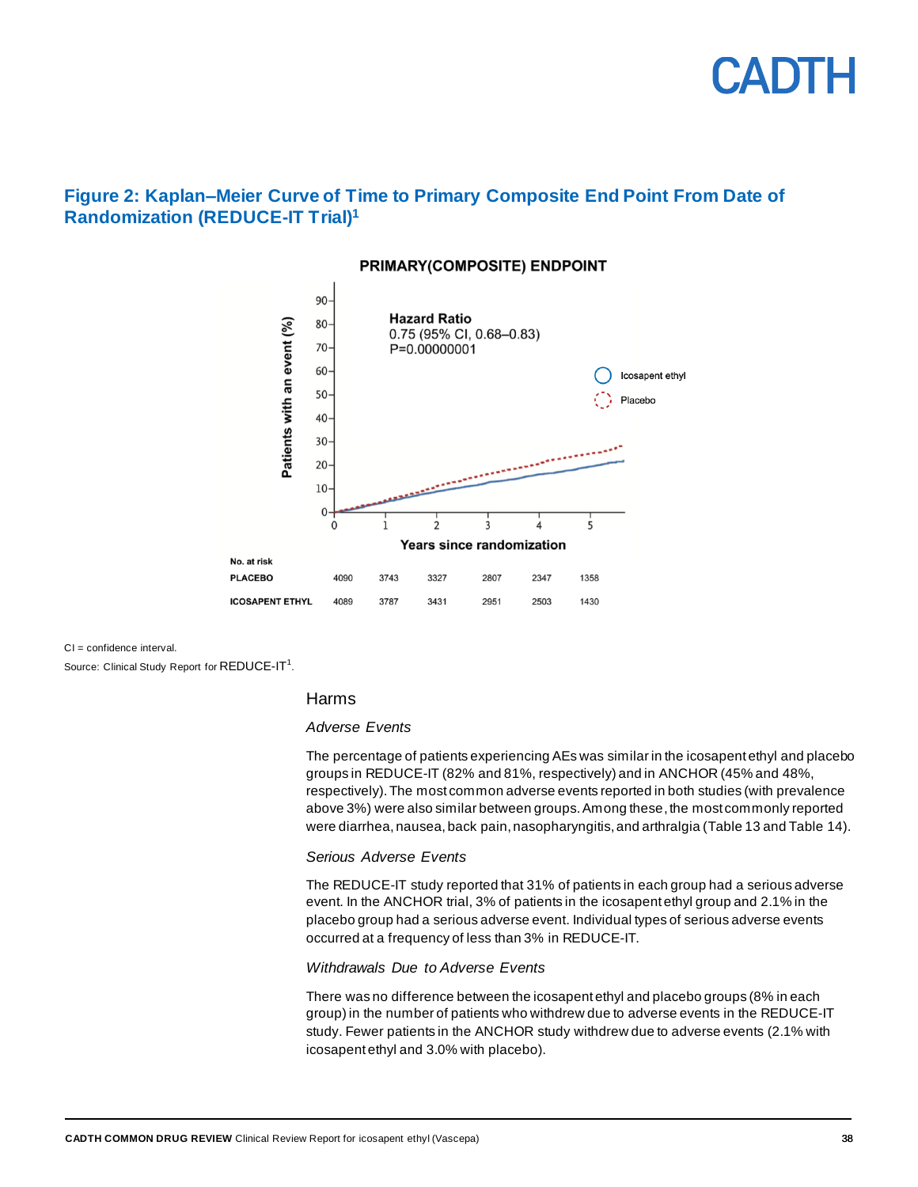## Figure 2: Kaplan–Meier Curve of Time to Primary Composite End Point From Date of Randomization (REDUCE-IT Trial)[1]

**PRIMARY(COMPOSITE) ENDPOINT**

Hazard Ratio
0.75 (95% CI, 0.68–0.83)
P=0.00000001

| No. at risk | 0 | 1 | 2 | 3 | 4 | 5 |
|---|---|---|---|---|---|---|
| PLACEBO | 4090 | 3743 | 3327 | 2807 | 2347 | 1358 |
| ICOSAPENT ETHYL | 4089 | 3787 | 3431 | 2951 | 2503 | 1430 |

CI = confidence interval.

Source: Clinical Study Report for REDUCE-IT[1].

### Harms

#### *Adverse Events*

The percentage of patients experiencing AEs was similar in the icosapent ethyl and placebo groups in REDUCE-IT (82% and 81%, respectively) and in ANCHOR (45% and 48%, respectively). The most common adverse events reported in both studies (with prevalence above 3%) were also similar between groups. Among these, the most commonly reported were diarrhea, nausea, back pain, nasopharyngitis, and arthralgia (Table 13 and Table 14).

#### *Serious Adverse Events*

The REDUCE-IT study reported that 31% of patients in each group had a serious adverse event. In the ANCHOR trial, 3% of patients in the icosapent ethyl group and 2.1% in the placebo group had a serious adverse event. Individual types of serious adverse events occurred at a frequency of less than 3% in REDUCE-IT.

#### *Withdrawals Due to Adverse Events*

There was no difference between the icosapent ethyl and placebo groups (8% in each group) in the number of patients who withdrew due to adverse events in the REDUCE-IT study. Fewer patients in the ANCHOR study withdrew due to adverse events (2.1% with icosapent ethyl and 3.0% with placebo).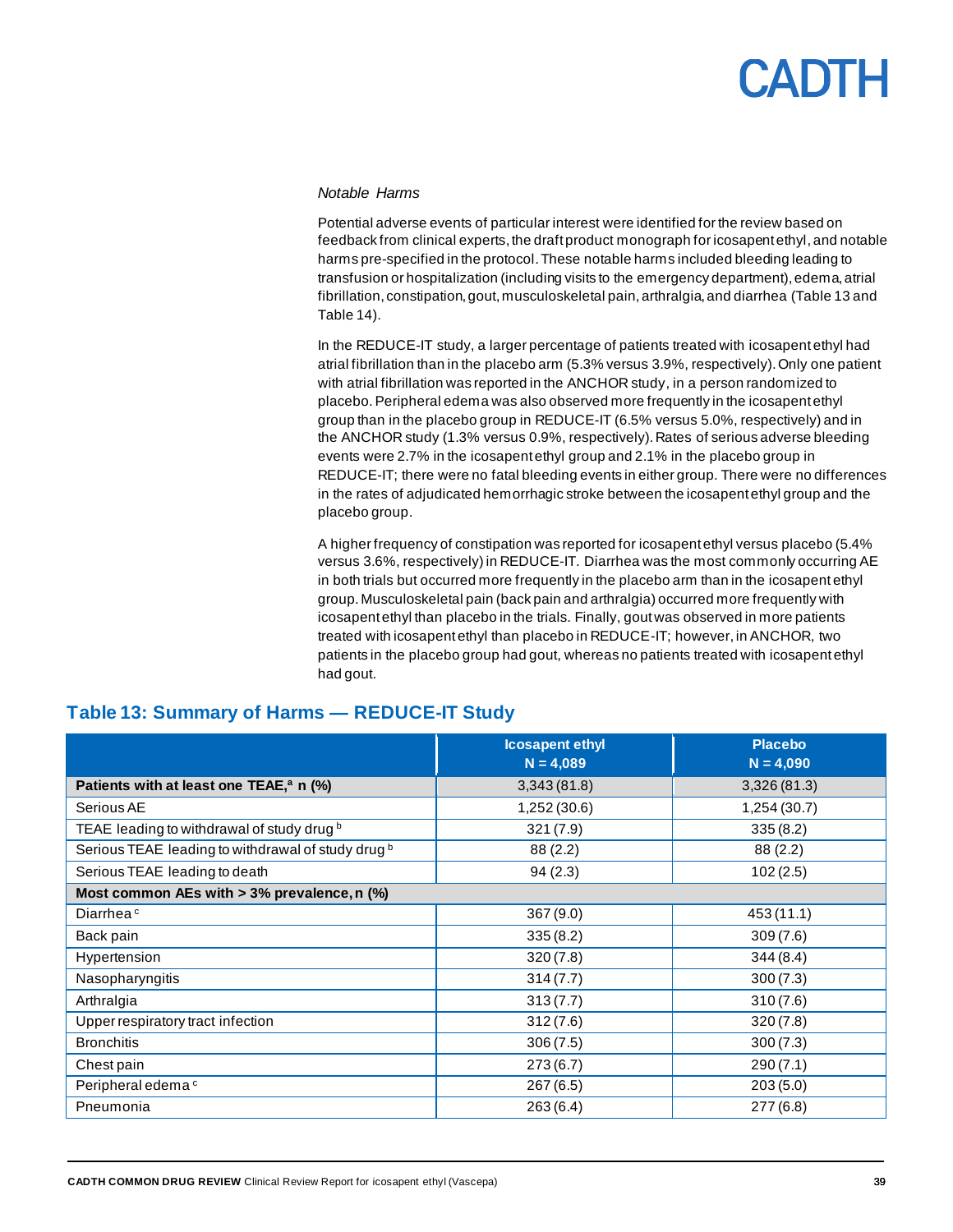*Notable Harms*

Potential adverse events of particular interest were identified for the review based on feedback from clinical experts, the draft product monograph for icosapent ethyl, and notable harms pre-specified in the protocol. These notable harms included bleeding leading to transfusion or hospitalization (including visits to the emergency department), edema, atrial fibrillation, constipation, gout, musculoskeletal pain, arthralgia, and diarrhea (Table 13 and Table 14).

In the REDUCE-IT study, a larger percentage of patients treated with icosapent ethyl had atrial fibrillation than in the placebo arm (5.3% versus 3.9%, respectively). Only one patient with atrial fibrillation was reported in the ANCHOR study, in a person randomized to placebo. Peripheral edema was also observed more frequently in the icosapent ethyl group than in the placebo group in REDUCE-IT (6.5% versus 5.0%, respectively) and in the ANCHOR study (1.3% versus 0.9%, respectively). Rates of serious adverse bleeding events were 2.7% in the icosapent ethyl group and 2.1% in the placebo group in REDUCE-IT; there were no fatal bleeding events in either group. There were no differences in the rates of adjudicated hemorrhagic stroke between the icosapent ethyl group and the placebo group.

A higher frequency of constipation was reported for icosapent ethyl versus placebo (5.4% versus 3.6%, respectively) in REDUCE-IT. Diarrhea was the most commonly occurring AE in both trials but occurred more frequently in the placebo arm than in the icosapent ethyl group. Musculoskeletal pain (back pain and arthralgia) occurred more frequently with icosapent ethyl than placebo in the trials. Finally, gout was observed in more patients treated with icosapent ethyl than placebo in REDUCE-IT; however, in ANCHOR, two patients in the placebo group had gout, whereas no patients treated with icosapent ethyl had gout.

## Table 13: Summary of Harms — REDUCE-IT Study

| | Icosapent ethyl N = 4,089 | Placebo N = 4,090 |
|---|---|---|
| **Patients with at least one TEAE,[a] n (%)** | 3,343 (81.8) | 3,326 (81.3) |
| Serious AE | 1,252 (30.6) | 1,254 (30.7) |
| TEAE leading to withdrawal of study drug [b] | 321 (7.9) | 335 (8.2) |
| Serious TEAE leading to withdrawal of study drug [b] | 88 (2.2) | 88 (2.2) |
| Serious TEAE leading to death | 94 (2.3) | 102 (2.5) |
| **Most common AEs with > 3% prevalence, n (%)** | | |
| Diarrhea [c] | 367 (9.0) | 453 (11.1) |
| Back pain | 335 (8.2) | 309 (7.6) |
| Hypertension | 320 (7.8) | 344 (8.4) |
| Nasopharyngitis | 314 (7.7) | 300 (7.3) |
| Arthralgia | 313 (7.7) | 310 (7.6) |
| Upper respiratory tract infection | 312 (7.6) | 320 (7.8) |
| Bronchitis | 306 (7.5) | 300 (7.3) |
| Chest pain | 273 (6.7) | 290 (7.1) |
| Peripheral edema [c] | 267 (6.5) | 203 (5.0) |
| Pneumonia | 263 (6.4) | 277 (6.8) |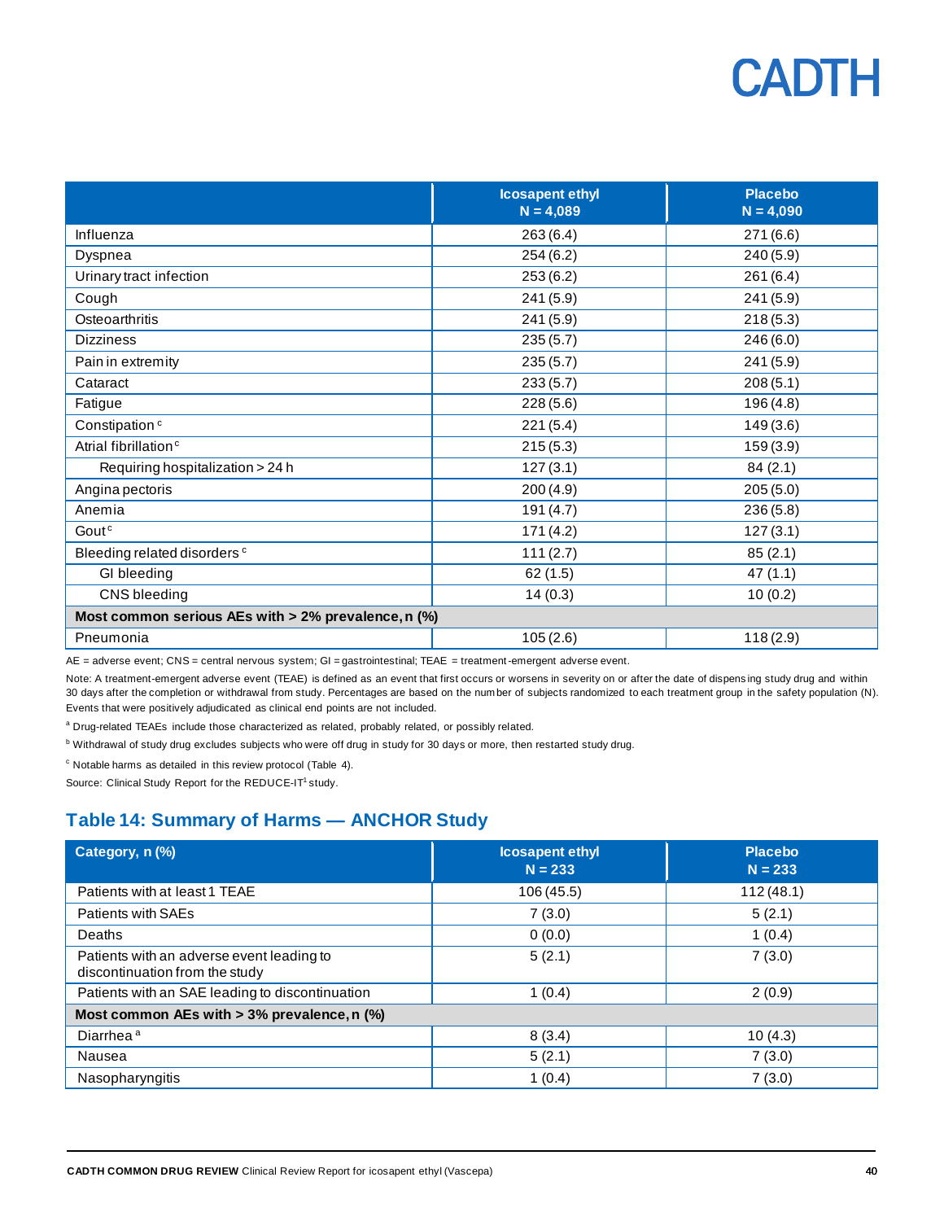| | Icosapent ethyl N = 4,089 | Placebo N = 4,090 |
|---|---|---|
| Influenza | 263 (6.4) | 271 (6.6) |
| Dyspnea | 254 (6.2) | 240 (5.9) |
| Urinary tract infection | 253 (6.2) | 261 (6.4) |
| Cough | 241 (5.9) | 241 (5.9) |
| Osteoarthritis | 241 (5.9) | 218 (5.3) |
| Dizziness | 235 (5.7) | 246 (6.0) |
| Pain in extremity | 235 (5.7) | 241 (5.9) |
| Cataract | 233 (5.7) | 208 (5.1) |
| Fatigue | 228 (5.6) | 196 (4.8) |
| Constipation [c] | 221 (5.4) | 149 (3.6) |
| Atrial fibrillation [c] | 215 (5.3) | 159 (3.9) |
| Requiring hospitalization > 24 h | 127 (3.1) | 84 (2.1) |
| Angina pectoris | 200 (4.9) | 205 (5.0) |
| Anemia | 191 (4.7) | 236 (5.8) |
| Gout [c] | 171 (4.2) | 127 (3.1) |
| Bleeding related disorders [c] | 111 (2.7) | 85 (2.1) |
| GI bleeding | 62 (1.5) | 47 (1.1) |
| CNS bleeding | 14 (0.3) | 10 (0.2) |
| **Most common serious AEs with > 2% prevalence, n (%)** | | |
| Pneumonia | 105 (2.6) | 118 (2.9) |

AE = adverse event; CNS = central nervous system; GI = gastrointestinal; TEAE = treatment-emergent adverse event.

Note: A treatment-emergent adverse event (TEAE) is defined as an event that first occurs or worsens in severity on or after the date of dispensing study drug and within 30 days after the completion or withdrawal from study. Percentages are based on the number of subjects randomized to each treatment group in the safety population (N). Events that were positively adjudicated as clinical end points are not included.

[a] Drug-related TEAEs include those characterized as related, probably related, or possibly related.

[b] Withdrawal of study drug excludes subjects who were off drug in study for 30 days or more, then restarted study drug.

[c] Notable harms as detailed in this review protocol (Table 4).

Source: Clinical Study Report for the REDUCE-IT[1] study.

## Table 14: Summary of Harms — ANCHOR Study

| Category, n (%) | Icosapent ethyl N = 233 | Placebo N = 233 |
|---|---|---|
| Patients with at least 1 TEAE | 106 (45.5) | 112 (48.1) |
| Patients with SAEs | 7 (3.0) | 5 (2.1) |
| Deaths | 0 (0.0) | 1 (0.4) |
| Patients with an adverse event leading to discontinuation from the study | 5 (2.1) | 7 (3.0) |
| Patients with an SAE leading to discontinuation | 1 (0.4) | 2 (0.9) |
| **Most common AEs with > 3% prevalence, n (%)** | | |
| Diarrhea [a] | 8 (3.4) | 10 (4.3) |
| Nausea | 5 (2.1) | 7 (3.0) |
| Nasopharyngitis | 1 (0.4) | 7 (3.0) |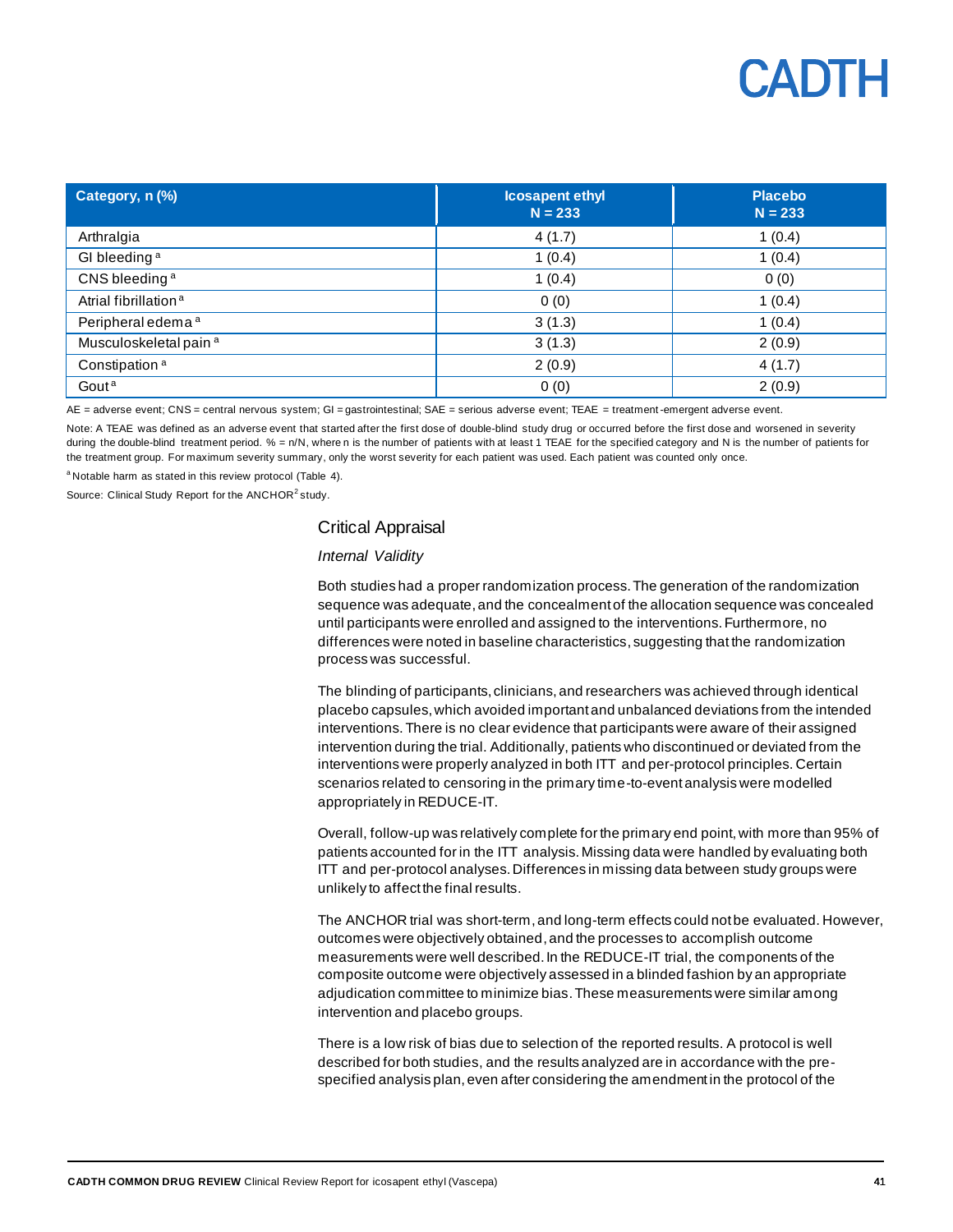| Category, n (%) | Icosapent ethyl N = 233 | Placebo N = 233 |
|---|---|---|
| Arthralgia | 4 (1.7) | 1 (0.4) |
| GI bleeding [a] | 1 (0.4) | 1 (0.4) |
| CNS bleeding [a] | 1 (0.4) | 0 (0) |
| Atrial fibrillation [a] | 0 (0) | 1 (0.4) |
| Peripheral edema [a] | 3 (1.3) | 1 (0.4) |
| Musculoskeletal pain [a] | 3 (1.3) | 2 (0.9) |
| Constipation [a] | 2 (0.9) | 4 (1.7) |
| Gout [a] | 0 (0) | 2 (0.9) |

AE = adverse event; CNS = central nervous system; GI = gastrointestinal; SAE = serious adverse event; TEAE = treatment-emergent adverse event.

Note: A TEAE was defined as an adverse event that started after the first dose of double-blind study drug or occurred before the first dose and worsened in severity during the double-blind treatment period. % = n/N, where n is the number of patients with at least 1 TEAE for the specified category and N is the number of patients for the treatment group. For maximum severity summary, only the worst severity for each patient was used. Each patient was counted only once.

[a] Notable harm as stated in this review protocol (Table 4).

Source: Clinical Study Report for the ANCHOR[2] study.

## Critical Appraisal

### *Internal Validity*

Both studies had a proper randomization process. The generation of the randomization sequence was adequate, and the concealment of the allocation sequence was concealed until participants were enrolled and assigned to the interventions. Furthermore, no differences were noted in baseline characteristics, suggesting that the randomization process was successful.

The blinding of participants, clinicians, and researchers was achieved through identical placebo capsules, which avoided important and unbalanced deviations from the intended interventions. There is no clear evidence that participants were aware of their assigned intervention during the trial. Additionally, patients who discontinued or deviated from the interventions were properly analyzed in both ITT and per-protocol principles. Certain scenarios related to censoring in the primary time-to-event analysis were modelled appropriately in REDUCE-IT.

Overall, follow-up was relatively complete for the primary end point, with more than 95% of patients accounted for in the ITT analysis. Missing data were handled by evaluating both ITT and per-protocol analyses. Differences in missing data between study groups were unlikely to affect the final results.

The ANCHOR trial was short-term, and long-term effects could not be evaluated. However, outcomes were objectively obtained, and the processes to accomplish outcome measurements were well described. In the REDUCE-IT trial, the components of the composite outcome were objectively assessed in a blinded fashion by an appropriate adjudication committee to minimize bias. These measurements were similar among intervention and placebo groups.

There is a low risk of bias due to selection of the reported results. A protocol is well described for both studies, and the results analyzed are in accordance with the pre-specified analysis plan, even after considering the amendment in the protocol of the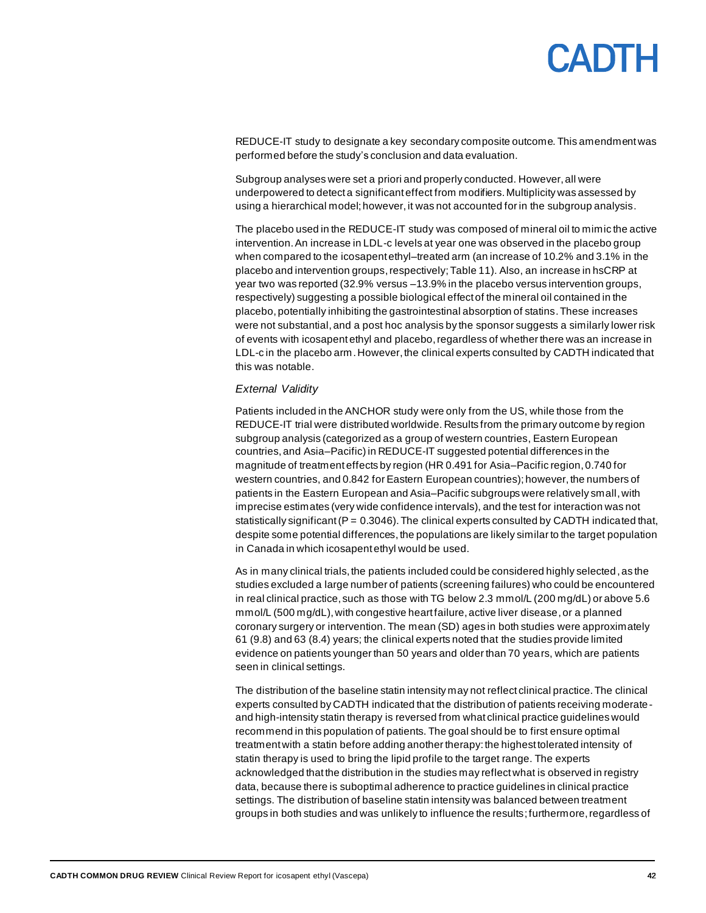REDUCE-IT study to designate a key secondary composite outcome. This amendment was performed before the study's conclusion and data evaluation.

Subgroup analyses were set a priori and properly conducted. However, all were underpowered to detect a significant effect from modifiers. Multiplicity was assessed by using a hierarchical model; however, it was not accounted for in the subgroup analysis.

The placebo used in the REDUCE-IT study was composed of mineral oil to mimic the active intervention. An increase in LDL-c levels at year one was observed in the placebo group when compared to the icosapent ethyl–treated arm (an increase of 10.2% and 3.1% in the placebo and intervention groups, respectively; Table 11). Also, an increase in hsCRP at year two was reported (32.9% versus –13.9% in the placebo versus intervention groups, respectively) suggesting a possible biological effect of the mineral oil contained in the placebo, potentially inhibiting the gastrointestinal absorption of statins. These increases were not substantial, and a post hoc analysis by the sponsor suggests a similarly lower risk of events with icosapent ethyl and placebo, regardless of whether there was an increase in LDL-c in the placebo arm. However, the clinical experts consulted by CADTH indicated that this was notable.

*External Validity*

Patients included in the ANCHOR study were only from the US, while those from the REDUCE-IT trial were distributed worldwide. Results from the primary outcome by region subgroup analysis (categorized as a group of western countries, Eastern European countries, and Asia–Pacific) in REDUCE-IT suggested potential differences in the magnitude of treatment effects by region (HR 0.491 for Asia–Pacific region, 0.740 for western countries, and 0.842 for Eastern European countries); however, the numbers of patients in the Eastern European and Asia–Pacific subgroups were relatively small, with imprecise estimates (very wide confidence intervals), and the test for interaction was not statistically significant ($P = 0.3046$). The clinical experts consulted by CADTH indicated that, despite some potential differences, the populations are likely similar to the target population in Canada in which icosapent ethyl would be used.

As in many clinical trials, the patients included could be considered highly selected, as the studies excluded a large number of patients (screening failures) who could be encountered in real clinical practice, such as those with TG below 2.3 mmol/L (200 mg/dL) or above 5.6 mmol/L (500 mg/dL), with congestive heart failure, active liver disease, or a planned coronary surgery or intervention. The mean (SD) ages in both studies were approximately 61 (9.8) and 63 (8.4) years; the clinical experts noted that the studies provide limited evidence on patients younger than 50 years and older than 70 years, which are patients seen in clinical settings.

The distribution of the baseline statin intensity may not reflect clinical practice. The clinical experts consulted by CADTH indicated that the distribution of patients receiving moderate- and high-intensity statin therapy is reversed from what clinical practice guidelines would recommend in this population of patients. The goal should be to first ensure optimal treatment with a statin before adding another therapy: the highest tolerated intensity of statin therapy is used to bring the lipid profile to the target range. The experts acknowledged that the distribution in the studies may reflect what is observed in registry data, because there is suboptimal adherence to practice guidelines in clinical practice settings. The distribution of baseline statin intensity was balanced between treatment groups in both studies and was unlikely to influence the results; furthermore, regardless of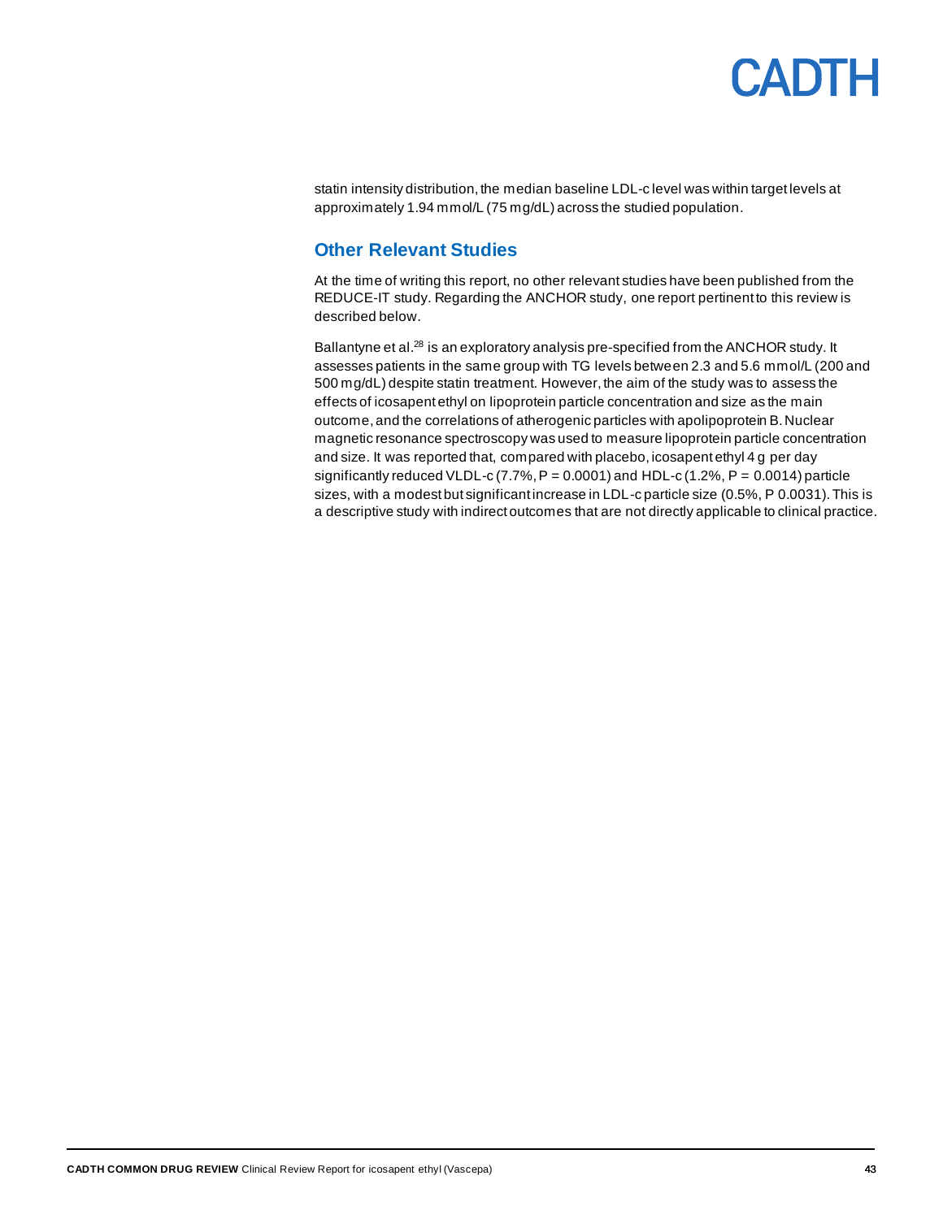statin intensity distribution, the median baseline LDL-c level was within target levels at approximately 1.94 mmol/L (75 mg/dL) across the studied population.

## Other Relevant Studies

At the time of writing this report, no other relevant studies have been published from the REDUCE-IT study. Regarding the ANCHOR study, one report pertinent to this review is described below.

Ballantyne et al.[28] is an exploratory analysis pre-specified from the ANCHOR study. It assesses patients in the same group with TG levels between 2.3 and 5.6 mmol/L (200 and 500 mg/dL) despite statin treatment. However, the aim of the study was to assess the effects of icosapent ethyl on lipoprotein particle concentration and size as the main outcome, and the correlations of atherogenic particles with apolipoprotein B. Nuclear magnetic resonance spectroscopy was used to measure lipoprotein particle concentration and size. It was reported that, compared with placebo, icosapent ethyl 4 g per day significantly reduced VLDL-c (7.7%, P = 0.0001) and HDL-c (1.2%, P = 0.0014) particle sizes, with a modest but significant increase in LDL-c particle size (0.5%, P 0.0031). This is a descriptive study with indirect outcomes that are not directly applicable to clinical practice.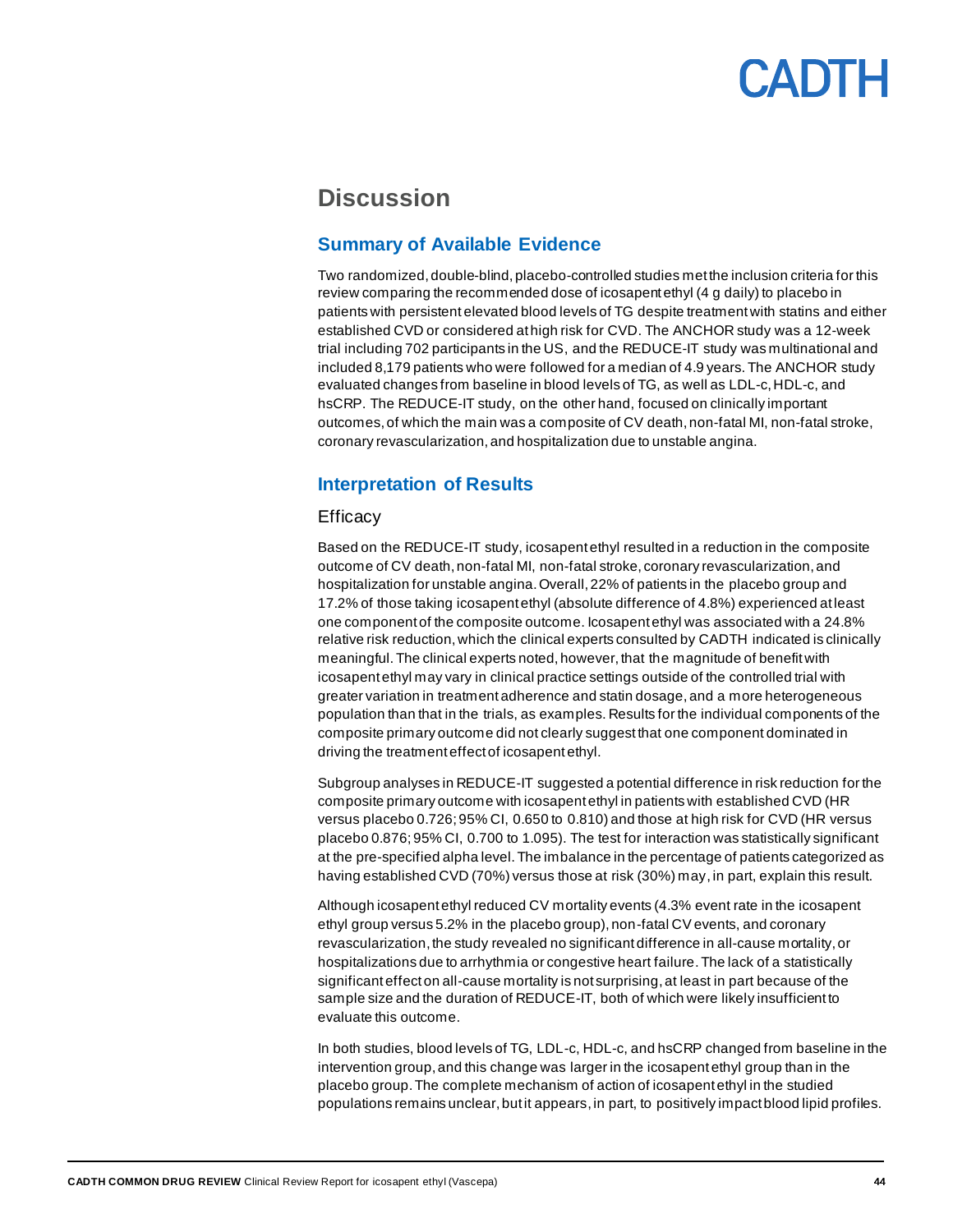# Discussion

## Summary of Available Evidence

Two randomized, double-blind, placebo-controlled studies met the inclusion criteria for this review comparing the recommended dose of icosapent ethyl (4 g daily) to placebo in patients with persistent elevated blood levels of TG despite treatment with statins and either established CVD or considered at high risk for CVD. The ANCHOR study was a 12-week trial including 702 participants in the US, and the REDUCE-IT study was multinational and included 8,179 patients who were followed for a median of 4.9 years. The ANCHOR study evaluated changes from baseline in blood levels of TG, as well as LDL-c, HDL-c, and hsCRP. The REDUCE-IT study, on the other hand, focused on clinically important outcomes, of which the main was a composite of CV death, non-fatal MI, non-fatal stroke, coronary revascularization, and hospitalization due to unstable angina.

## Interpretation of Results

### Efficacy

Based on the REDUCE-IT study, icosapent ethyl resulted in a reduction in the composite outcome of CV death, non-fatal MI, non-fatal stroke, coronary revascularization, and hospitalization for unstable angina. Overall, 22% of patients in the placebo group and 17.2% of those taking icosapent ethyl (absolute difference of 4.8%) experienced at least one component of the composite outcome. Icosapent ethyl was associated with a 24.8% relative risk reduction, which the clinical experts consulted by CADTH indicated is clinically meaningful. The clinical experts noted, however, that the magnitude of benefit with icosapent ethyl may vary in clinical practice settings outside of the controlled trial with greater variation in treatment adherence and statin dosage, and a more heterogeneous population than that in the trials, as examples. Results for the individual components of the composite primary outcome did not clearly suggest that one component dominated in driving the treatment effect of icosapent ethyl.

Subgroup analyses in REDUCE-IT suggested a potential difference in risk reduction for the composite primary outcome with icosapent ethyl in patients with established CVD (HR versus placebo 0.726; 95% CI, 0.650 to 0.810) and those at high risk for CVD (HR versus placebo 0.876; 95% CI, 0.700 to 1.095). The test for interaction was statistically significant at the pre-specified alpha level. The imbalance in the percentage of patients categorized as having established CVD (70%) versus those at risk (30%) may, in part, explain this result.

Although icosapent ethyl reduced CV mortality events (4.3% event rate in the icosapent ethyl group versus 5.2% in the placebo group), non-fatal CV events, and coronary revascularization, the study revealed no significant difference in all-cause mortality, or hospitalizations due to arrhythmia or congestive heart failure. The lack of a statistically significant effect on all-cause mortality is not surprising, at least in part because of the sample size and the duration of REDUCE-IT, both of which were likely insufficient to evaluate this outcome.

In both studies, blood levels of TG, LDL-c, HDL-c, and hsCRP changed from baseline in the intervention group, and this change was larger in the icosapent ethyl group than in the placebo group. The complete mechanism of action of icosapent ethyl in the studied populations remains unclear, but it appears, in part, to positively impact blood lipid profiles.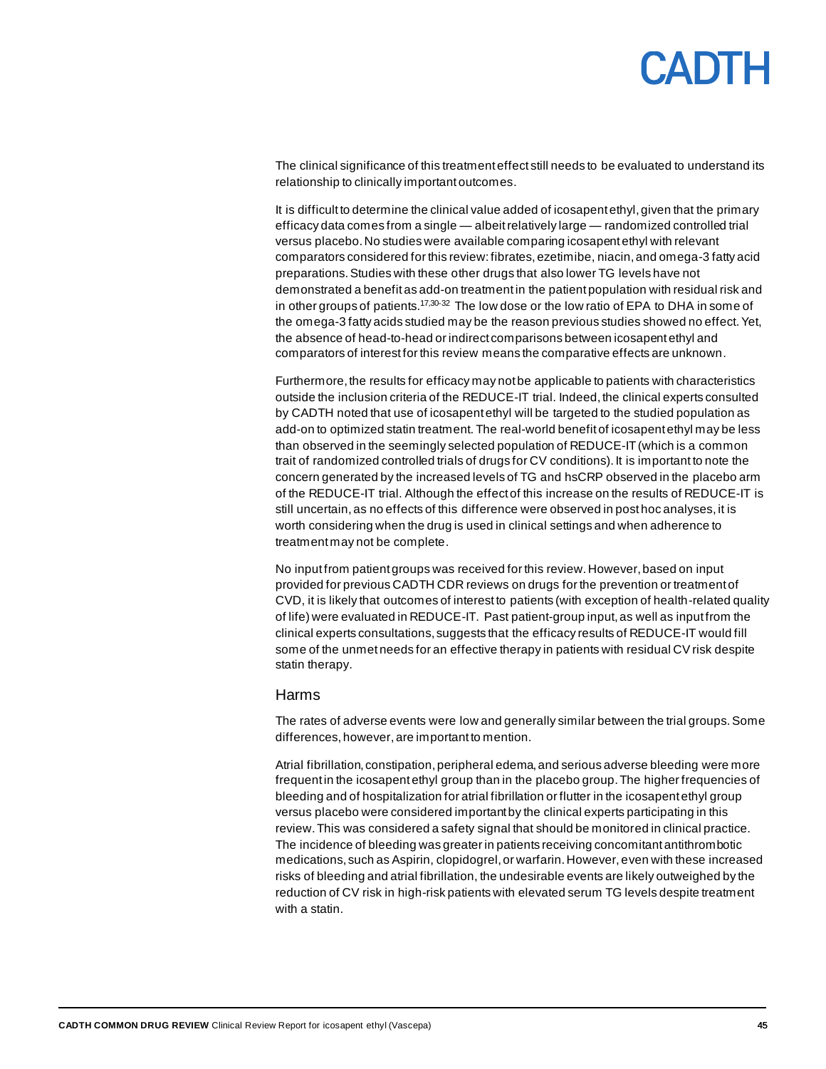The clinical significance of this treatment effect still needs to be evaluated to understand its relationship to clinically important outcomes.

It is difficult to determine the clinical value added of icosapent ethyl, given that the primary efficacy data comes from a single — albeit relatively large — randomized controlled trial versus placebo. No studies were available comparing icosapent ethyl with relevant comparators considered for this review: fibrates, ezetimibe, niacin, and omega-3 fatty acid preparations. Studies with these other drugs that also lower TG levels have not demonstrated a benefit as add-on treatment in the patient population with residual risk and in other groups of patients.[17,30-32] The low dose or the low ratio of EPA to DHA in some of the omega-3 fatty acids studied may be the reason previous studies showed no effect. Yet, the absence of head-to-head or indirect comparisons between icosapent ethyl and comparators of interest for this review means the comparative effects are unknown.

Furthermore, the results for efficacy may not be applicable to patients with characteristics outside the inclusion criteria of the REDUCE-IT trial. Indeed, the clinical experts consulted by CADTH noted that use of icosapent ethyl will be targeted to the studied population as add-on to optimized statin treatment. The real-world benefit of icosapent ethyl may be less than observed in the seemingly selected population of REDUCE-IT (which is a common trait of randomized controlled trials of drugs for CV conditions). It is important to note the concern generated by the increased levels of TG and hsCRP observed in the placebo arm of the REDUCE-IT trial. Although the effect of this increase on the results of REDUCE-IT is still uncertain, as no effects of this difference were observed in post hoc analyses, it is worth considering when the drug is used in clinical settings and when adherence to treatment may not be complete.

No input from patient groups was received for this review. However, based on input provided for previous CADTH CDR reviews on drugs for the prevention or treatment of CVD, it is likely that outcomes of interest to patients (with exception of health-related quality of life) were evaluated in REDUCE-IT. Past patient-group input, as well as input from the clinical experts consultations, suggests that the efficacy results of REDUCE-IT would fill some of the unmet needs for an effective therapy in patients with residual CV risk despite statin therapy.

### Harms

The rates of adverse events were low and generally similar between the trial groups. Some differences, however, are important to mention.

Atrial fibrillation, constipation, peripheral edema, and serious adverse bleeding were more frequent in the icosapent ethyl group than in the placebo group. The higher frequencies of bleeding and of hospitalization for atrial fibrillation or flutter in the icosapent ethyl group versus placebo were considered important by the clinical experts participating in this review. This was considered a safety signal that should be monitored in clinical practice. The incidence of bleeding was greater in patients receiving concomitant antithrombotic medications, such as Aspirin, clopidogrel, or warfarin. However, even with these increased risks of bleeding and atrial fibrillation, the undesirable events are likely outweighed by the reduction of CV risk in high-risk patients with elevated serum TG levels despite treatment with a statin.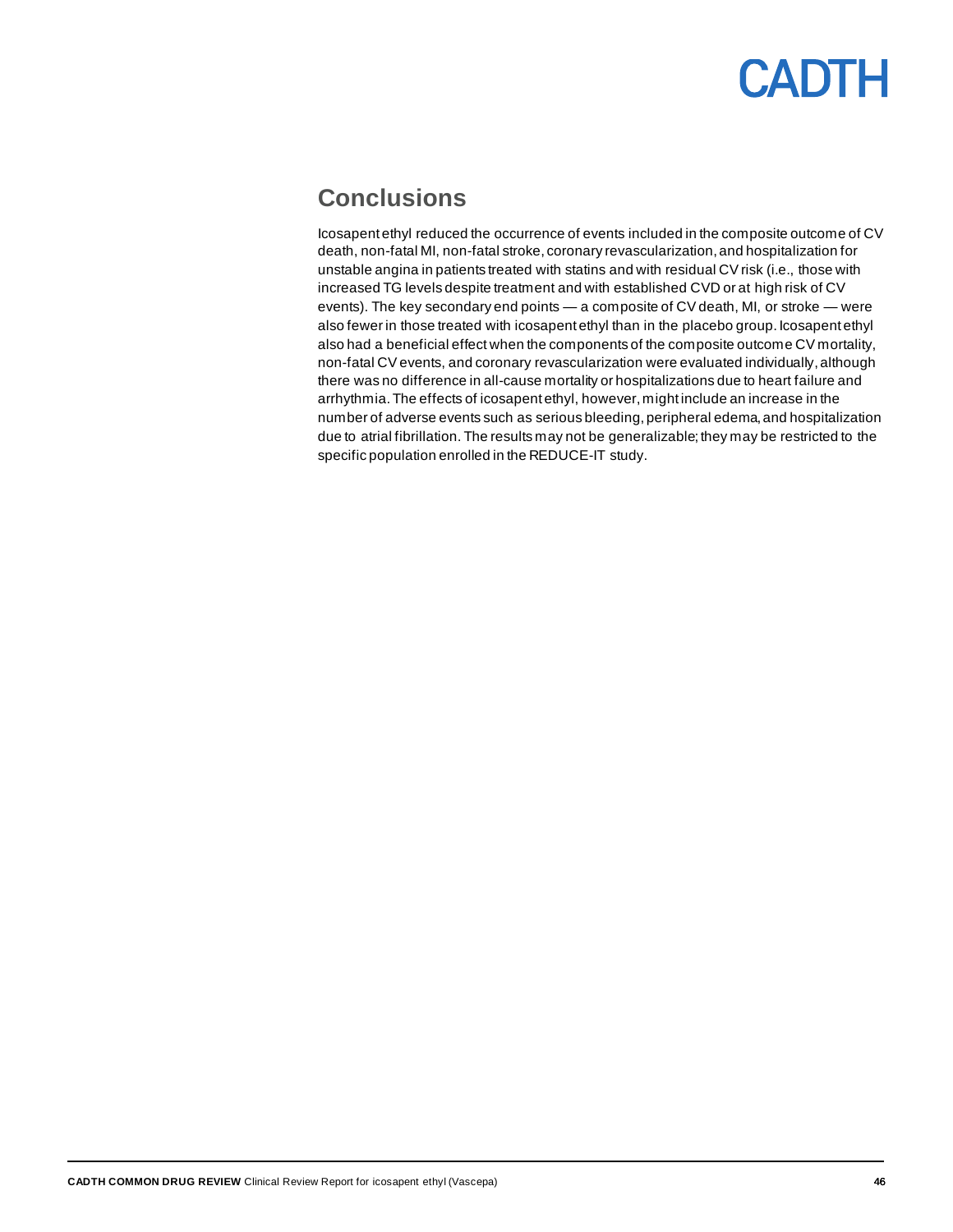## Conclusions

Icosapent ethyl reduced the occurrence of events included in the composite outcome of CV death, non-fatal MI, non-fatal stroke, coronary revascularization, and hospitalization for unstable angina in patients treated with statins and with residual CV risk (i.e., those with increased TG levels despite treatment and with established CVD or at high risk of CV events). The key secondary end points — a composite of CV death, MI, or stroke — were also fewer in those treated with icosapent ethyl than in the placebo group. Icosapent ethyl also had a beneficial effect when the components of the composite outcome CV mortality, non-fatal CV events, and coronary revascularization were evaluated individually, although there was no difference in all-cause mortality or hospitalizations due to heart failure and arrhythmia. The effects of icosapent ethyl, however, might include an increase in the number of adverse events such as serious bleeding, peripheral edema, and hospitalization due to atrial fibrillation. The results may not be generalizable; they may be restricted to the specific population enrolled in the REDUCE-IT study.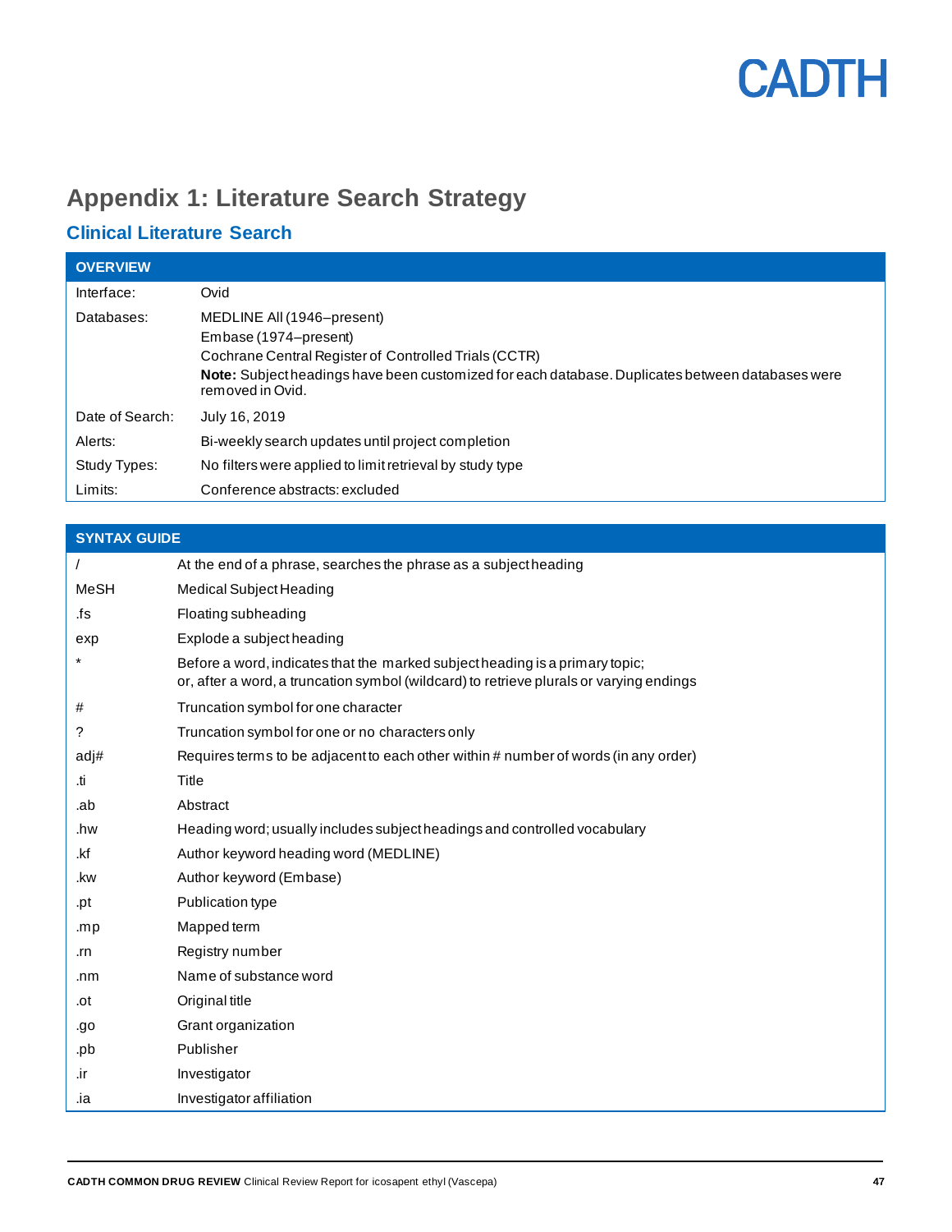# Appendix 1: Literature Search Strategy

## Clinical Literature Search

| OVERVIEW | |
|---|---|
| Interface: | Ovid |
| Databases: | MEDLINE All (1946–present)<br>Embase (1974–present)<br>Cochrane Central Register of Controlled Trials (CCTR)<br>**Note:** Subject headings have been customized for each database. Duplicates between databases were removed in Ovid. |
| Date of Search: | July 16, 2019 |
| Alerts: | Bi-weekly search updates until project completion |
| Study Types: | No filters were applied to limit retrieval by study type |
| Limits: | Conference abstracts: excluded |

| SYNTAX GUIDE | |
|---|---|
| / | At the end of a phrase, searches the phrase as a subject heading |
| MeSH | Medical Subject Heading |
| .fs | Floating subheading |
| exp | Explode a subject heading |
| * | Before a word, indicates that the marked subject heading is a primary topic;<br>or, after a word, a truncation symbol (wildcard) to retrieve plurals or varying endings |
| # | Truncation symbol for one character |
| ? | Truncation symbol for one or no characters only |
| adj# | Requires terms to be adjacent to each other within # number of words (in any order) |
| .ti | Title |
| .ab | Abstract |
| .hw | Heading word; usually includes subject headings and controlled vocabulary |
| .kf | Author keyword heading word (MEDLINE) |
| .kw | Author keyword (Embase) |
| .pt | Publication type |
| .mp | Mapped term |
| .rn | Registry number |
| .nm | Name of substance word |
| .ot | Original title |
| .go | Grant organization |
| .pb | Publisher |
| .ir | Investigator |
| .ia | Investigator affiliation |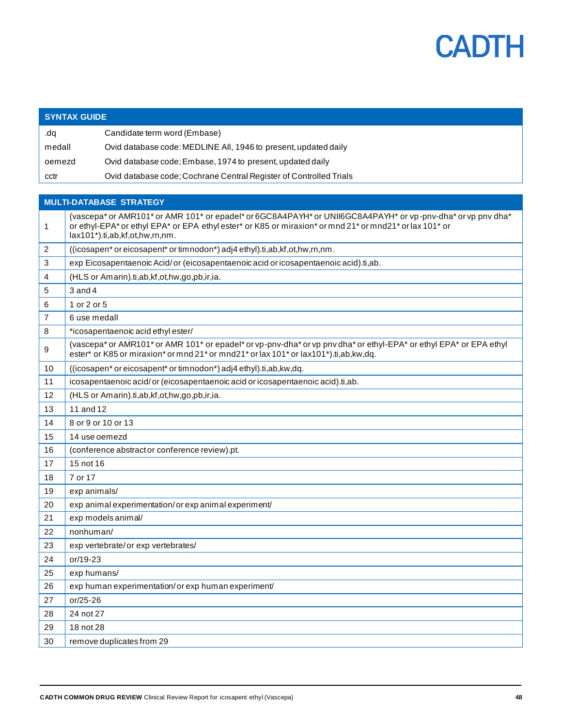| SYNTAX GUIDE | |
| --- | --- |
| .dq | Candidate term word (Embase) |
| medall | Ovid database code: MEDLINE All, 1946 to present, updated daily |
| oemezd | Ovid database code; Embase, 1974 to present, updated daily |
| cctr | Ovid database code; Cochrane Central Register of Controlled Trials |

| MULTI-DATABASE STRATEGY | |
| --- | --- |
| 1 | (vascepa* or AMR101* or AMR 101* or epadel* or 6GC8A4PAYH* or UNII6GC8A4PAYH* or vp-pnv-dha* or vp pnv dha* or ethyl-EPA* or ethyl EPA* or EPA ethyl ester* or K85 or miraxion* or mnd 21* or mnd21* or lax 101* or lax101*).ti,ab,kf,ot,hw,rn,nm. |
| 2 | ((icosapen* or eicosapent* or timnodon*) adj4 ethyl).ti,ab,kf,ot,hw,rn,nm. |
| 3 | exp Eicosapentaenoic Acid/ or (eicosapentaenoic acid or icosapentaenoic acid).ti,ab. |
| 4 | (HLS or Amarin).ti,ab,kf,ot,hw,go,pb,ir,ia. |
| 5 | 3 and 4 |
| 6 | 1 or 2 or 5 |
| 7 | 6 use medall |
| 8 | *icosapentaenoic acid ethyl ester/ |
| 9 | (vascepa* or AMR101* or AMR 101* or epadel* or vp-pnv-dha* or vp pnv dha* or ethyl-EPA* or ethyl EPA* or EPA ethyl ester* or K85 or miraxion* or mnd 21* or mnd21* or lax 101* or lax101*).ti,ab,kw,dq. |
| 10 | ((icosapen* or eicosapent* or timnodon*) adj4 ethyl).ti,ab,kw,dq. |
| 11 | icosapentaenoic acid/ or (eicosapentaenoic acid or icosapentaenoic acid).ti,ab. |
| 12 | (HLS or Amarin).ti,ab,kf,ot,hw,go,pb,ir,ia. |
| 13 | 11 and 12 |
| 14 | 8 or 9 or 10 or 13 |
| 15 | 14 use oemezd |
| 16 | (conference abstract or conference review).pt. |
| 17 | 15 not 16 |
| 18 | 7 or 17 |
| 19 | exp animals/ |
| 20 | exp animal experimentation/ or exp animal experiment/ |
| 21 | exp models animal/ |
| 22 | nonhuman/ |
| 23 | exp vertebrate/ or exp vertebrates/ |
| 24 | or/19-23 |
| 25 | exp humans/ |
| 26 | exp human experimentation/ or exp human experiment/ |
| 27 | or/25-26 |
| 28 | 24 not 27 |
| 29 | 18 not 28 |
| 30 | remove duplicates from 29 |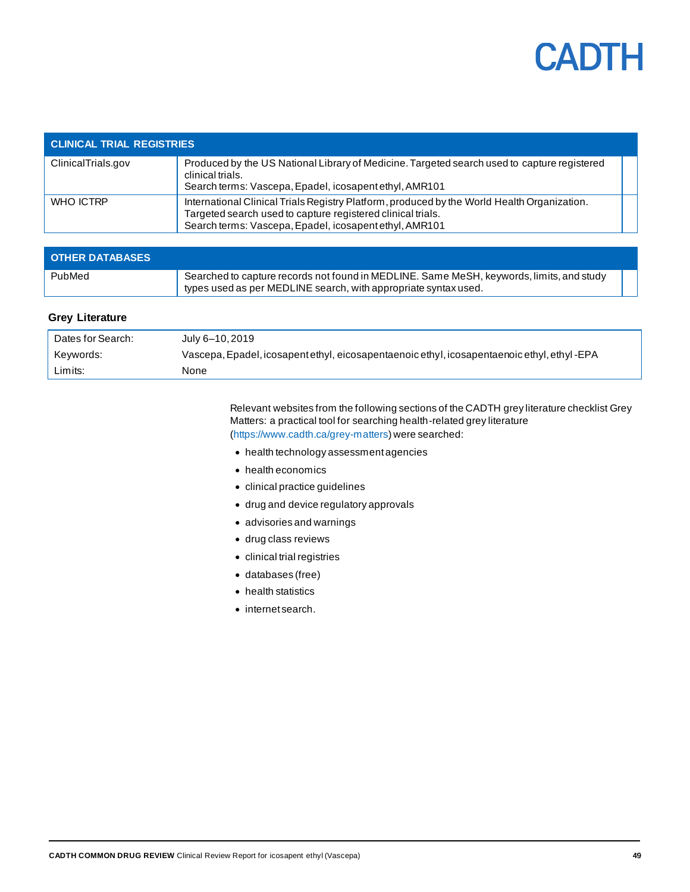| CLINICAL TRIAL REGISTRIES | |
|---|---|
| ClinicalTrials.gov | Produced by the US National Library of Medicine. Targeted search used to capture registered clinical trials.<br>Search terms: Vascepa, Epadel, icosapent ethyl, AMR101 |
| WHO ICTRP | International Clinical Trials Registry Platform, produced by the World Health Organization. Targeted search used to capture registered clinical trials.<br>Search terms: Vascepa, Epadel, icosapent ethyl, AMR101 |

| OTHER DATABASES | |
|---|---|
| PubMed | Searched to capture records not found in MEDLINE. Same MeSH, keywords, limits, and study types used as per MEDLINE search, with appropriate syntax used. |

### Grey Literature

| | |
|---|---|
| Dates for Search: | July 6–10, 2019 |
| Keywords: | Vascepa, Epadel, icosapent ethyl, eicosapentaenoic ethyl, icosapentaenoic ethyl, ethyl-EPA |
| Limits: | None |

Relevant websites from the following sections of the CADTH grey literature checklist Grey Matters: a practical tool for searching health-related grey literature (https://www.cadth.ca/grey-matters) were searched:

- health technology assessment agencies
- health economics
- clinical practice guidelines
- drug and device regulatory approvals
- advisories and warnings
- drug class reviews
- clinical trial registries
- databases (free)
- health statistics
- internet search.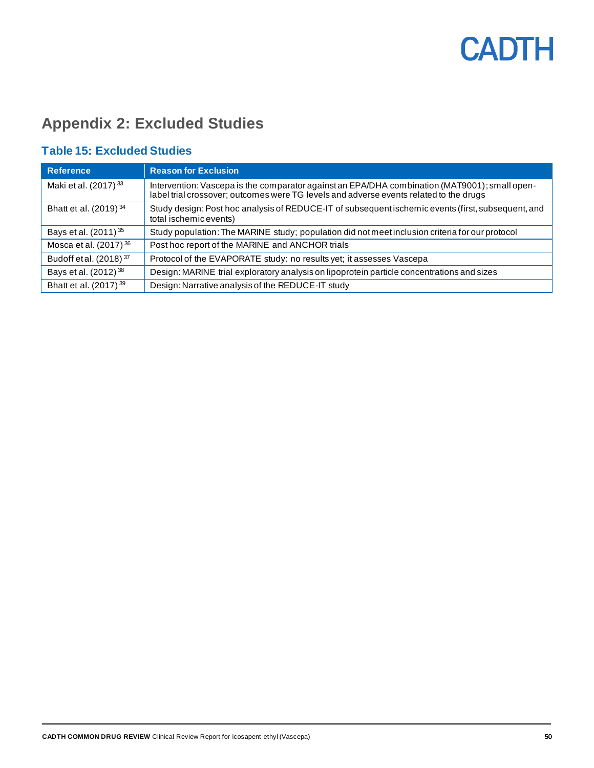## Appendix 2: Excluded Studies

### Table 15: Excluded Studies

| Reference | Reason for Exclusion |
| --- | --- |
| Maki et al. (2017)[33] | Intervention: Vascepa is the comparator against an EPA/DHA combination (MAT9001); small open-label trial crossover; outcomes were TG levels and adverse events related to the drugs |
| Bhatt et al. (2019)[34] | Study design: Post hoc analysis of REDUCE-IT of subsequent ischemic events (first, subsequent, and total ischemic events) |
| Bays et al. (2011)[35] | Study population: The MARINE study; population did not meet inclusion criteria for our protocol |
| Mosca et al. (2017)[36] | Post hoc report of the MARINE and ANCHOR trials |
| Budoff et al. (2018)[37] | Protocol of the EVAPORATE study: no results yet; it assesses Vascepa |
| Bays et al. (2012)[38] | Design: MARINE trial exploratory analysis on lipoprotein particle concentrations and sizes |
| Bhatt et al. (2017)[39] | Design: Narrative analysis of the REDUCE-IT study |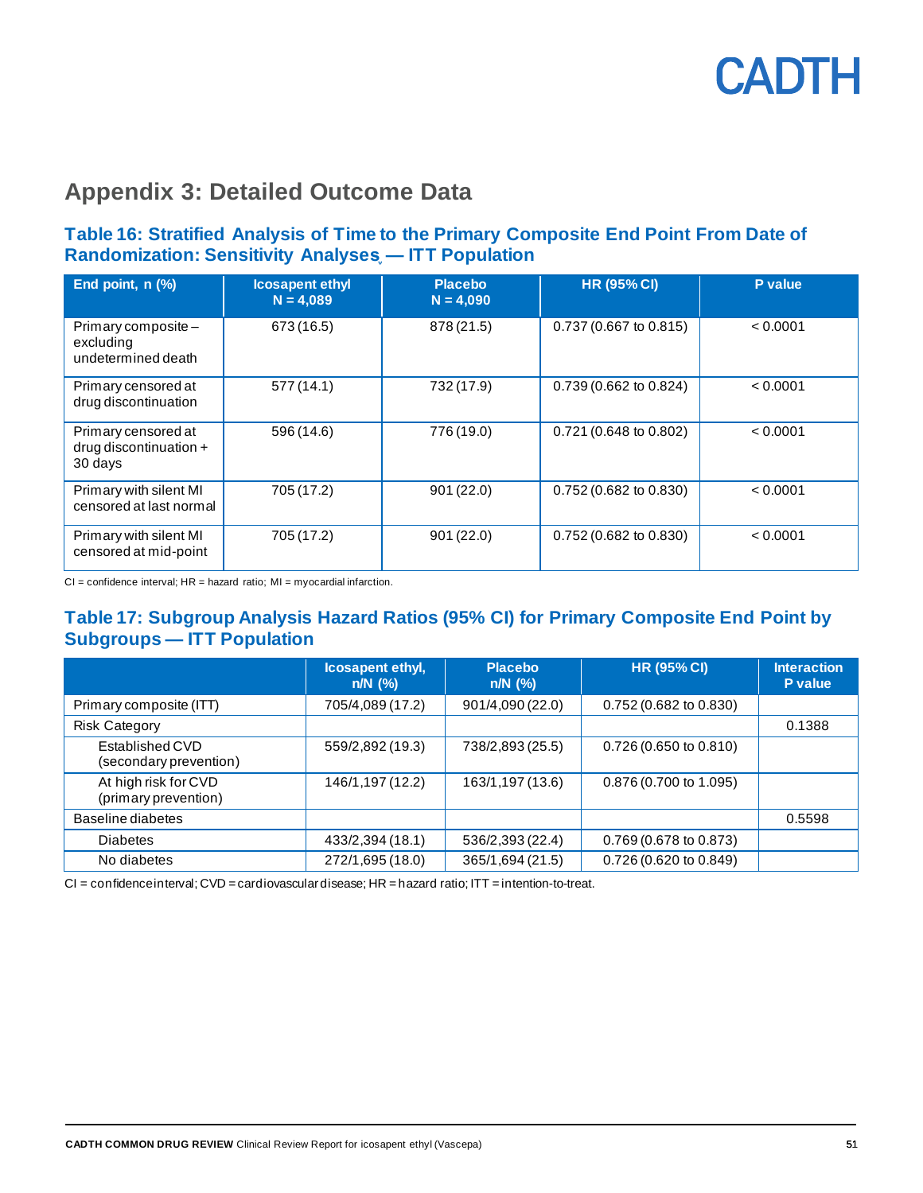## Appendix 3: Detailed Outcome Data

### Table 16: Stratified Analysis of Time to the Primary Composite End Point From Date of Randomization: Sensitivity Analyses — ITT Population

| End point, n (%) | Icosapent ethyl N = 4,089 | Placebo N = 4,090 | HR (95% CI) | P value |
|---|---|---|---|---|
| Primary composite – excluding undetermined death | 673 (16.5) | 878 (21.5) | 0.737 (0.667 to 0.815) | < 0.0001 |
| Primary censored at drug discontinuation | 577 (14.1) | 732 (17.9) | 0.739 (0.662 to 0.824) | < 0.0001 |
| Primary censored at drug discontinuation + 30 days | 596 (14.6) | 776 (19.0) | 0.721 (0.648 to 0.802) | < 0.0001 |
| Primary with silent MI censored at last normal | 705 (17.2) | 901 (22.0) | 0.752 (0.682 to 0.830) | < 0.0001 |
| Primary with silent MI censored at mid-point | 705 (17.2) | 901 (22.0) | 0.752 (0.682 to 0.830) | < 0.0001 |

CI = confidence interval; HR = hazard ratio; MI = myocardial infarction.

### Table 17: Subgroup Analysis Hazard Ratios (95% CI) for Primary Composite End Point by Subgroups — ITT Population

| | Icosapent ethyl, n/N (%) | Placebo n/N (%) | HR (95% CI) | Interaction P value |
|---|---|---|---|---|
| Primary composite (ITT) | 705/4,089 (17.2) | 901/4,090 (22.0) | 0.752 (0.682 to 0.830) | |
| Risk Category | | | | 0.1388 |
| Established CVD (secondary prevention) | 559/2,892 (19.3) | 738/2,893 (25.5) | 0.726 (0.650 to 0.810) | |
| At high risk for CVD (primary prevention) | 146/1,197 (12.2) | 163/1,197 (13.6) | 0.876 (0.700 to 1.095) | |
| Baseline diabetes | | | | 0.5598 |
| Diabetes | 433/2,394 (18.1) | 536/2,393 (22.4) | 0.769 (0.678 to 0.873) | |
| No diabetes | 272/1,695 (18.0) | 365/1,694 (21.5) | 0.726 (0.620 to 0.849) | |

CI = confidence interval; CVD = cardiovascular disease; HR = hazard ratio; ITT = intention-to-treat.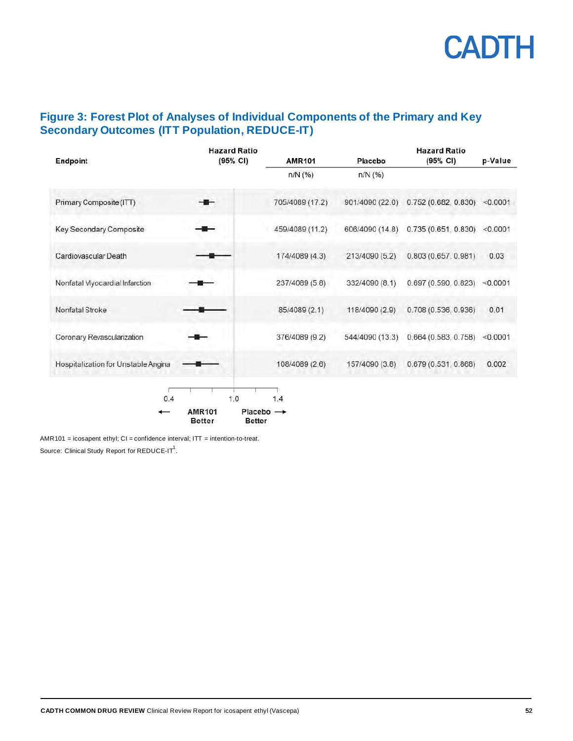## Figure 3: Forest Plot of Analyses of Individual Components of the Primary and Key Secondary Outcomes (ITT Population, REDUCE-IT)

| Endpoint | AMR101 n/N (%) | Placebo n/N (%) | Hazard Ratio (95% CI) | p-Value |
|---|---|---|---|---|
| Primary Composite (ITT) | 705/4089 (17.2) | 901/4090 (22.0) | 0.752 (0.682, 0.830) | <0.0001 |
| Key Secondary Composite | 459/4089 (11.2) | 606/4090 (14.8) | 0.735 (0.651, 0.830) | <0.0001 |
| Cardiovascular Death | 174/4089 (4.3) | 213/4090 (5.2) | 0.803 (0.657, 0.981) | 0.03 |
| Nonfatal Myocardial Infarction | 237/4089 (5.8) | 332/4090 (8.1) | 0.697 (0.590, 0.823) | <0.0001 |
| Nonfatal Stroke | 85/4089 (2.1) | 118/4090 (2.9) | 0.708 (0.536, 0.936) | 0.01 |
| Coronary Revascularization | 376/4089 (9.2) | 544/4090 (13.3) | 0.664 (0.583, 0.758) | <0.0001 |
| Hospitalization for Unstable Angina | 108/4089 (2.6) | 157/4090 (3.8) | 0.679 (0.531, 0.868) | 0.002 |

Forest plot axis: 0.4, 1.0, 1.4; ← AMR101 Better | Placebo Better →

AMR101 = icosapent ethyl; CI = confidence interval; ITT = intention-to-treat.

Source: Clinical Study Report for REDUCE-IT[1].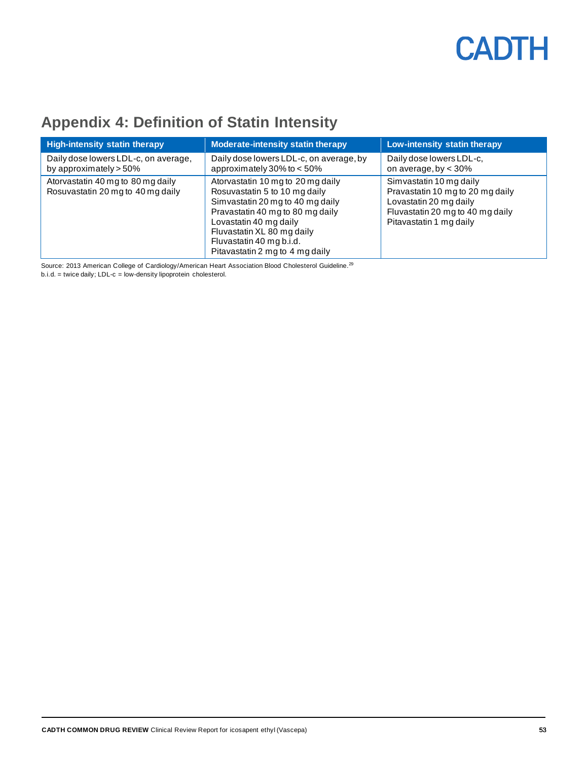## Appendix 4: Definition of Statin Intensity

| High-intensity statin therapy | Moderate-intensity statin therapy | Low-intensity statin therapy |
|---|---|---|
| Daily dose lowers LDL-c, on average, by approximately > 50% | Daily dose lowers LDL-c, on average, by approximately 30% to < 50% | Daily dose lowers LDL-c, on average, by < 30% |
| Atorvastatin 40 mg to 80 mg daily<br>Rosuvastatin 20 mg to 40 mg daily | Atorvastatin 10 mg to 20 mg daily<br>Rosuvastatin 5 to 10 mg daily<br>Simvastatin 20 mg to 40 mg daily<br>Pravastatin 40 mg to 80 mg daily<br>Lovastatin 40 mg daily<br>Fluvastatin XL 80 mg daily<br>Fluvastatin 40 mg b.i.d.<br>Pitavastatin 2 mg to 4 mg daily | Simvastatin 10 mg daily<br>Pravastatin 10 mg to 20 mg daily<br>Lovastatin 20 mg daily<br>Fluvastatin 20 mg to 40 mg daily<br>Pitavastatin 1 mg daily |

Source: 2013 American College of Cardiology/American Heart Association Blood Cholesterol Guideline.[29]
b.i.d. = twice daily; LDL-c = low-density lipoprotein cholesterol.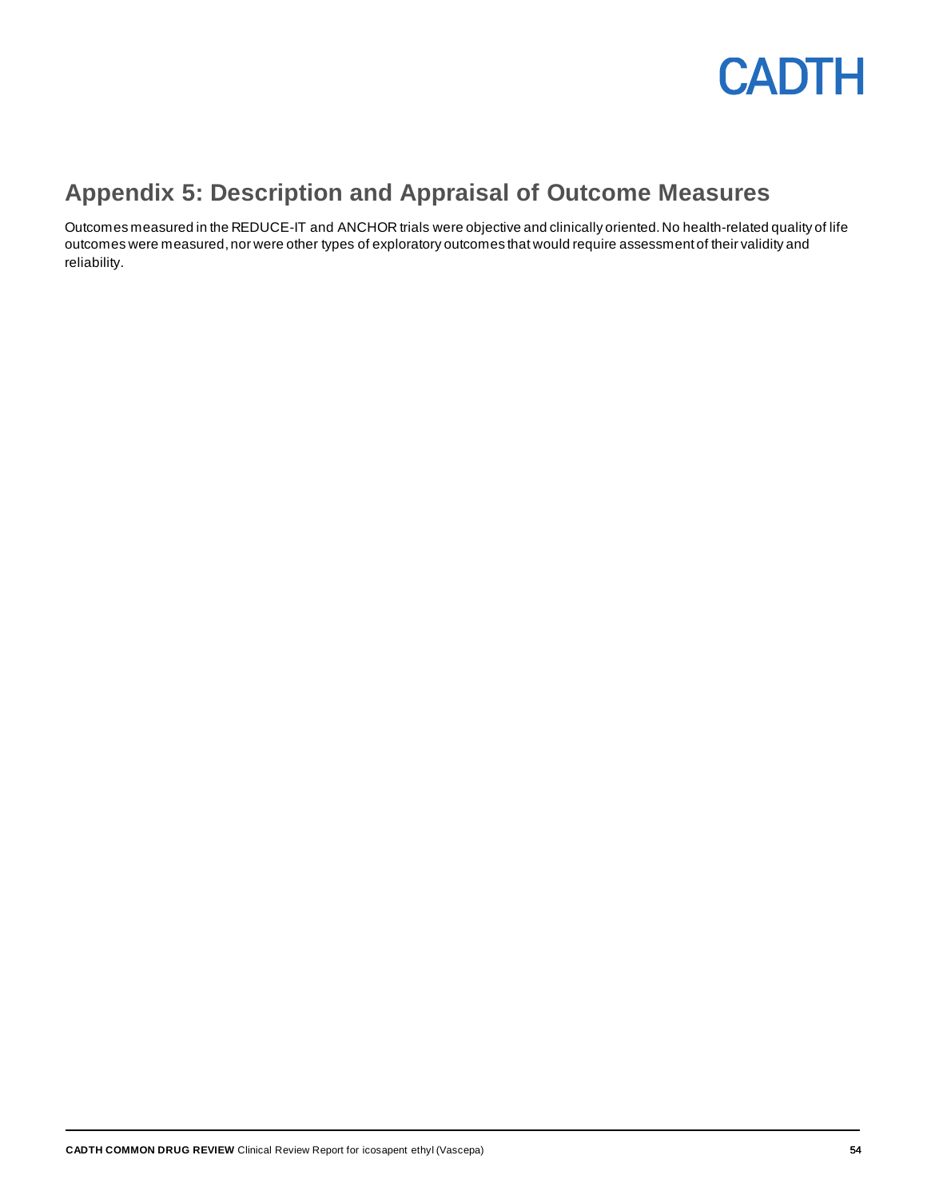## Appendix 5: Description and Appraisal of Outcome Measures

Outcomes measured in the REDUCE-IT and ANCHOR trials were objective and clinically oriented. No health-related quality of life outcomes were measured, nor were other types of exploratory outcomes that would require assessment of their validity and reliability.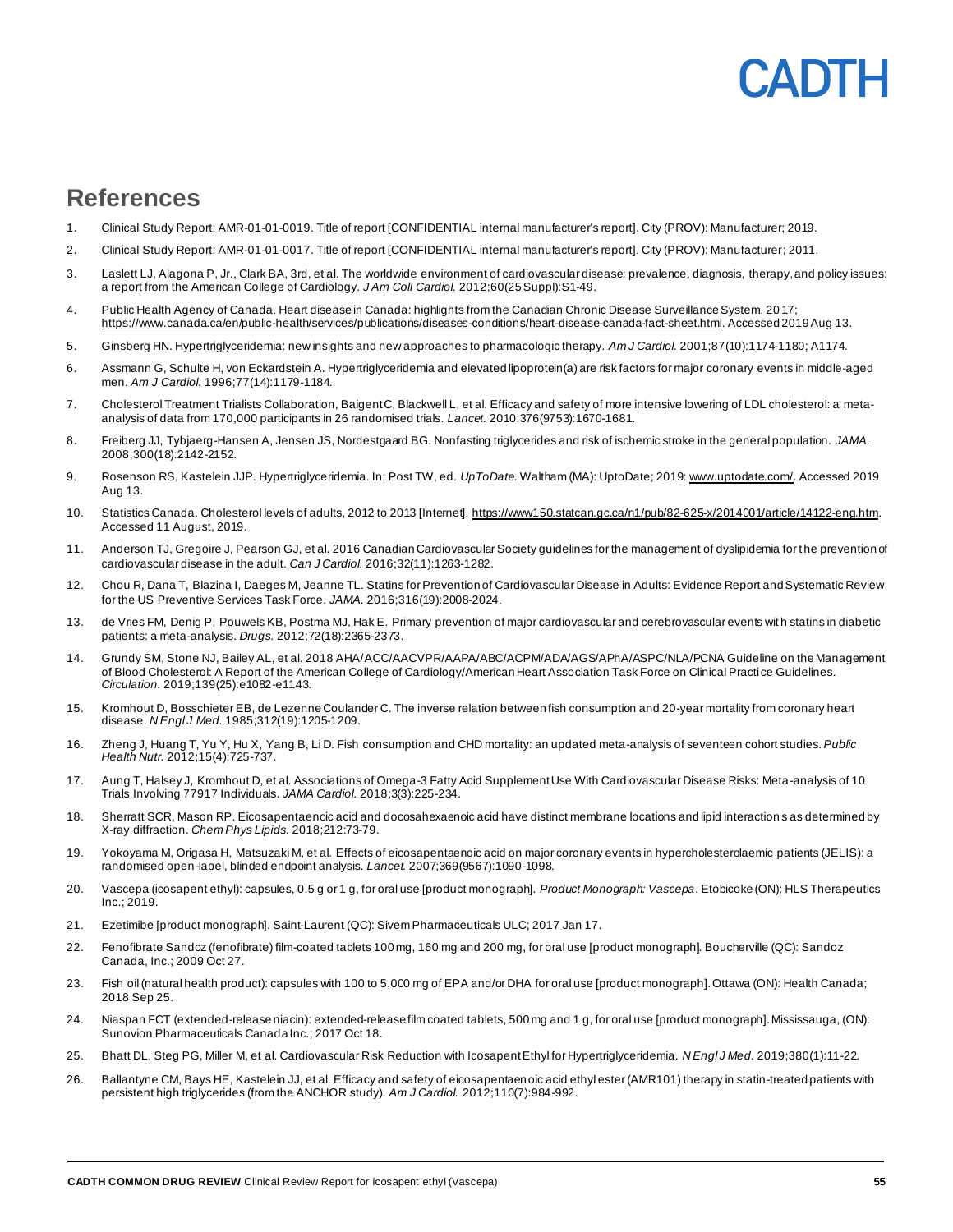## References

1. Clinical Study Report: AMR-01-01-0019. Title of report [CONFIDENTIAL internal manufacturer's report]. City (PROV): Manufacturer; 2019.
2. Clinical Study Report: AMR-01-01-0017. Title of report [CONFIDENTIAL internal manufacturer's report]. City (PROV): Manufacturer; 2011.
3. Laslett LJ, Alagona P, Jr., Clark BA, 3rd, et al. The worldwide environment of cardiovascular disease: prevalence, diagnosis, therapy, and policy issues: a report from the American College of Cardiology. *J Am Coll Cardiol.* 2012;60(25 Suppl):S1-49.
4. Public Health Agency of Canada. Heart disease in Canada: highlights from the Canadian Chronic Disease Surveillance System. 2017; https://www.canada.ca/en/public-health/services/publications/diseases-conditions/heart-disease-canada-fact-sheet.html. Accessed 2019 Aug 13.
5. Ginsberg HN. Hypertriglyceridemia: new insights and new approaches to pharmacologic therapy. *Am J Cardiol.* 2001;87(10):1174-1180; A1174.
6. Assmann G, Schulte H, von Eckardstein A. Hypertriglyceridemia and elevated lipoprotein(a) are risk factors for major coronary events in middle-aged men. *Am J Cardiol.* 1996;77(14):1179-1184.
7. Cholesterol Treatment Trialists Collaboration, Baigent C, Blackwell L, et al. Efficacy and safety of more intensive lowering of LDL cholesterol: a meta-analysis of data from 170,000 participants in 26 randomised trials. *Lancet.* 2010;376(9753):1670-1681.
8. Freiberg JJ, Tybjaerg-Hansen A, Jensen JS, Nordestgaard BG. Nonfasting triglycerides and risk of ischemic stroke in the general population. *JAMA.* 2008;300(18):2142-2152.
9. Rosenson RS, Kastelein JJP. Hypertriglyceridemia. In: Post TW, ed. *UpToDate.* Waltham (MA): UptoDate; 2019: www.uptodate.com/. Accessed 2019 Aug 13.
10. Statistics Canada. Cholesterol levels of adults, 2012 to 2013 [Internet]. https://www150.statcan.gc.ca/n1/pub/82-625-x/2014001/article/14122-eng.htm. Accessed 11 August, 2019.
11. Anderson TJ, Gregoire J, Pearson GJ, et al. 2016 Canadian Cardiovascular Society guidelines for the management of dyslipidemia for the prevention of cardiovascular disease in the adult. *Can J Cardiol.* 2016;32(11):1263-1282.
12. Chou R, Dana T, Blazina I, Daeges M, Jeanne TL. Statins for Prevention of Cardiovascular Disease in Adults: Evidence Report and Systematic Review for the US Preventive Services Task Force. *JAMA.* 2016;316(19):2008-2024.
13. de Vries FM, Denig P, Pouwels KB, Postma MJ, Hak E. Primary prevention of major cardiovascular and cerebrovascular events with statins in diabetic patients: a meta-analysis. *Drugs.* 2012;72(18):2365-2373.
14. Grundy SM, Stone NJ, Bailey AL, et al. 2018 AHA/ACC/AACVPR/AAPA/ABC/ACPM/ADA/AGS/APhA/ASPC/NLA/PCNA Guideline on the Management of Blood Cholesterol: A Report of the American College of Cardiology/American Heart Association Task Force on Clinical Practice Guidelines. *Circulation.* 2019;139(25):e1082-e1143.
15. Kromhout D, Bosschieter EB, de Lezenne Coulander C. The inverse relation between fish consumption and 20-year mortality from coronary heart disease. *N Engl J Med.* 1985;312(19):1205-1209.
16. Zheng J, Huang T, Yu Y, Hu X, Yang B, Li D. Fish consumption and CHD mortality: an updated meta-analysis of seventeen cohort studies. *Public Health Nutr.* 2012;15(4):725-737.
17. Aung T, Halsey J, Kromhout D, et al. Associations of Omega-3 Fatty Acid Supplement Use With Cardiovascular Disease Risks: Meta-analysis of 10 Trials Involving 77917 Individuals. *JAMA Cardiol.* 2018;3(3):225-234.
18. Sherratt SCR, Mason RP. Eicosapentaenoic acid and docosahexaenoic acid have distinct membrane locations and lipid interactions as determined by X-ray diffraction. *Chem Phys Lipids.* 2018;212:73-79.
19. Yokoyama M, Origasa H, Matsuzaki M, et al. Effects of eicosapentaenoic acid on major coronary events in hypercholesterolaemic patients (JELIS): a randomised open-label, blinded endpoint analysis. *Lancet.* 2007;369(9567):1090-1098.
20. Vascepa (icosapent ethyl): capsules, 0.5 g or 1 g, for oral use [product monograph]. *Product Monograph: Vascepa*. Etobicoke (ON): HLS Therapeutics Inc.; 2019.
21. Ezetimibe [product monograph]. Saint-Laurent (QC): Sivem Pharmaceuticals ULC; 2017 Jan 17.
22. Fenofibrate Sandoz (fenofibrate) film-coated tablets 100 mg, 160 mg and 200 mg, for oral use [product monograph]. Boucherville (QC): Sandoz Canada, Inc.; 2009 Oct 27.
23. Fish oil (natural health product): capsules with 100 to 5,000 mg of EPA and/or DHA for oral use [product monograph]. Ottawa (ON): Health Canada; 2018 Sep 25.
24. Niaspan FCT (extended-release niacin): extended-release film coated tablets, 500 mg and 1 g, for oral use [product monograph]. Mississauga, (ON): Sunovion Pharmaceuticals Canada Inc.; 2017 Oct 18.
25. Bhatt DL, Steg PG, Miller M, et al. Cardiovascular Risk Reduction with Icosapent Ethyl for Hypertriglyceridemia. *N Engl J Med.* 2019;380(1):11-22.
26. Ballantyne CM, Bays HE, Kastelein JJ, et al. Efficacy and safety of eicosapentaenoic acid ethyl ester (AMR101) therapy in statin-treated patients with persistent high triglycerides (from the ANCHOR study). *Am J Cardiol.* 2012;110(7):984-992.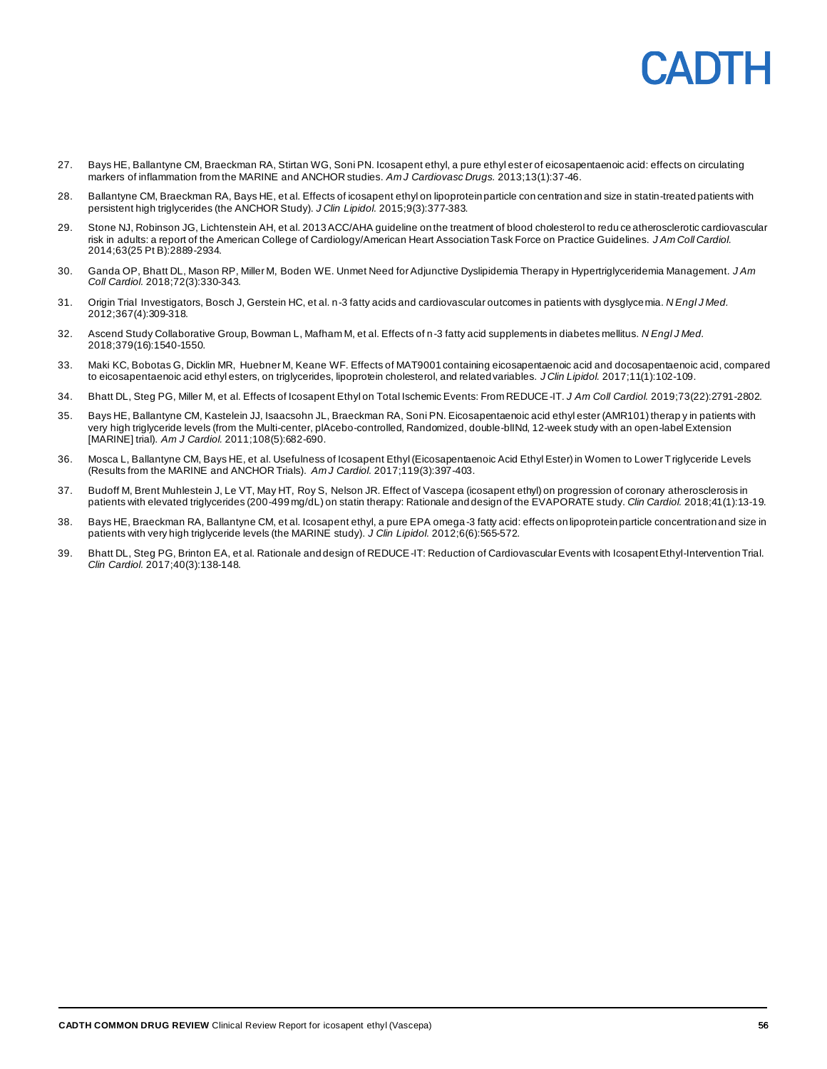27. Bays HE, Ballantyne CM, Braeckman RA, Stirtan WG, Soni PN. Icosapent ethyl, a pure ethyl ester of eicosapentaenoic acid: effects on circulating markers of inflammation from the MARINE and ANCHOR studies. *Am J Cardiovasc Drugs.* 2013;13(1):37-46.

28. Ballantyne CM, Braeckman RA, Bays HE, et al. Effects of icosapent ethyl on lipoprotein particle concentration and size in statin-treated patients with persistent high triglycerides (the ANCHOR Study). *J Clin Lipidol.* 2015;9(3):377-383.

29. Stone NJ, Robinson JG, Lichtenstein AH, et al. 2013 ACC/AHA guideline on the treatment of blood cholesterol to reduce atherosclerotic cardiovascular risk in adults: a report of the American College of Cardiology/American Heart Association Task Force on Practice Guidelines. *J Am Coll Cardiol.* 2014;63(25 Pt B):2889-2934.

30. Ganda OP, Bhatt DL, Mason RP, Miller M, Boden WE. Unmet Need for Adjunctive Dyslipidemia Therapy in Hypertriglyceridemia Management. *J Am Coll Cardiol.* 2018;72(3):330-343.

31. Origin Trial Investigators, Bosch J, Gerstein HC, et al. n-3 fatty acids and cardiovascular outcomes in patients with dysglycemia. *N Engl J Med.* 2012;367(4):309-318.

32. Ascend Study Collaborative Group, Bowman L, Mafham M, et al. Effects of n-3 fatty acid supplements in diabetes mellitus. *N Engl J Med.* 2018;379(16):1540-1550.

33. Maki KC, Bobotas G, Dicklin MR, Huebner M, Keane WF. Effects of MAT9001 containing eicosapentaenoic acid and docosapentaenoic acid, compared to eicosapentaenoic acid ethyl esters, on triglycerides, lipoprotein cholesterol, and related variables. *J Clin Lipidol.* 2017;11(1):102-109.

34. Bhatt DL, Steg PG, Miller M, et al. Effects of Icosapent Ethyl on Total Ischemic Events: From REDUCE-IT. *J Am Coll Cardiol.* 2019;73(22):2791-2802.

35. Bays HE, Ballantyne CM, Kastelein JJ, Isaacsohn JL, Braeckman RA, Soni PN. Eicosapentaenoic acid ethyl ester (AMR101) therapy in patients with very high triglyceride levels (from the Multi-center, plAcebo-controlled, Randomized, double-blINd, 12-week study with an open-label Extension [MARINE] trial). *Am J Cardiol.* 2011;108(5):682-690.

36. Mosca L, Ballantyne CM, Bays HE, et al. Usefulness of Icosapent Ethyl (Eicosapentaenoic Acid Ethyl Ester) in Women to Lower Triglyceride Levels (Results from the MARINE and ANCHOR Trials). *Am J Cardiol.* 2017;119(3):397-403.

37. Budoff M, Brent Muhlestein J, Le VT, May HT, Roy S, Nelson JR. Effect of Vascepa (icosapent ethyl) on progression of coronary atherosclerosis in patients with elevated triglycerides (200-499 mg/dL) on statin therapy: Rationale and design of the EVAPORATE study. *Clin Cardiol.* 2018;41(1):13-19.

38. Bays HE, Braeckman RA, Ballantyne CM, et al. Icosapent ethyl, a pure EPA omega-3 fatty acid: effects on lipoprotein particle concentration and size in patients with very high triglyceride levels (the MARINE study). *J Clin Lipidol.* 2012;6(6):565-572.

39. Bhatt DL, Steg PG, Brinton EA, et al. Rationale and design of REDUCE-IT: Reduction of Cardiovascular Events with Icosapent Ethyl-Intervention Trial. *Clin Cardiol.* 2017;40(3):138-148.